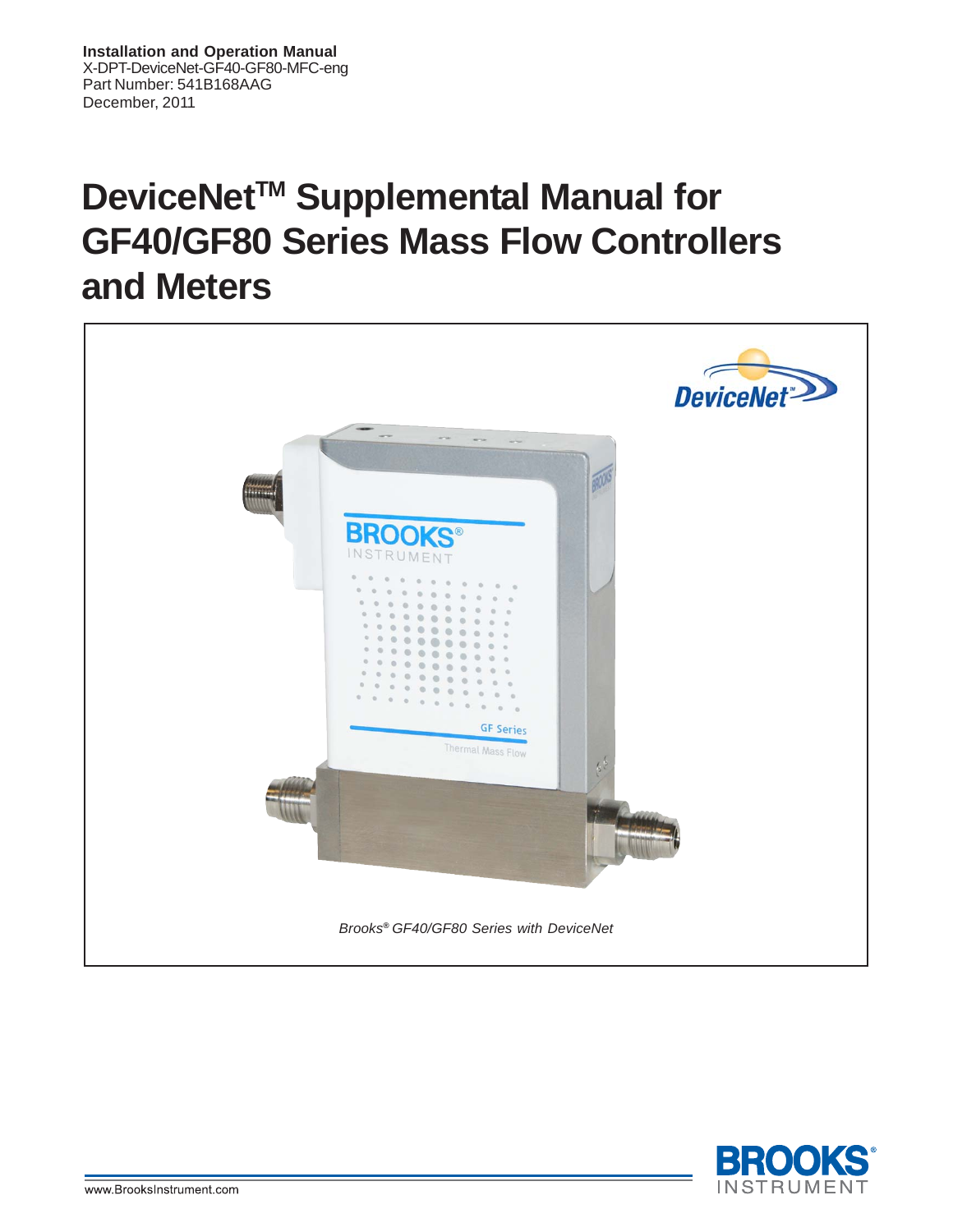**Installation and Operation Manual**
X-DPT-DeviceNet-GF40-GF80-MFC-eng
Part Number: 541B168AAG
December, 2011

# DeviceNet™ Supplemental Manual for GF40/GF80 Series Mass Flow Controllers and Meters

*Brooks® GF40/GF80 Series with DeviceNet*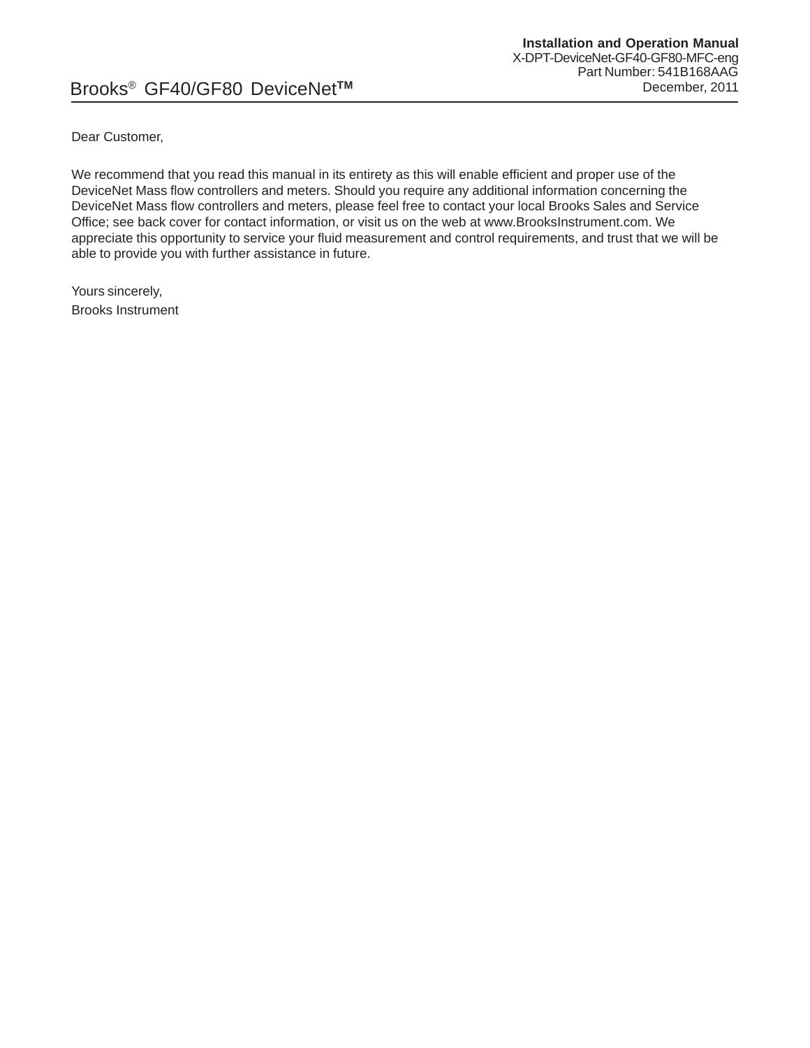Dear Customer,

We recommend that you read this manual in its entirety as this will enable efficient and proper use of the DeviceNet Mass flow controllers and meters. Should you require any additional information concerning the DeviceNet Mass flow controllers and meters, please feel free to contact your local Brooks Sales and Service Office; see back cover for contact information, or visit us on the web at www.BrooksInstrument.com. We appreciate this opportunity to service your fluid measurement and control requirements, and trust that we will be able to provide you with further assistance in future.

Yours sincerely,
Brooks Instrument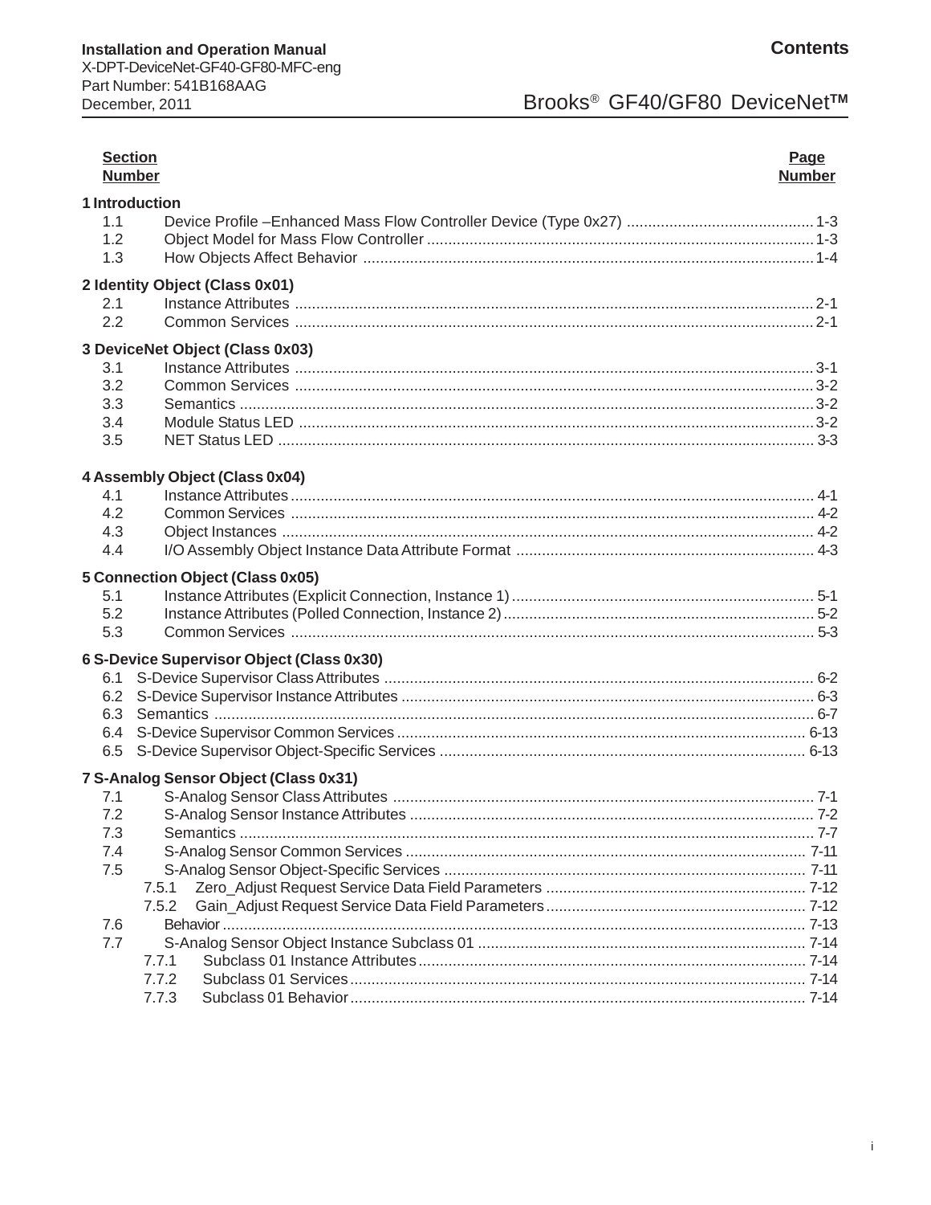# Contents

| Section Number | | Page Number |
|---|---|---|
| **1 Introduction** | | |
| 1.1 | Device Profile –Enhanced Mass Flow Controller Device (Type 0x27) | 1-3 |
| 1.2 | Object Model for Mass Flow Controller | 1-3 |
| 1.3 | How Objects Affect Behavior | 1-4 |
| **2 Identity Object (Class 0x01)** | | |
| 2.1 | Instance Attributes | 2-1 |
| 2.2 | Common Services | 2-1 |
| **3 DeviceNet Object (Class 0x03)** | | |
| 3.1 | Instance Attributes | 3-1 |
| 3.2 | Common Services | 3-2 |
| 3.3 | Semantics | 3-2 |
| 3.4 | Module Status LED | 3-2 |
| 3.5 | NET Status LED | 3-3 |
| **4 Assembly Object (Class 0x04)** | | |
| 4.1 | Instance Attributes | 4-1 |
| 4.2 | Common Services | 4-2 |
| 4.3 | Object Instances | 4-2 |
| 4.4 | I/O Assembly Object Instance Data Attribute Format | 4-3 |
| **5 Connection Object (Class 0x05)** | | |
| 5.1 | Instance Attributes (Explicit Connection, Instance 1) | 5-1 |
| 5.2 | Instance Attributes (Polled Connection, Instance 2) | 5-2 |
| 5.3 | Common Services | 5-3 |
| **6 S-Device Supervisor Object (Class 0x30)** | | |
| 6.1 | S-Device Supervisor Class Attributes | 6-2 |
| 6.2 | S-Device Supervisor Instance Attributes | 6-3 |
| 6.3 | Semantics | 6-7 |
| 6.4 | S-Device Supervisor Common Services | 6-13 |
| 6.5 | S-Device Supervisor Object-Specific Services | 6-13 |
| **7 S-Analog Sensor Object (Class 0x31)** | | |
| 7.1 | S-Analog Sensor Class Attributes | 7-1 |
| 7.2 | S-Analog Sensor Instance Attributes | 7-2 |
| 7.3 | Semantics | 7-7 |
| 7.4 | S-Analog Sensor Common Services | 7-11 |
| 7.5 | S-Analog Sensor Object-Specific Services | 7-11 |
| 7.5.1 | Zero_Adjust Request Service Data Field Parameters | 7-12 |
| 7.5.2 | Gain_Adjust Request Service Data Field Parameters | 7-12 |
| 7.6 | Behavior | 7-13 |
| 7.7 | S-Analog Sensor Object Instance Subclass 01 | 7-14 |
| 7.7.1 | Subclass 01 Instance Attributes | 7-14 |
| 7.7.2 | Subclass 01 Services | 7-14 |
| 7.7.3 | Subclass 01 Behavior | 7-14 |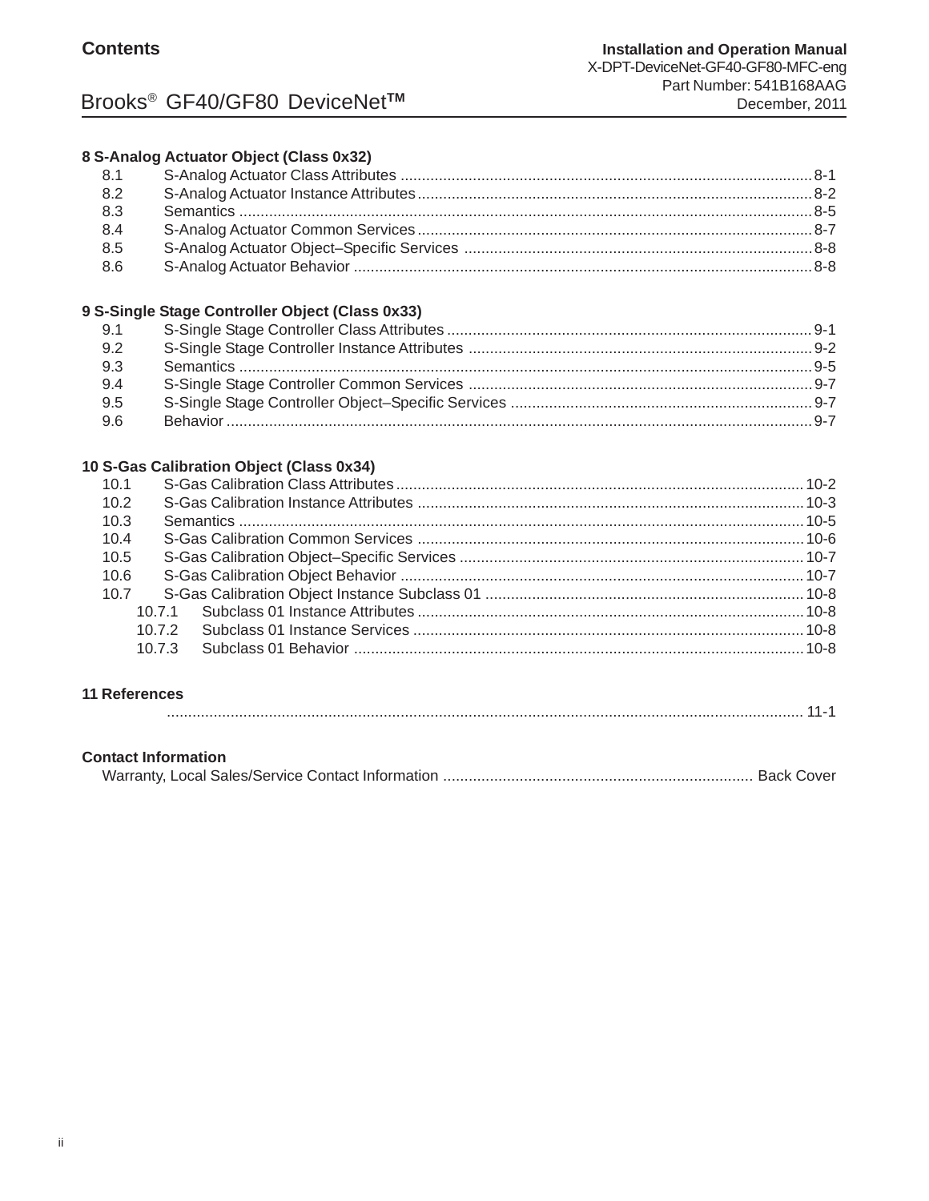**8 S-Analog Actuator Object (Class 0x32)**

| | | |
|---|---|---|
| 8.1 | S-Analog Actuator Class Attributes | 8-1 |
| 8.2 | S-Analog Actuator Instance Attributes | 8-2 |
| 8.3 | Semantics | 8-5 |
| 8.4 | S-Analog Actuator Common Services | 8-7 |
| 8.5 | S-Analog Actuator Object–Specific Services | 8-8 |
| 8.6 | S-Analog Actuator Behavior | 8-8 |

**9 S-Single Stage Controller Object (Class 0x33)**

| | | |
|---|---|---|
| 9.1 | S-Single Stage Controller Class Attributes | 9-1 |
| 9.2 | S-Single Stage Controller Instance Attributes | 9-2 |
| 9.3 | Semantics | 9-5 |
| 9.4 | S-Single Stage Controller Common Services | 9-7 |
| 9.5 | S-Single Stage Controller Object–Specific Services | 9-7 |
| 9.6 | Behavior | 9-7 |

**10 S-Gas Calibration Object (Class 0x34)**

| | | |
|---|---|---|
| 10.1 | S-Gas Calibration Class Attributes | 10-2 |
| 10.2 | S-Gas Calibration Instance Attributes | 10-3 |
| 10.3 | Semantics | 10-5 |
| 10.4 | S-Gas Calibration Common Services | 10-6 |
| 10.5 | S-Gas Calibration Object–Specific Services | 10-7 |
| 10.6 | S-Gas Calibration Object Behavior | 10-7 |
| 10.7 | S-Gas Calibration Object Instance Subclass 01 | 10-8 |
| 10.7.1 | Subclass 01 Instance Attributes | 10-8 |
| 10.7.2 | Subclass 01 Instance Services | 10-8 |
| 10.7.3 | Subclass 01 Behavior | 10-8 |

**11 References**

.................................................... 11-1

**Contact Information**

Warranty, Local Sales/Service Contact Information .................... Back Cover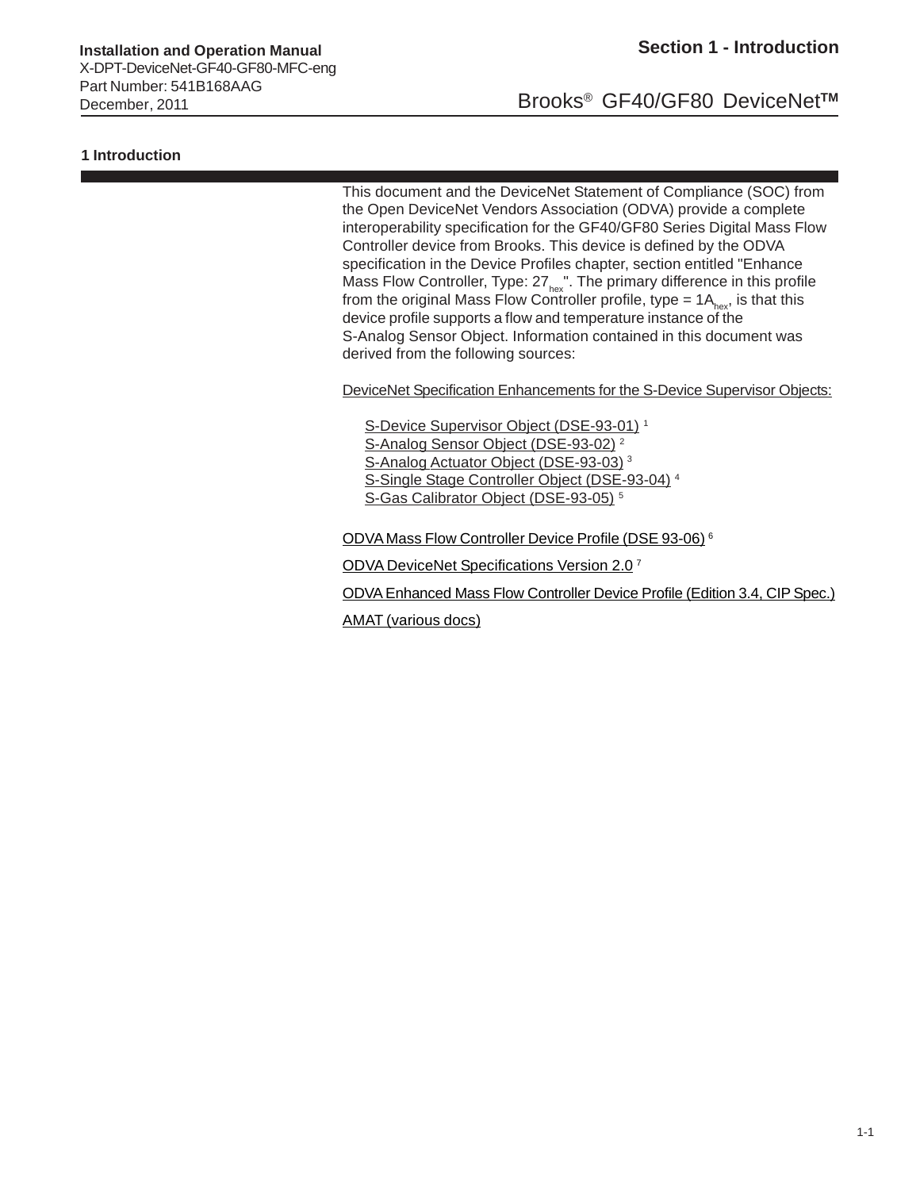# 1 Introduction

This document and the DeviceNet Statement of Compliance (SOC) from the Open DeviceNet Vendors Association (ODVA) provide a complete interoperability specification for the GF40/GF80 Series Digital Mass Flow Controller device from Brooks. This device is defined by the ODVA specification in the Device Profiles chapter, section entitled "Enhance Mass Flow Controller, Type: $27_{hex}$". The primary difference in this profile from the original Mass Flow Controller profile, type = $1A_{hex}$, is that this device profile supports a flow and temperature instance of the S-Analog Sensor Object. Information contained in this document was derived from the following sources:

DeviceNet Specification Enhancements for the S-Device Supervisor Objects:

- S-Device Supervisor Object (DSE-93-01) [1]
- S-Analog Sensor Object (DSE-93-02) [2]
- S-Analog Actuator Object (DSE-93-03) [3]
- S-Single Stage Controller Object (DSE-93-04) [4]
- S-Gas Calibrator Object (DSE-93-05) [5]

ODVA Mass Flow Controller Device Profile (DSE 93-06) [6]

ODVA DeviceNet Specifications Version 2.0 [7]

ODVA Enhanced Mass Flow Controller Device Profile (Edition 3.4, CIP Spec.)

AMAT (various docs)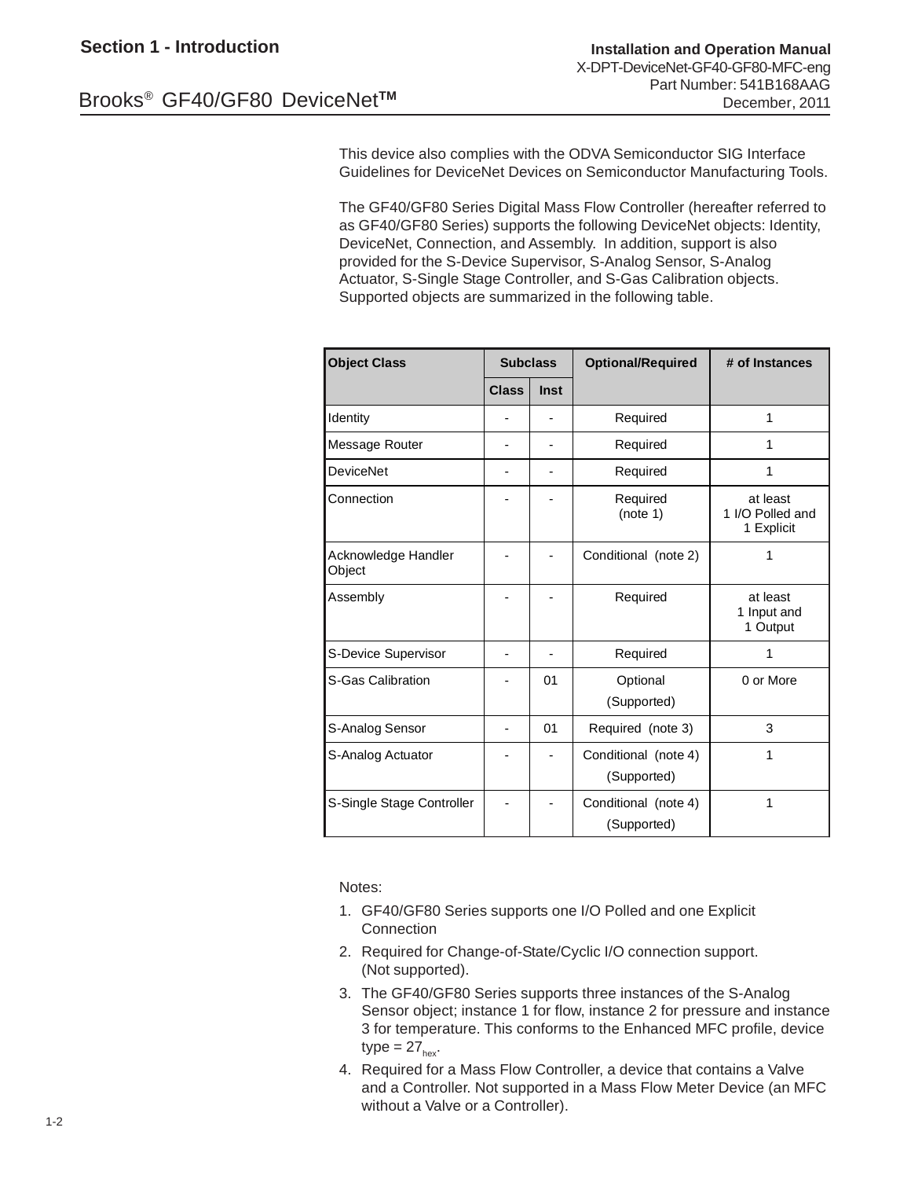This device also complies with the ODVA Semiconductor SIG Interface Guidelines for DeviceNet Devices on Semiconductor Manufacturing Tools.

The GF40/GF80 Series Digital Mass Flow Controller (hereafter referred to as GF40/GF80 Series) supports the following DeviceNet objects: Identity, DeviceNet, Connection, and Assembly. In addition, support is also provided for the S-Device Supervisor, S-Analog Sensor, S-Analog Actuator, S-Single Stage Controller, and S-Gas Calibration objects. Supported objects are summarized in the following table.

| Object Class | Subclass | | Optional/Required | # of Instances |
|---|---|---|---|---|
| | Class | Inst | | |
| Identity | - | - | Required | 1 |
| Message Router | - | - | Required | 1 |
| DeviceNet | - | - | Required | 1 |
| Connection | - | - | Required (note 1) | at least 1 I/O Polled and 1 Explicit |
| Acknowledge Handler Object | - | - | Conditional (note 2) | 1 |
| Assembly | - | - | Required | at least 1 Input and 1 Output |
| S-Device Supervisor | - | - | Required | 1 |
| S-Gas Calibration | - | 01 | Optional (Supported) | 0 or More |
| S-Analog Sensor | - | 01 | Required (note 3) | 3 |
| S-Analog Actuator | - | - | Conditional (note 4) (Supported) | 1 |
| S-Single Stage Controller | - | - | Conditional (note 4) (Supported) | 1 |

Notes:

1. GF40/GF80 Series supports one I/O Polled and one Explicit Connection
2. Required for Change-of-State/Cyclic I/O connection support. (Not supported).
3. The GF40/GF80 Series supports three instances of the S-Analog Sensor object; instance 1 for flow, instance 2 for pressure and instance 3 for temperature. This conforms to the Enhanced MFC profile, device type = $27_{hex}$.
4. Required for a Mass Flow Controller, a device that contains a Valve and a Controller. Not supported in a Mass Flow Meter Device (an MFC without a Valve or a Controller).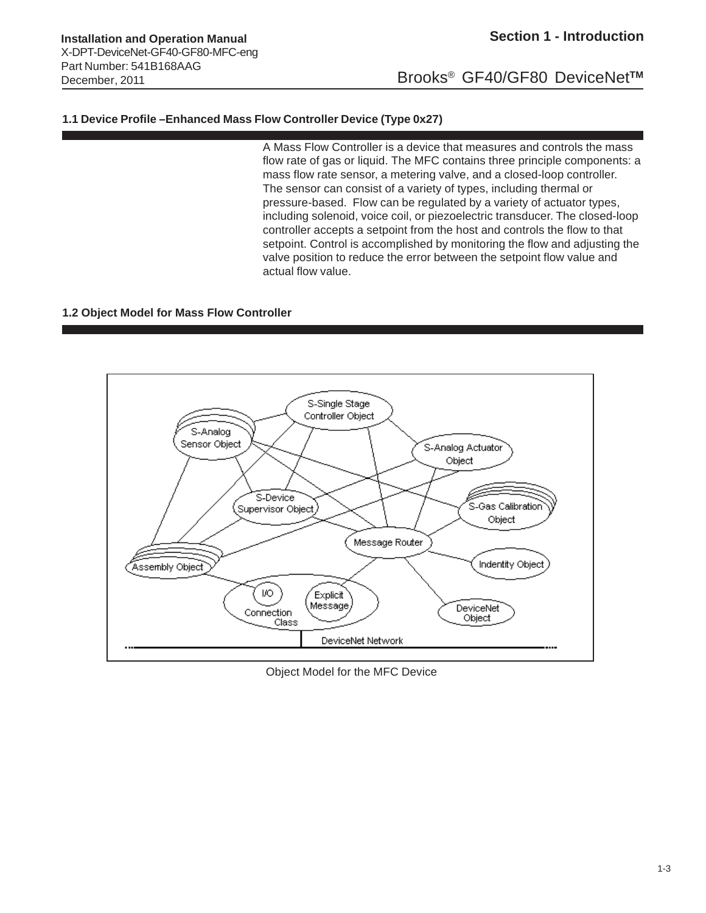## 1.1 Device Profile –Enhanced Mass Flow Controller Device (Type 0x27)

A Mass Flow Controller is a device that measures and controls the mass flow rate of gas or liquid. The MFC contains three principle components: a mass flow rate sensor, a metering valve, and a closed-loop controller. The sensor can consist of a variety of types, including thermal or pressure-based. Flow can be regulated by a variety of actuator types, including solenoid, voice coil, or piezoelectric transducer. The closed-loop controller accepts a setpoint from the host and controls the flow to that setpoint. Control is accomplished by monitoring the flow and adjusting the valve position to reduce the error between the setpoint flow value and actual flow value.

## 1.2 Object Model for Mass Flow Controller

Object Model for the MFC Device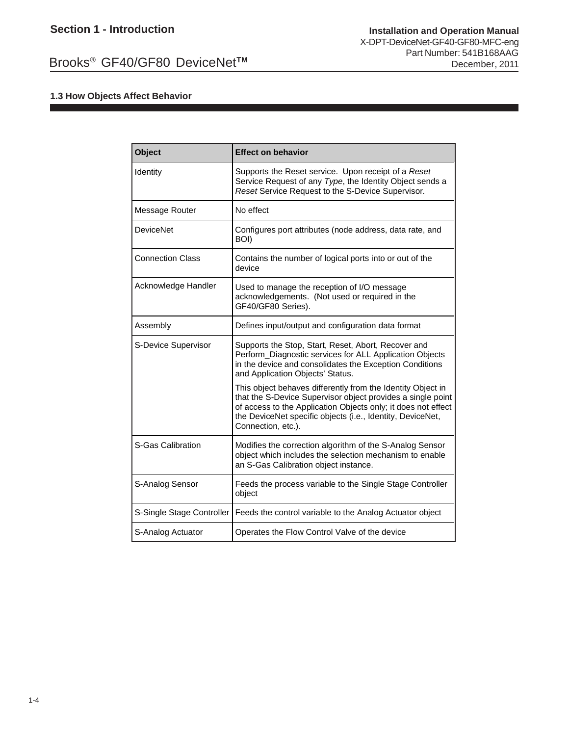## 1.3 How Objects Affect Behavior

| Object | Effect on behavior |
|---|---|
| Identity | Supports the Reset service. Upon receipt of a *Reset* Service Request of any *Type*, the Identity Object sends a *Reset* Service Request to the S-Device Supervisor. |
| Message Router | No effect |
| DeviceNet | Configures port attributes (node address, data rate, and BOI) |
| Connection Class | Contains the number of logical ports into or out of the device |
| Acknowledge Handler | Used to manage the reception of I/O message acknowledgements. (Not used or required in the GF40/GF80 Series). |
| Assembly | Defines input/output and configuration data format |
| S-Device Supervisor | Supports the Stop, Start, Reset, Abort, Recover and Perform_Diagnostic services for ALL Application Objects in the device and consolidates the Exception Conditions and Application Objects' Status.<br><br>This object behaves differently from the Identity Object in that the S-Device Supervisor object provides a single point of access to the Application Objects only; it does not effect the DeviceNet specific objects (i.e., Identity, DeviceNet, Connection, etc.). |
| S-Gas Calibration | Modifies the correction algorithm of the S-Analog Sensor object which includes the selection mechanism to enable an S-Gas Calibration object instance. |
| S-Analog Sensor | Feeds the process variable to the Single Stage Controller object |
| S-Single Stage Controller | Feeds the control variable to the Analog Actuator object |
| S-Analog Actuator | Operates the Flow Control Valve of the device |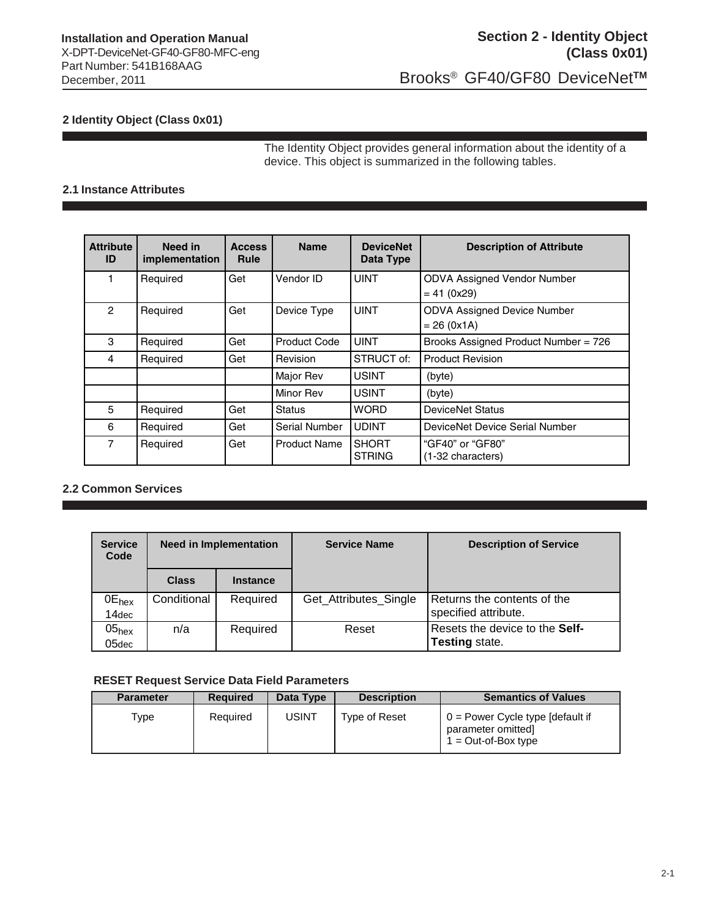## 2 Identity Object (Class 0x01)

The Identity Object provides general information about the identity of a device. This object is summarized in the following tables.

### 2.1 Instance Attributes

| Attribute ID | Need in implementation | Access Rule | Name | DeviceNet Data Type | Description of Attribute |
|---|---|---|---|---|---|
| 1 | Required | Get | Vendor ID | UINT | ODVA Assigned Vendor Number = 41 (0x29) |
| 2 | Required | Get | Device Type | UINT | ODVA Assigned Device Number = 26 (0x1A) |
| 3 | Required | Get | Product Code | UINT | Brooks Assigned Product Number = 726 |
| 4 | Required | Get | Revision | STRUCT of: | Product Revision |
| | | | Major Rev | USINT | (byte) |
| | | | Minor Rev | USINT | (byte) |
| 5 | Required | Get | Status | WORD | DeviceNet Status |
| 6 | Required | Get | Serial Number | UDINT | DeviceNet Device Serial Number |
| 7 | Required | Get | Product Name | SHORT STRING | “GF40” or “GF80” (1-32 characters) |

### 2.2 Common Services

| Service Code | Need in Implementation | | Service Name | Description of Service |
|---|---|---|---|---|
| | Class | Instance | | |
| $0E_{hex}$ $14_{dec}$ | Conditional | Required | Get_Attributes_Single | Returns the contents of the specified attribute. |
| $05_{hex}$ $05_{dec}$ | n/a | Required | Reset | Resets the device to the **Self-Testing** state. |

**RESET Request Service Data Field Parameters**

| Parameter | Required | Data Type | Description | Semantics of Values |
|---|---|---|---|---|
| Type | Required | USINT | Type of Reset | 0 = Power Cycle type [default if parameter omitted]<br>1 = Out-of-Box type |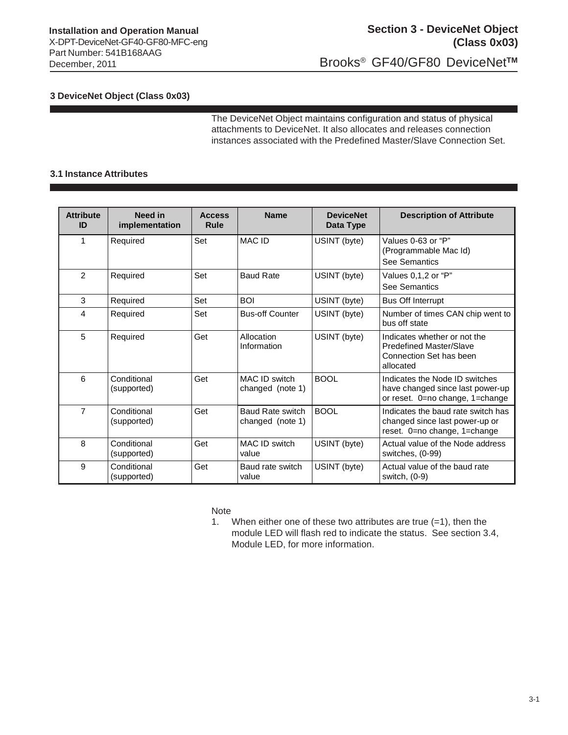# 3 DeviceNet Object (Class 0x03)

The DeviceNet Object maintains configuration and status of physical attachments to DeviceNet. It also allocates and releases connection instances associated with the Predefined Master/Slave Connection Set.

## 3.1 Instance Attributes

| Attribute ID | Need in implementation | Access Rule | Name | DeviceNet Data Type | Description of Attribute |
|---|---|---|---|---|---|
| 1 | Required | Set | MAC ID | USINT (byte) | Values 0-63 or "P" (Programmable Mac Id) See Semantics |
| 2 | Required | Set | Baud Rate | USINT (byte) | Values 0,1,2 or "P" See Semantics |
| 3 | Required | Set | BOI | USINT (byte) | Bus Off Interrupt |
| 4 | Required | Set | Bus-off Counter | USINT (byte) | Number of times CAN chip went to bus off state |
| 5 | Required | Get | Allocation Information | USINT (byte) | Indicates whether or not the Predefined Master/Slave Connection Set has been allocated |
| 6 | Conditional (supported) | Get | MAC ID switch changed (note 1) | BOOL | Indicates the Node ID switches have changed since last power-up or reset. 0=no change, 1=change |
| 7 | Conditional (supported) | Get | Baud Rate switch changed (note 1) | BOOL | Indicates the baud rate switch has changed since last power-up or reset. 0=no change, 1=change |
| 8 | Conditional (supported) | Get | MAC ID switch value | USINT (byte) | Actual value of the Node address switches, (0-99) |
| 9 | Conditional (supported) | Get | Baud rate switch value | USINT (byte) | Actual value of the baud rate switch, (0-9) |

Note

1. When either one of these two attributes are true (=1), then the module LED will flash red to indicate the status. See section 3.4, Module LED, for more information.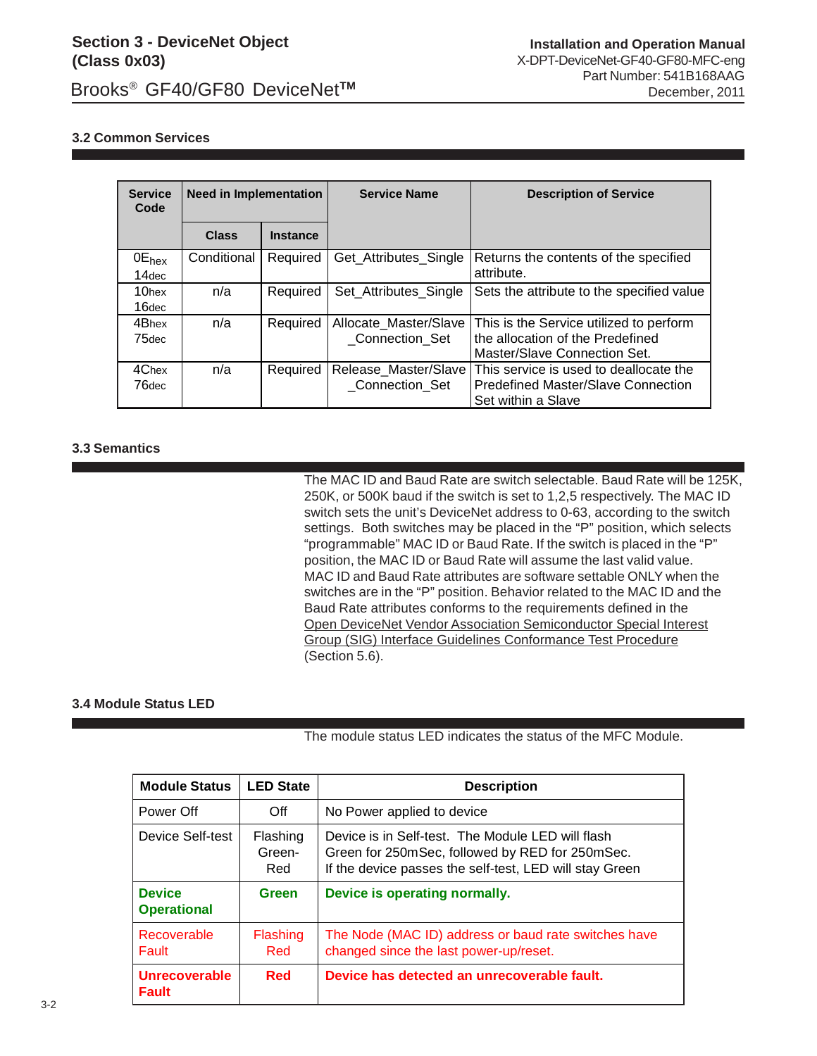### 3.2 Common Services

| Service Code | Need in Implementation | | Service Name | Description of Service |
|---|---|---|---|---|
| | Class | Instance | | |
| $0E_{hex}$ $14_{dec}$ | Conditional | Required | Get_Attributes_Single | Returns the contents of the specified attribute. |
| $10_{hex}$ $16_{dec}$ | n/a | Required | Set_Attributes_Single | Sets the attribute to the specified value |
| $4B_{hex}$ $75_{dec}$ | n/a | Required | Allocate_Master/Slave _Connection_Set | This is the Service utilized to perform the allocation of the Predefined Master/Slave Connection Set. |
| $4C_{hex}$ $76_{dec}$ | n/a | Required | Release_Master/Slave _Connection_Set | This service is used to deallocate the Predefined Master/Slave Connection Set within a Slave |

### 3.3 Semantics

The MAC ID and Baud Rate are switch selectable. Baud Rate will be 125K, 250K, or 500K baud if the switch is set to 1,2,5 respectively. The MAC ID switch sets the unit's DeviceNet address to 0-63, according to the switch settings. Both switches may be placed in the "P" position, which selects "programmable" MAC ID or Baud Rate. If the switch is placed in the "P" position, the MAC ID or Baud Rate will assume the last valid value. MAC ID and Baud Rate attributes are software settable ONLY when the switches are in the "P" position. Behavior related to the MAC ID and the Baud Rate attributes conforms to the requirements defined in the Open DeviceNet Vendor Association Semiconductor Special Interest Group (SIG) Interface Guidelines Conformance Test Procedure (Section 5.6).

### 3.4 Module Status LED

The module status LED indicates the status of the MFC Module.

| Module Status | LED State | Description |
|---|---|---|
| Power Off | Off | No Power applied to device |
| Device Self-test | Flashing Green-Red | Device is in Self-test. The Module LED will flash Green for 250mSec, followed by RED for 250mSec. If the device passes the self-test, LED will stay Green |
| **Device Operational** | **Green** | **Device is operating normally.** |
| Recoverable Fault | Flashing Red | The Node (MAC ID) address or baud rate switches have changed since the last power-up/reset. |
| **Unrecoverable Fault** | **Red** | **Device has detected an unrecoverable fault.** |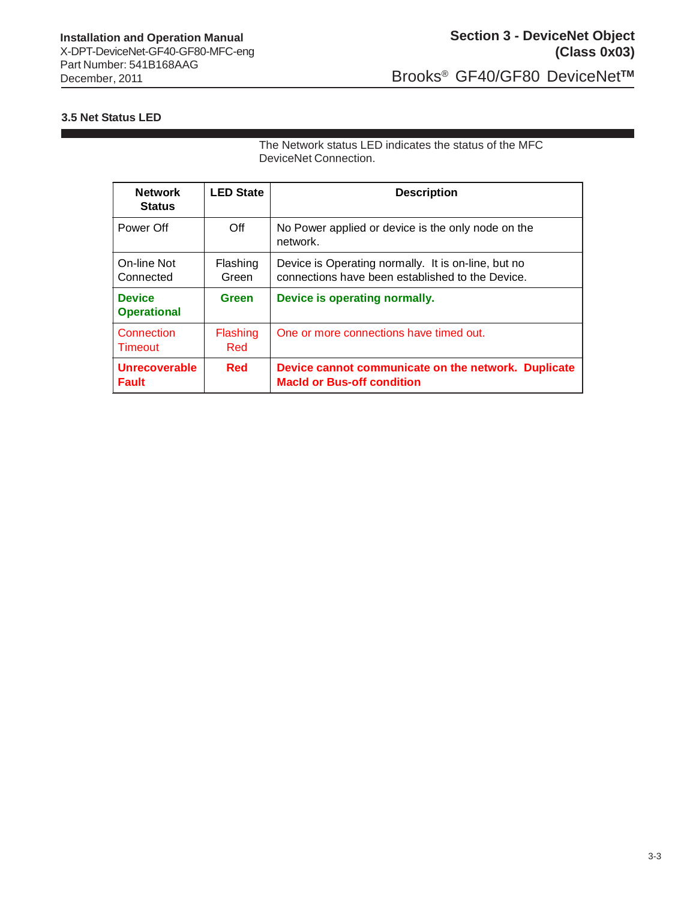### 3.5 Net Status LED

The Network status LED indicates the status of the MFC DeviceNet Connection.

| Network Status | LED State | Description |
|---|---|---|
| Power Off | Off | No Power applied or device is the only node on the network. |
| On-line Not Connected | Flashing Green | Device is Operating normally. It is on-line, but no connections have been established to the Device. |
| **Device Operational** | **Green** | **Device is operating normally.** |
| Connection Timeout | Flashing Red | One or more connections have timed out. |
| **Unrecoverable Fault** | **Red** | **Device cannot communicate on the network. Duplicate MacId or Bus-off condition** |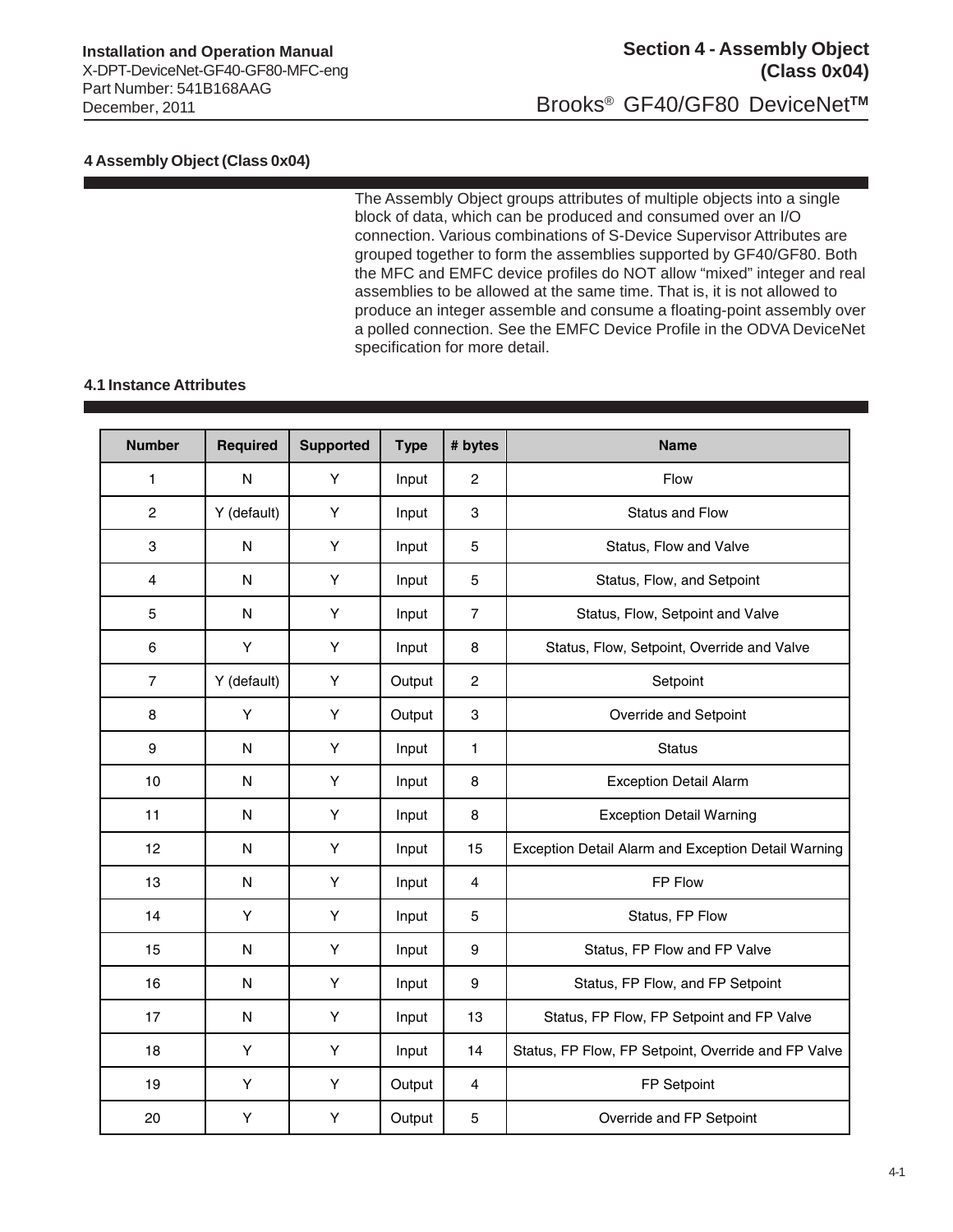# 4 Assembly Object (Class 0x04)

The Assembly Object groups attributes of multiple objects into a single block of data, which can be produced and consumed over an I/O connection. Various combinations of S-Device Supervisor Attributes are grouped together to form the assemblies supported by GF40/GF80. Both the MFC and EMFC device profiles do NOT allow “mixed” integer and real assemblies to be allowed at the same time. That is, it is not allowed to produce an integer assemble and consume a floating-point assembly over a polled connection. See the EMFC Device Profile in the ODVA DeviceNet specification for more detail.

## 4.1 Instance Attributes

| Number | Required | Supported | Type | # bytes | Name |
|---|---|---|---|---|---|
| 1 | N | Y | Input | 2 | Flow |
| 2 | Y (default) | Y | Input | 3 | Status and Flow |
| 3 | N | Y | Input | 5 | Status, Flow and Valve |
| 4 | N | Y | Input | 5 | Status, Flow, and Setpoint |
| 5 | N | Y | Input | 7 | Status, Flow, Setpoint and Valve |
| 6 | Y | Y | Input | 8 | Status, Flow, Setpoint, Override and Valve |
| 7 | Y (default) | Y | Output | 2 | Setpoint |
| 8 | Y | Y | Output | 3 | Override and Setpoint |
| 9 | N | Y | Input | 1 | Status |
| 10 | N | Y | Input | 8 | Exception Detail Alarm |
| 11 | N | Y | Input | 8 | Exception Detail Warning |
| 12 | N | Y | Input | 15 | Exception Detail Alarm and Exception Detail Warning |
| 13 | N | Y | Input | 4 | FP Flow |
| 14 | Y | Y | Input | 5 | Status, FP Flow |
| 15 | N | Y | Input | 9 | Status, FP Flow and FP Valve |
| 16 | N | Y | Input | 9 | Status, FP Flow, and FP Setpoint |
| 17 | N | Y | Input | 13 | Status, FP Flow, FP Setpoint and FP Valve |
| 18 | Y | Y | Input | 14 | Status, FP Flow, FP Setpoint, Override and FP Valve |
| 19 | Y | Y | Output | 4 | FP Setpoint |
| 20 | Y | Y | Output | 5 | Override and FP Setpoint |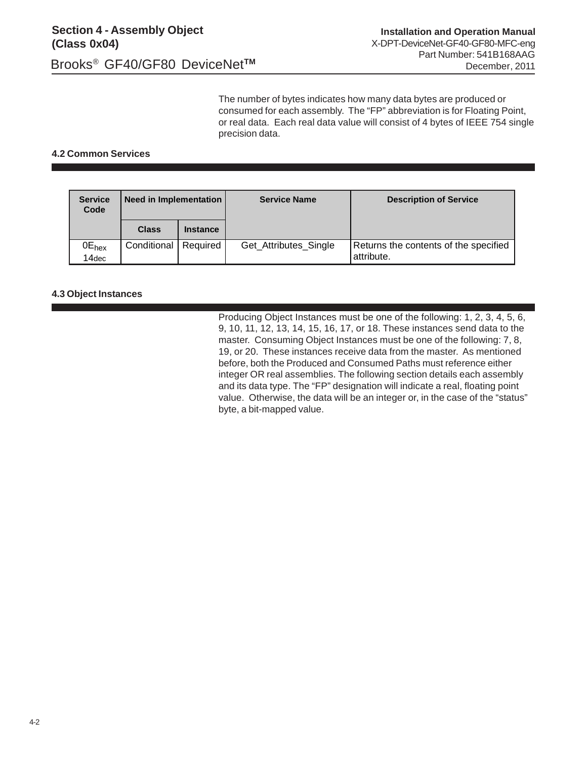The number of bytes indicates how many data bytes are produced or consumed for each assembly. The “FP” abbreviation is for Floating Point, or real data. Each real data value will consist of 4 bytes of IEEE 754 single precision data.

## 4.2 Common Services

| Service Code | Need in Implementation | | Service Name | Description of Service |
|---|---|---|---|---|
| | Class | Instance | | |
| $0E_{hex}$ $14_{dec}$ | Conditional | Required | Get_Attributes_Single | Returns the contents of the specified attribute. |

## 4.3 Object Instances

Producing Object Instances must be one of the following: 1, 2, 3, 4, 5, 6, 9, 10, 11, 12, 13, 14, 15, 16, 17, or 18. These instances send data to the master. Consuming Object Instances must be one of the following: 7, 8, 19, or 20. These instances receive data from the master. As mentioned before, both the Produced and Consumed Paths must reference either integer OR real assemblies. The following section details each assembly and its data type. The “FP” designation will indicate a real, floating point value. Otherwise, the data will be an integer or, in the case of the “status” byte, a bit-mapped value.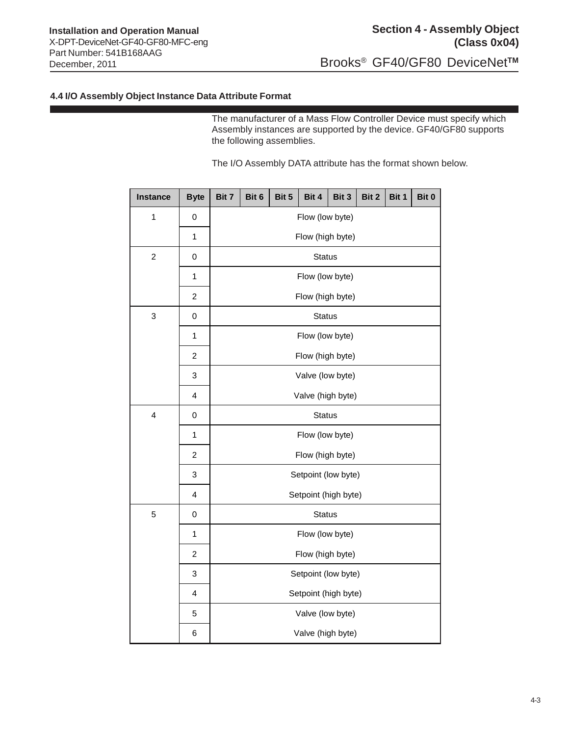## 4.4 I/O Assembly Object Instance Data Attribute Format

The manufacturer of a Mass Flow Controller Device must specify which Assembly instances are supported by the device. GF40/GF80 supports the following assemblies.

The I/O Assembly DATA attribute has the format shown below.

| Instance | Byte | Bit 7 | Bit 6 | Bit 5 | Bit 4 | Bit 3 | Bit 2 | Bit 1 | Bit 0 |
|---|---|---|---|---|---|---|---|---|---|
| 1 | 0 | Flow (low byte) | | | | | | | |
| | 1 | Flow (high byte) | | | | | | | |
| 2 | 0 | Status | | | | | | | |
| | 1 | Flow (low byte) | | | | | | | |
| | 2 | Flow (high byte) | | | | | | | |
| 3 | 0 | Status | | | | | | | |
| | 1 | Flow (low byte) | | | | | | | |
| | 2 | Flow (high byte) | | | | | | | |
| | 3 | Valve (low byte) | | | | | | | |
| | 4 | Valve (high byte) | | | | | | | |
| 4 | 0 | Status | | | | | | | |
| | 1 | Flow (low byte) | | | | | | | |
| | 2 | Flow (high byte) | | | | | | | |
| | 3 | Setpoint (low byte) | | | | | | | |
| | 4 | Setpoint (high byte) | | | | | | | |
| 5 | 0 | Status | | | | | | | |
| | 1 | Flow (low byte) | | | | | | | |
| | 2 | Flow (high byte) | | | | | | | |
| | 3 | Setpoint (low byte) | | | | | | | |
| | 4 | Setpoint (high byte) | | | | | | | |
| | 5 | Valve (low byte) | | | | | | | |
| | 6 | Valve (high byte) | | | | | | | |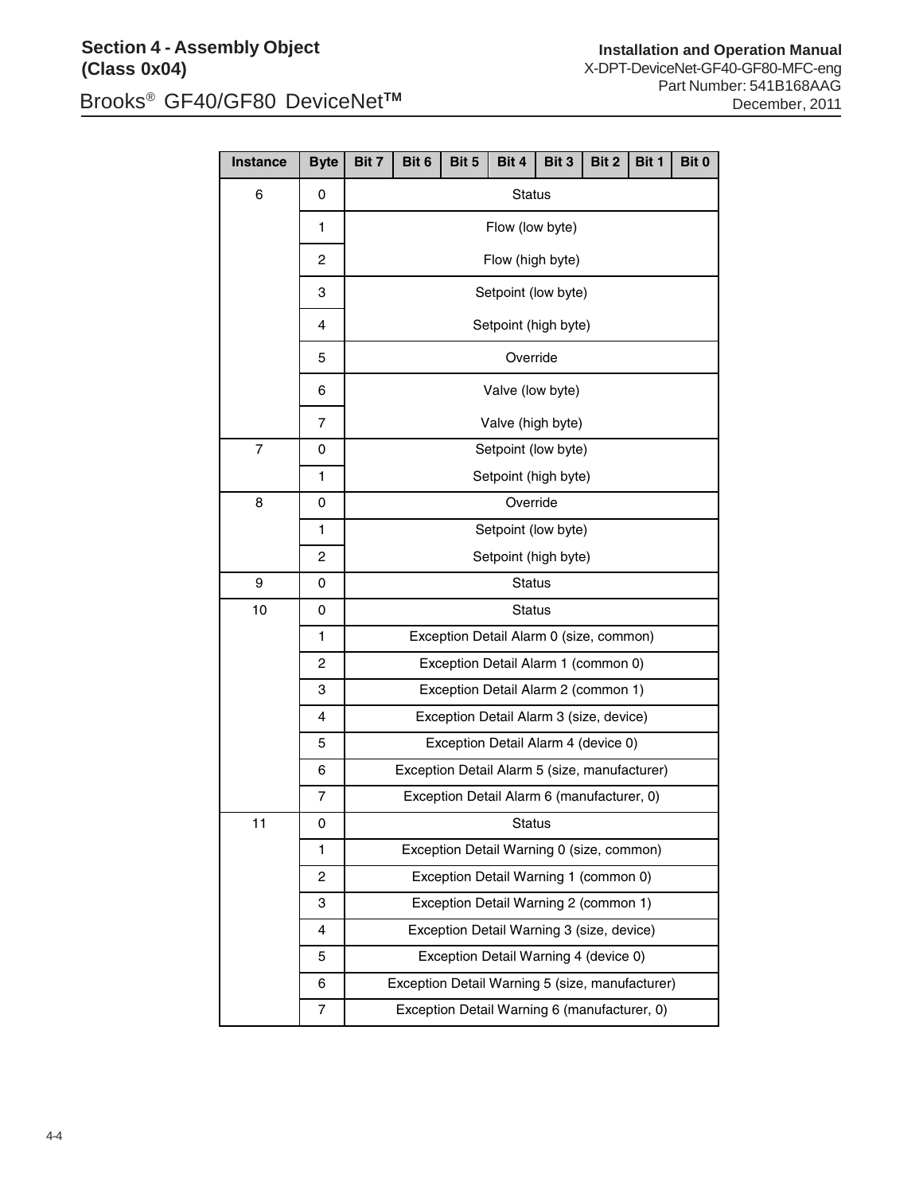| Instance | Byte | Bit 7 | Bit 6 | Bit 5 | Bit 4 | Bit 3 | Bit 2 | Bit 1 | Bit 0 |
|---|---|---|---|---|---|---|---|---|---|
| 6 | 0 | Status | | | | | | | |
| | 1 | Flow (low byte) | | | | | | | |
| | 2 | Flow (high byte) | | | | | | | |
| | 3 | Setpoint (low byte) | | | | | | | |
| | 4 | Setpoint (high byte) | | | | | | | |
| | 5 | Override | | | | | | | |
| | 6 | Valve (low byte) | | | | | | | |
| | 7 | Valve (high byte) | | | | | | | |
| 7 | 0 | Setpoint (low byte) | | | | | | | |
| | 1 | Setpoint (high byte) | | | | | | | |
| 8 | 0 | Override | | | | | | | |
| | 1 | Setpoint (low byte) | | | | | | | |
| | 2 | Setpoint (high byte) | | | | | | | |
| 9 | 0 | Status | | | | | | | |
| 10 | 0 | Status | | | | | | | |
| | 1 | Exception Detail Alarm 0 (size, common) | | | | | | | |
| | 2 | Exception Detail Alarm 1 (common 0) | | | | | | | |
| | 3 | Exception Detail Alarm 2 (common 1) | | | | | | | |
| | 4 | Exception Detail Alarm 3 (size, device) | | | | | | | |
| | 5 | Exception Detail Alarm 4 (device 0) | | | | | | | |
| | 6 | Exception Detail Alarm 5 (size, manufacturer) | | | | | | | |
| | 7 | Exception Detail Alarm 6 (manufacturer, 0) | | | | | | | |
| 11 | 0 | Status | | | | | | | |
| | 1 | Exception Detail Warning 0 (size, common) | | | | | | | |
| | 2 | Exception Detail Warning 1 (common 0) | | | | | | | |
| | 3 | Exception Detail Warning 2 (common 1) | | | | | | | |
| | 4 | Exception Detail Warning 3 (size, device) | | | | | | | |
| | 5 | Exception Detail Warning 4 (device 0) | | | | | | | |
| | 6 | Exception Detail Warning 5 (size, manufacturer) | | | | | | | |
| | 7 | Exception Detail Warning 6 (manufacturer, 0) | | | | | | | |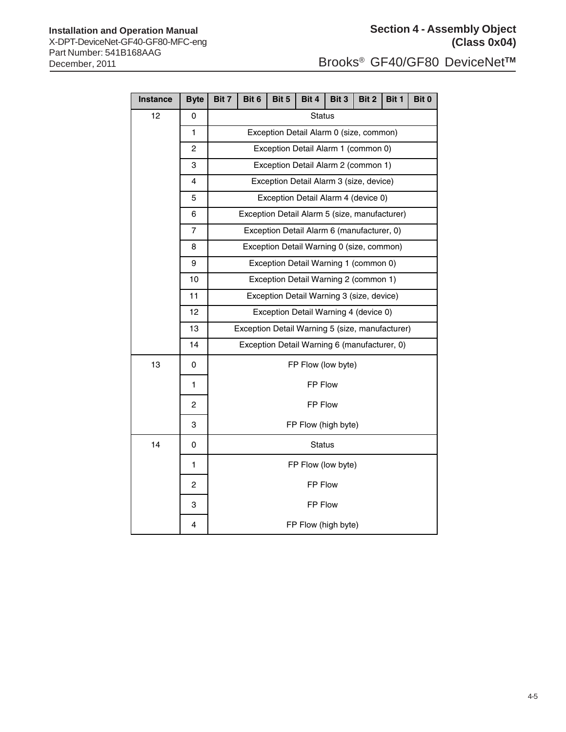| Instance | Byte | Bit 7 | Bit 6 | Bit 5 | Bit 4 | Bit 3 | Bit 2 | Bit 1 | Bit 0 |
|---|---|---|---|---|---|---|---|---|---|
| 12 | 0 | Status | | | | | | | |
| | 1 | Exception Detail Alarm 0 (size, common) | | | | | | | |
| | 2 | Exception Detail Alarm 1 (common 0) | | | | | | | |
| | 3 | Exception Detail Alarm 2 (common 1) | | | | | | | |
| | 4 | Exception Detail Alarm 3 (size, device) | | | | | | | |
| | 5 | Exception Detail Alarm 4 (device 0) | | | | | | | |
| | 6 | Exception Detail Alarm 5 (size, manufacturer) | | | | | | | |
| | 7 | Exception Detail Alarm 6 (manufacturer, 0) | | | | | | | |
| | 8 | Exception Detail Warning 0 (size, common) | | | | | | | |
| | 9 | Exception Detail Warning 1 (common 0) | | | | | | | |
| | 10 | Exception Detail Warning 2 (common 1) | | | | | | | |
| | 11 | Exception Detail Warning 3 (size, device) | | | | | | | |
| | 12 | Exception Detail Warning 4 (device 0) | | | | | | | |
| | 13 | Exception Detail Warning 5 (size, manufacturer) | | | | | | | |
| | 14 | Exception Detail Warning 6 (manufacturer, 0) | | | | | | | |
| 13 | 0 | FP Flow (low byte) | | | | | | | |
| | 1 | FP Flow | | | | | | | |
| | 2 | FP Flow | | | | | | | |
| | 3 | FP Flow (high byte) | | | | | | | |
| 14 | 0 | Status | | | | | | | |
| | 1 | FP Flow (low byte) | | | | | | | |
| | 2 | FP Flow | | | | | | | |
| | 3 | FP Flow | | | | | | | |
| | 4 | FP Flow (high byte) | | | | | | | |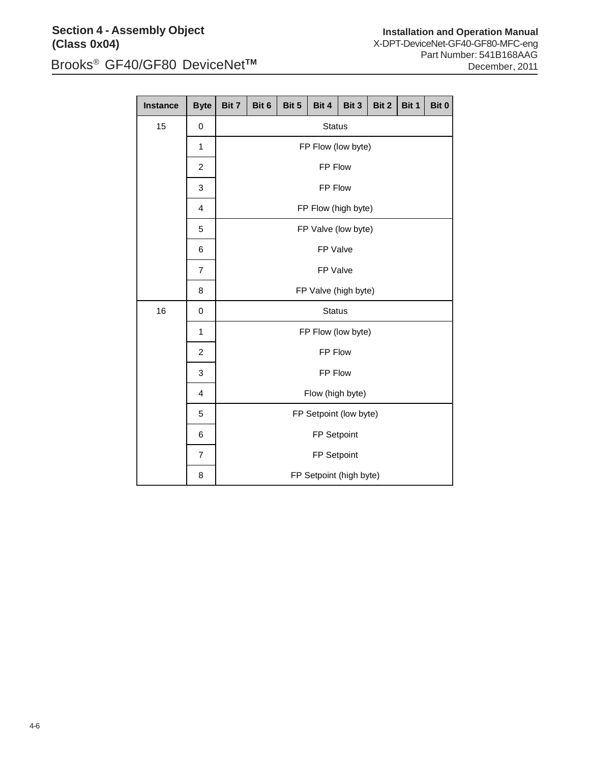| Instance | Byte | Bit 7 | Bit 6 | Bit 5 | Bit 4 | Bit 3 | Bit 2 | Bit 1 | Bit 0 |
|---|---|---|---|---|---|---|---|---|---|
| 15 | 0 | Status | | | | | | | |
| | 1 | FP Flow (low byte) | | | | | | | |
| | 2 | FP Flow | | | | | | | |
| | 3 | FP Flow | | | | | | | |
| | 4 | FP Flow (high byte) | | | | | | | |
| | 5 | FP Valve (low byte) | | | | | | | |
| | 6 | FP Valve | | | | | | | |
| | 7 | FP Valve | | | | | | | |
| | 8 | FP Valve (high byte) | | | | | | | |
| 16 | 0 | Status | | | | | | | |
| | 1 | FP Flow (low byte) | | | | | | | |
| | 2 | FP Flow | | | | | | | |
| | 3 | FP Flow | | | | | | | |
| | 4 | Flow (high byte) | | | | | | | |
| | 5 | FP Setpoint (low byte) | | | | | | | |
| | 6 | FP Setpoint | | | | | | | |
| | 7 | FP Setpoint | | | | | | | |
| | 8 | FP Setpoint (high byte) | | | | | | | |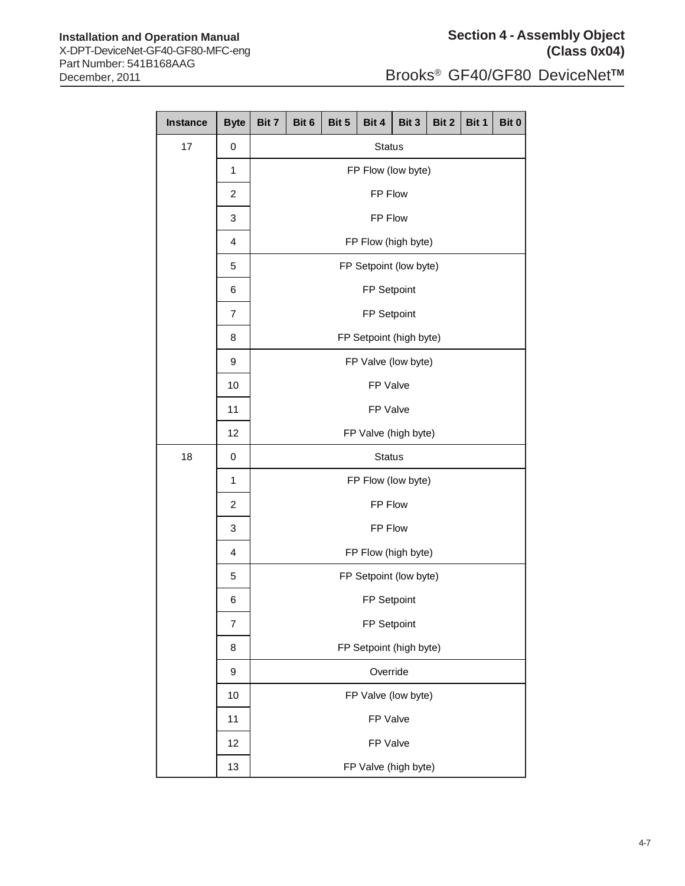| Instance | Byte | Bit 7 | Bit 6 | Bit 5 | Bit 4 | Bit 3 | Bit 2 | Bit 1 | Bit 0 |
|---|---|---|---|---|---|---|---|---|---|
| 17 | 0 | Status | | | | | | | |
| | 1 | FP Flow (low byte) | | | | | | | |
| | 2 | FP Flow | | | | | | | |
| | 3 | FP Flow | | | | | | | |
| | 4 | FP Flow (high byte) | | | | | | | |
| | 5 | FP Setpoint (low byte) | | | | | | | |
| | 6 | FP Setpoint | | | | | | | |
| | 7 | FP Setpoint | | | | | | | |
| | 8 | FP Setpoint (high byte) | | | | | | | |
| | 9 | FP Valve (low byte) | | | | | | | |
| | 10 | FP Valve | | | | | | | |
| | 11 | FP Valve | | | | | | | |
| | 12 | FP Valve (high byte) | | | | | | | |
| 18 | 0 | Status | | | | | | | |
| | 1 | FP Flow (low byte) | | | | | | | |
| | 2 | FP Flow | | | | | | | |
| | 3 | FP Flow | | | | | | | |
| | 4 | FP Flow (high byte) | | | | | | | |
| | 5 | FP Setpoint (low byte) | | | | | | | |
| | 6 | FP Setpoint | | | | | | | |
| | 7 | FP Setpoint | | | | | | | |
| | 8 | FP Setpoint (high byte) | | | | | | | |
| | 9 | Override | | | | | | | |
| | 10 | FP Valve (low byte) | | | | | | | |
| | 11 | FP Valve | | | | | | | |
| | 12 | FP Valve | | | | | | | |
| | 13 | FP Valve (high byte) | | | | | | | |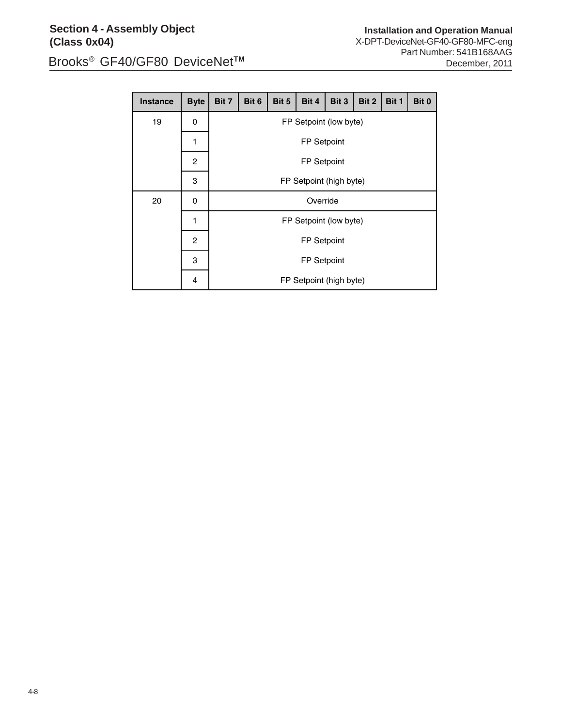| Instance | Byte | Bit 7 | Bit 6 | Bit 5 | Bit 4 | Bit 3 | Bit 2 | Bit 1 | Bit 0 |
|---|---|---|---|---|---|---|---|---|---|
| 19 | 0 | FP Setpoint (low byte) | | | | | | | |
| | 1 | FP Setpoint | | | | | | | |
| | 2 | FP Setpoint | | | | | | | |
| | 3 | FP Setpoint (high byte) | | | | | | | |
| 20 | 0 | Override | | | | | | | |
| | 1 | FP Setpoint (low byte) | | | | | | | |
| | 2 | FP Setpoint | | | | | | | |
| | 3 | FP Setpoint | | | | | | | |
| | 4 | FP Setpoint (high byte) | | | | | | | |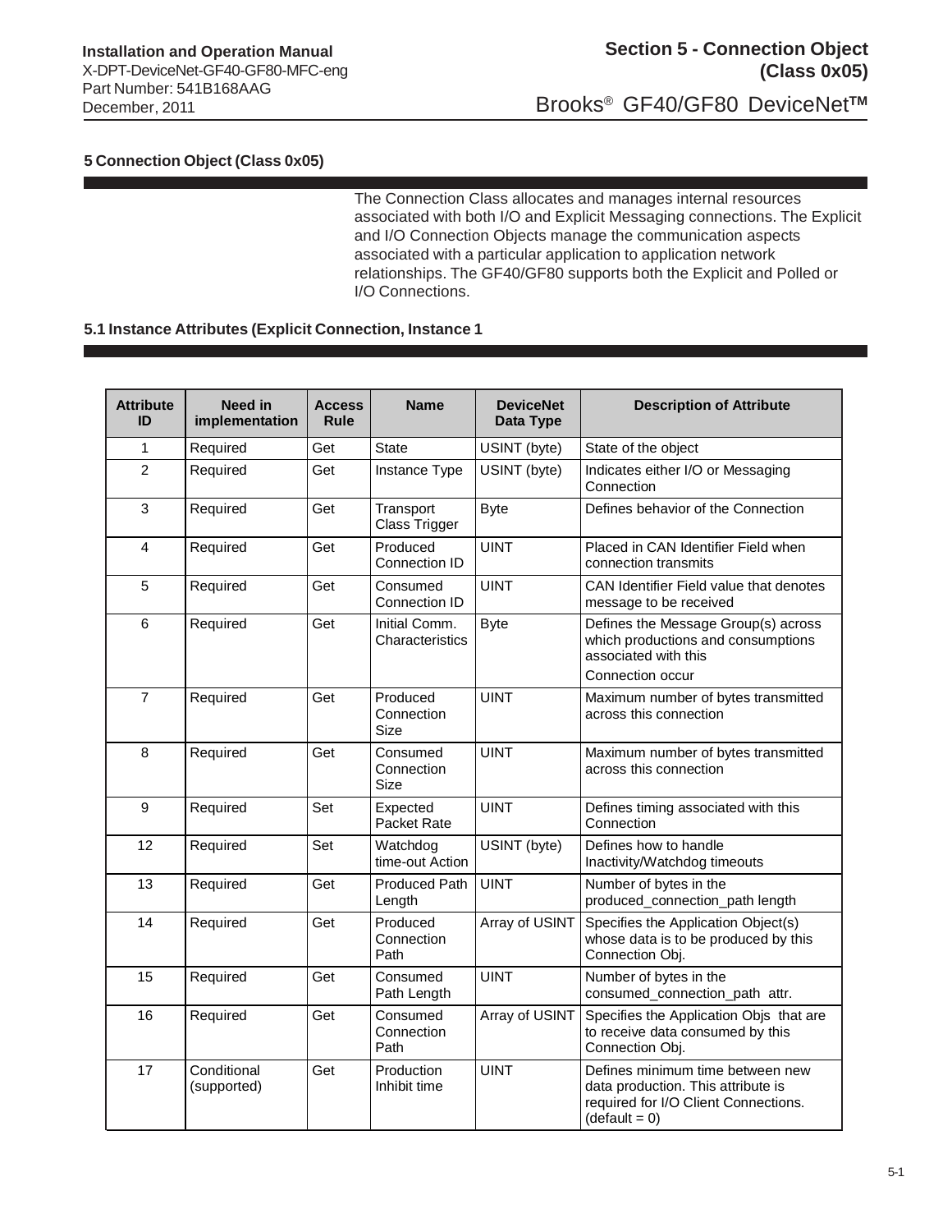# 5 Connection Object (Class 0x05)

The Connection Class allocates and manages internal resources associated with both I/O and Explicit Messaging connections. The Explicit and I/O Connection Objects manage the communication aspects associated with a particular application to application network relationships. The GF40/GF80 supports both the Explicit and Polled or I/O Connections.

## 5.1 Instance Attributes (Explicit Connection, Instance 1

| Attribute ID | Need in implementation | Access Rule | Name | DeviceNet Data Type | Description of Attribute |
|---|---|---|---|---|---|
| 1 | Required | Get | State | USINT (byte) | State of the object |
| 2 | Required | Get | Instance Type | USINT (byte) | Indicates either I/O or Messaging Connection |
| 3 | Required | Get | Transport Class Trigger | Byte | Defines behavior of the Connection |
| 4 | Required | Get | Produced Connection ID | UINT | Placed in CAN Identifier Field when connection transmits |
| 5 | Required | Get | Consumed Connection ID | UINT | CAN Identifier Field value that denotes message to be received |
| 6 | Required | Get | Initial Comm. Characteristics | Byte | Defines the Message Group(s) across which productions and consumptions associated with this Connection occur |
| 7 | Required | Get | Produced Connection Size | UINT | Maximum number of bytes transmitted across this connection |
| 8 | Required | Get | Consumed Connection Size | UINT | Maximum number of bytes transmitted across this connection |
| 9 | Required | Set | Expected Packet Rate | UINT | Defines timing associated with this Connection |
| 12 | Required | Set | Watchdog time-out Action | USINT (byte) | Defines how to handle Inactivity/Watchdog timeouts |
| 13 | Required | Get | Produced Path Length | UINT | Number of bytes in the produced_connection_path length |
| 14 | Required | Get | Produced Connection Path | Array of USINT | Specifies the Application Object(s) whose data is to be produced by this Connection Obj. |
| 15 | Required | Get | Consumed Path Length | UINT | Number of bytes in the consumed_connection_path attr. |
| 16 | Required | Get | Consumed Connection Path | Array of USINT | Specifies the Application Objs that are to receive data consumed by this Connection Obj. |
| 17 | Conditional (supported) | Get | Production Inhibit time | UINT | Defines minimum time between new data production. This attribute is required for I/O Client Connections. (default = 0) |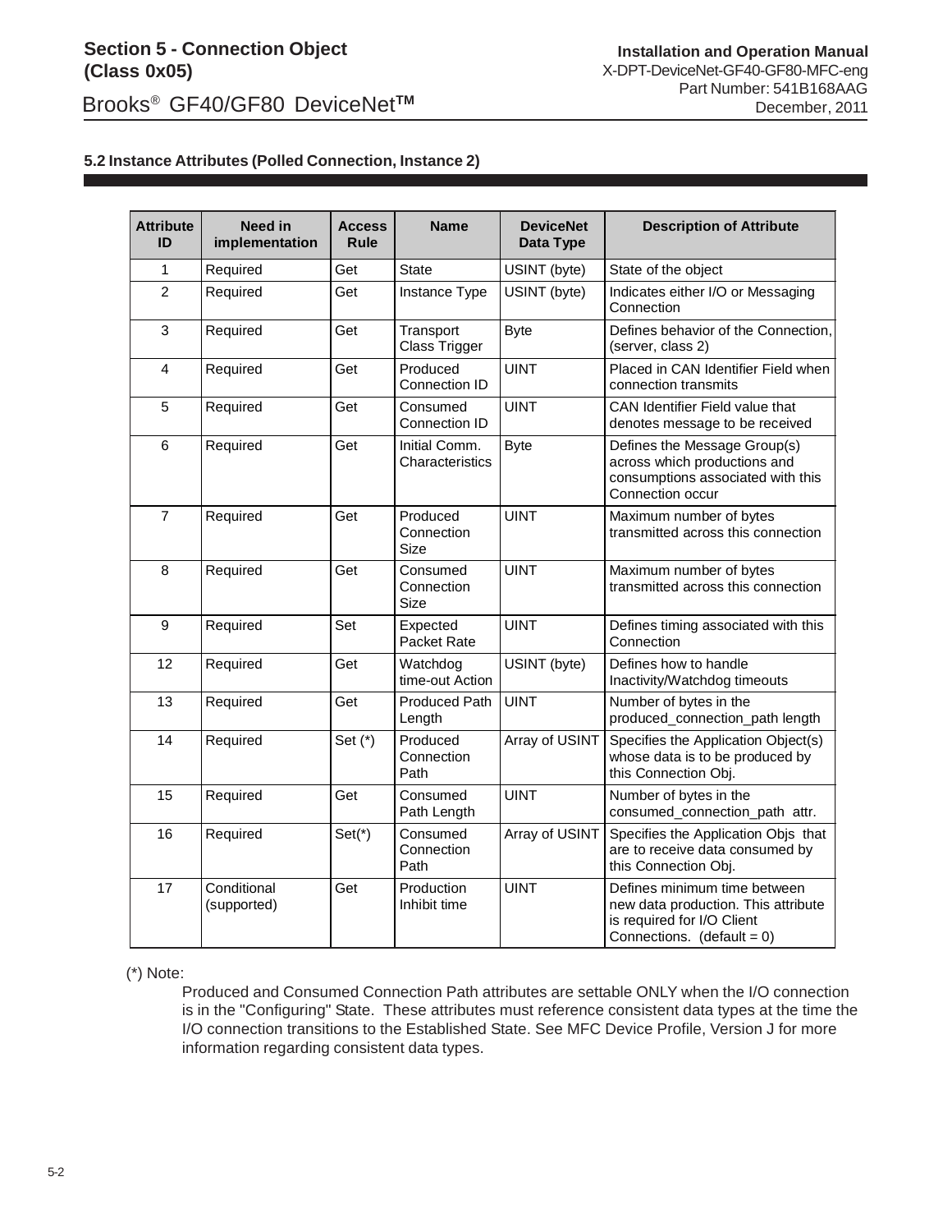## 5.2 Instance Attributes (Polled Connection, Instance 2)

| Attribute ID | Need in implementation | Access Rule | Name | DeviceNet Data Type | Description of Attribute |
|---|---|---|---|---|---|
| 1 | Required | Get | State | USINT (byte) | State of the object |
| 2 | Required | Get | Instance Type | USINT (byte) | Indicates either I/O or Messaging Connection |
| 3 | Required | Get | Transport Class Trigger | Byte | Defines behavior of the Connection, (server, class 2) |
| 4 | Required | Get | Produced Connection ID | UINT | Placed in CAN Identifier Field when connection transmits |
| 5 | Required | Get | Consumed Connection ID | UINT | CAN Identifier Field value that denotes message to be received |
| 6 | Required | Get | Initial Comm. Characteristics | Byte | Defines the Message Group(s) across which productions and consumptions associated with this Connection occur |
| 7 | Required | Get | Produced Connection Size | UINT | Maximum number of bytes transmitted across this connection |
| 8 | Required | Get | Consumed Connection Size | UINT | Maximum number of bytes transmitted across this connection |
| 9 | Required | Set | Expected Packet Rate | UINT | Defines timing associated with this Connection |
| 12 | Required | Get | Watchdog time-out Action | USINT (byte) | Defines how to handle Inactivity/Watchdog timeouts |
| 13 | Required | Get | Produced Path Length | UINT | Number of bytes in the produced_connection_path length |
| 14 | Required | Set (*) | Produced Connection Path | Array of USINT | Specifies the Application Object(s) whose data is to be produced by this Connection Obj. |
| 15 | Required | Get | Consumed Path Length | UINT | Number of bytes in the consumed_connection_path attr. |
| 16 | Required | Set(*) | Consumed Connection Path | Array of USINT | Specifies the Application Objs that are to receive data consumed by this Connection Obj. |
| 17 | Conditional (supported) | Get | Production Inhibit time | UINT | Defines minimum time between new data production. This attribute is required for I/O Client Connections. (default = 0) |

(*) Note:

Produced and Consumed Connection Path attributes are settable ONLY when the I/O connection is in the "Configuring" State. These attributes must reference consistent data types at the time the I/O connection transitions to the Established State. See MFC Device Profile, Version J for more information regarding consistent data types.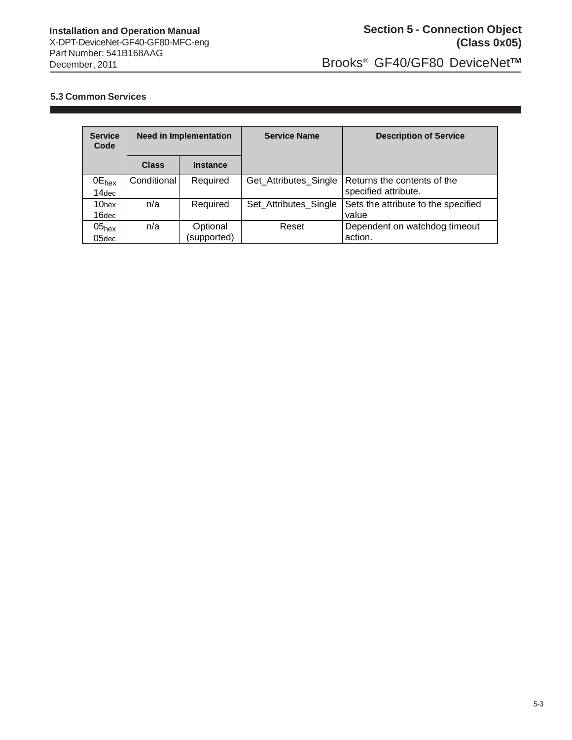### 5.3 Common Services

| Service Code | Need in Implementation | | Service Name | Description of Service |
|---|---|---|---|---|
| | Class | Instance | | |
| $0E_{hex}$ $14_{dec}$ | Conditional | Required | Get_Attributes_Single | Returns the contents of the specified attribute. |
| $10_{hex}$ $16_{dec}$ | n/a | Required | Set_Attributes_Single | Sets the attribute to the specified value |
| $05_{hex}$ $05_{dec}$ | n/a | Optional (supported) | Reset | Dependent on watchdog timeout action. |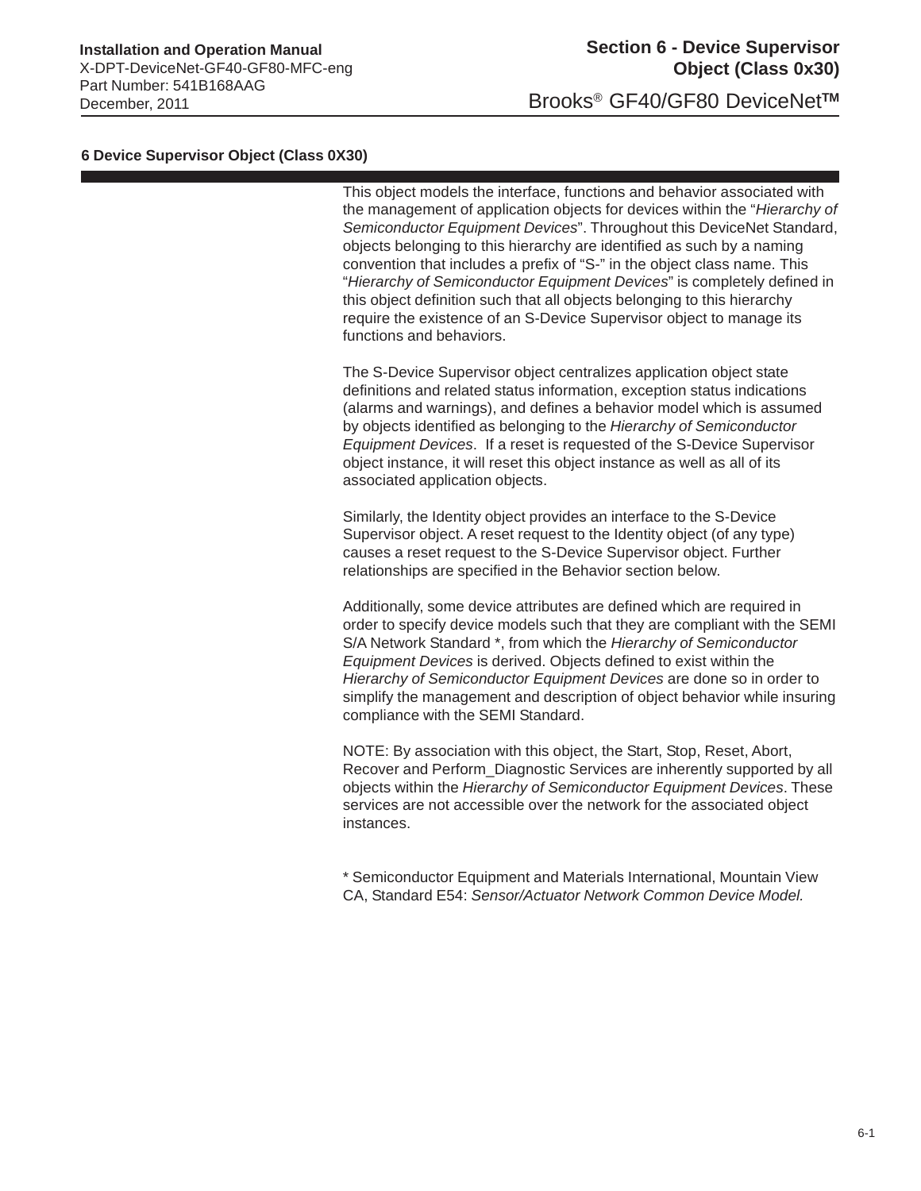# 6 Device Supervisor Object (Class 0X30)

This object models the interface, functions and behavior associated with the management of application objects for devices within the "*Hierarchy of Semiconductor Equipment Devices*". Throughout this DeviceNet Standard, objects belonging to this hierarchy are identified as such by a naming convention that includes a prefix of "S-" in the object class name. This "*Hierarchy of Semiconductor Equipment Devices*" is completely defined in this object definition such that all objects belonging to this hierarchy require the existence of an S-Device Supervisor object to manage its functions and behaviors.

The S-Device Supervisor object centralizes application object state definitions and related status information, exception status indications (alarms and warnings), and defines a behavior model which is assumed by objects identified as belonging to the *Hierarchy of Semiconductor Equipment Devices*. If a reset is requested of the S-Device Supervisor object instance, it will reset this object instance as well as all of its associated application objects.

Similarly, the Identity object provides an interface to the S-Device Supervisor object. A reset request to the Identity object (of any type) causes a reset request to the S-Device Supervisor object. Further relationships are specified in the Behavior section below.

Additionally, some device attributes are defined which are required in order to specify device models such that they are compliant with the SEMI S/A Network Standard *, from which the *Hierarchy of Semiconductor Equipment Devices* is derived. Objects defined to exist within the *Hierarchy of Semiconductor Equipment Devices* are done so in order to simplify the management and description of object behavior while insuring compliance with the SEMI Standard.

NOTE: By association with this object, the Start, Stop, Reset, Abort, Recover and Perform_Diagnostic Services are inherently supported by all objects within the *Hierarchy of Semiconductor Equipment Devices*. These services are not accessible over the network for the associated object instances.

* Semiconductor Equipment and Materials International, Mountain View CA, Standard E54: *Sensor/Actuator Network Common Device Model.*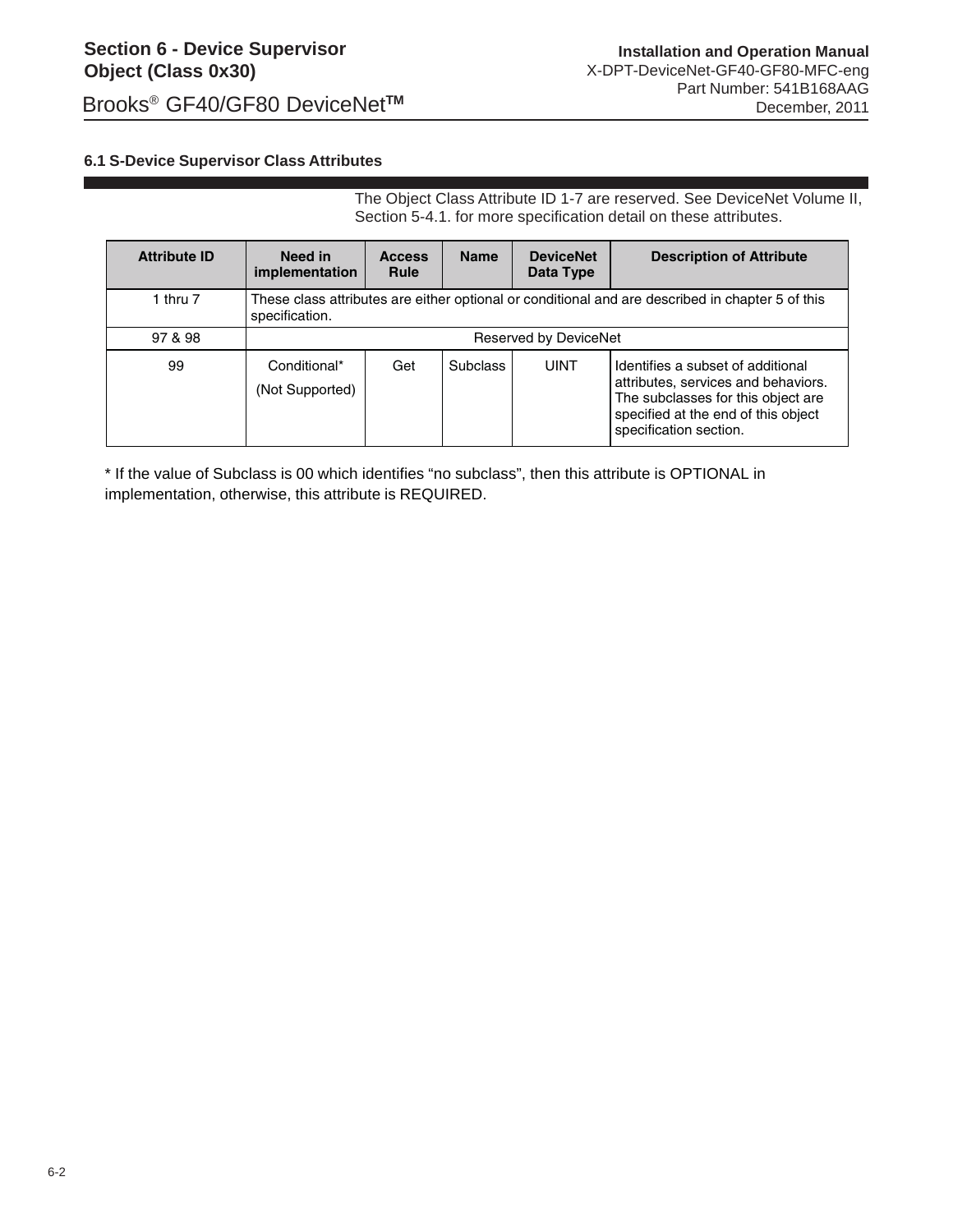### 6.1 S-Device Supervisor Class Attributes

The Object Class Attribute ID 1-7 are reserved. See DeviceNet Volume II, Section 5-4.1. for more specification detail on these attributes.

| Attribute ID | Need in implementation | Access Rule | Name | DeviceNet Data Type | Description of Attribute |
|---|---|---|---|---|---|
| 1 thru 7 | These class attributes are either optional or conditional and are described in chapter 5 of this specification. | | | | |
| 97 & 98 | Reserved by DeviceNet | | | | |
| 99 | Conditional* (Not Supported) | Get | Subclass | UINT | Identifies a subset of additional attributes, services and behaviors. The subclasses for this object are specified at the end of this object specification section. |

* If the value of Subclass is 00 which identifies "no subclass", then this attribute is OPTIONAL in implementation, otherwise, this attribute is REQUIRED.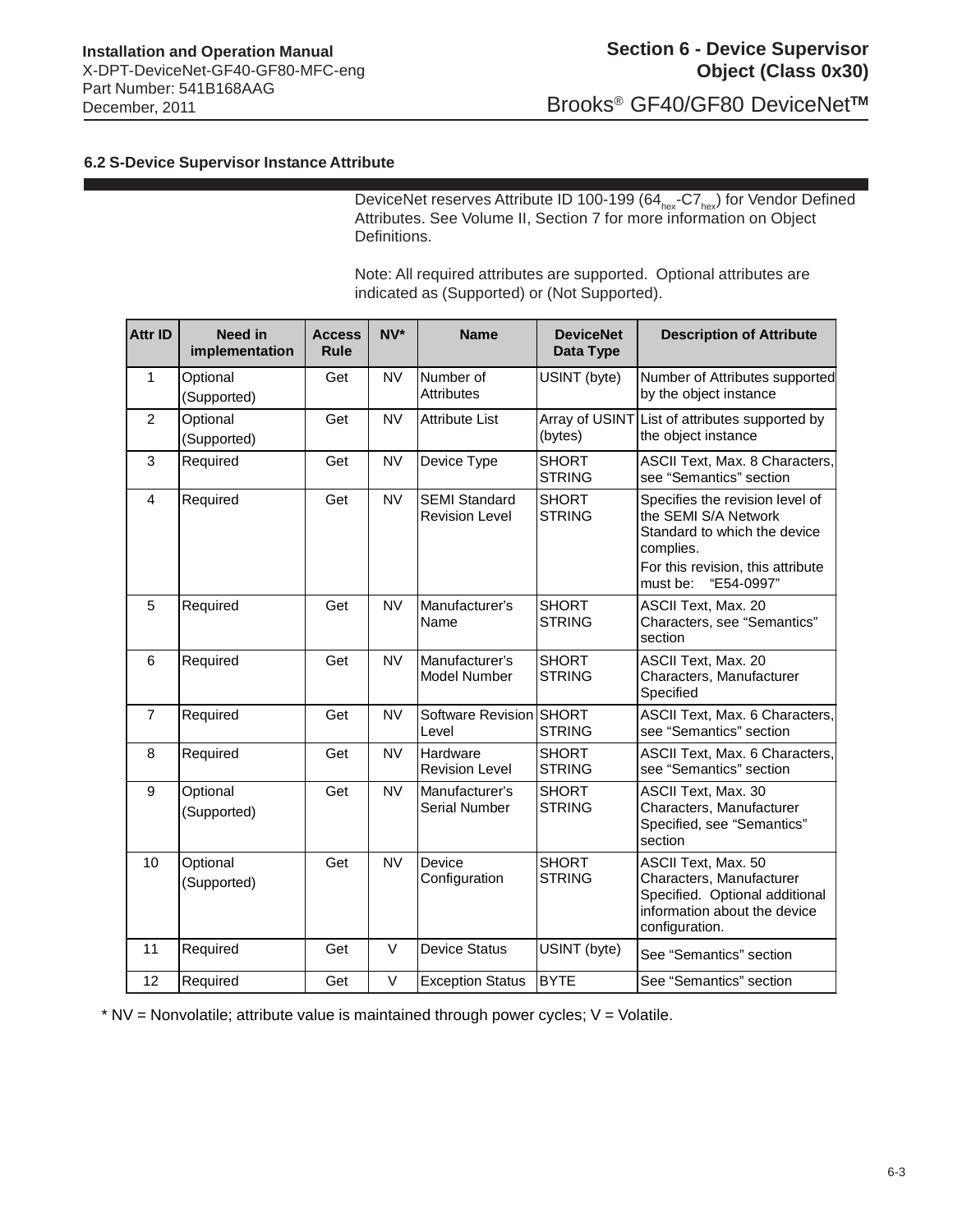### 6.2 S-Device Supervisor Instance Attribute

DeviceNet reserves Attribute ID 100-199 ($64_{hex}$-$C7_{hex}$) for Vendor Defined Attributes. See Volume II, Section 7 for more information on Object Definitions.

Note: All required attributes are supported. Optional attributes are indicated as (Supported) or (Not Supported).

| Attr ID | Need in implementation | Access Rule | NV* | Name | DeviceNet Data Type | Description of Attribute |
|---|---|---|---|---|---|---|
| 1 | Optional (Supported) | Get | NV | Number of Attributes | USINT (byte) | Number of Attributes supported by the object instance |
| 2 | Optional (Supported) | Get | NV | Attribute List | Array of USINT (bytes) | List of attributes supported by the object instance |
| 3 | Required | Get | NV | Device Type | SHORT STRING | ASCII Text, Max. 8 Characters, see "Semantics" section |
| 4 | Required | Get | NV | SEMI Standard Revision Level | SHORT STRING | Specifies the revision level of the SEMI S/A Network Standard to which the device complies. For this revision, this attribute must be: "E54-0997" |
| 5 | Required | Get | NV | Manufacturer's Name | SHORT STRING | ASCII Text, Max. 20 Characters, see "Semantics" section |
| 6 | Required | Get | NV | Manufacturer's Model Number | SHORT STRING | ASCII Text, Max. 20 Characters, Manufacturer Specified |
| 7 | Required | Get | NV | Software Revision Level | SHORT STRING | ASCII Text, Max. 6 Characters, see "Semantics" section |
| 8 | Required | Get | NV | Hardware Revision Level | SHORT STRING | ASCII Text, Max. 6 Characters, see "Semantics" section |
| 9 | Optional (Supported) | Get | NV | Manufacturer's Serial Number | SHORT STRING | ASCII Text, Max. 30 Characters, Manufacturer Specified, see "Semantics" section |
| 10 | Optional (Supported) | Get | NV | Device Configuration | SHORT STRING | ASCII Text, Max. 50 Characters, Manufacturer Specified. Optional additional information about the device configuration. |
| 11 | Required | Get | V | Device Status | USINT (byte) | See "Semantics" section |
| 12 | Required | Get | V | Exception Status | BYTE | See "Semantics" section |

* NV = Nonvolatile; attribute value is maintained through power cycles; V = Volatile.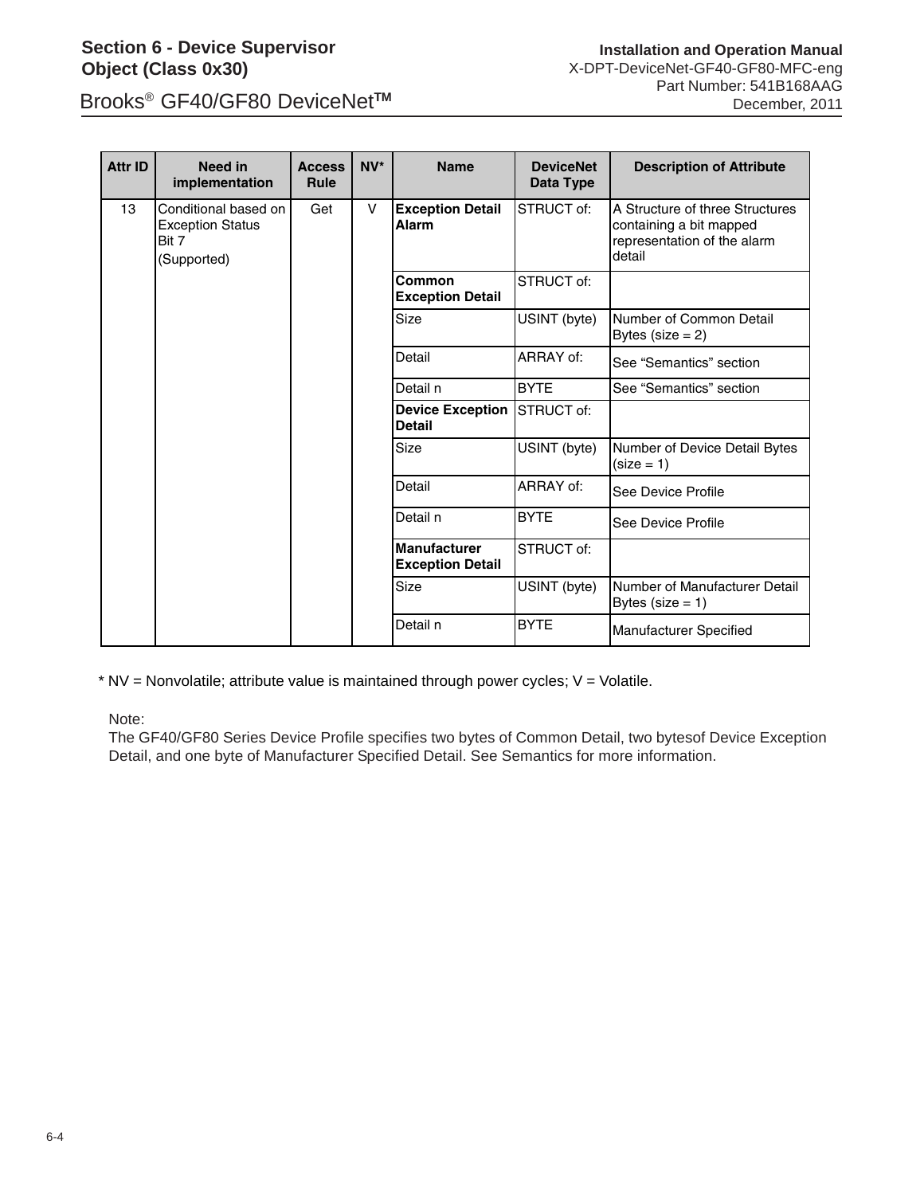| Attr ID | Need in implementation | Access Rule | NV* | Name | DeviceNet Data Type | Description of Attribute |
|---|---|---|---|---|---|---|
| 13 | Conditional based on Exception Status Bit 7 (Supported) | Get | V | **Exception Detail Alarm** | STRUCT of: | A Structure of three Structures containing a bit mapped representation of the alarm detail |
| | | | | **Common Exception Detail** | STRUCT of: | |
| | | | | Size | USINT (byte) | Number of Common Detail Bytes (size = 2) |
| | | | | Detail | ARRAY of: | See “Semantics” section |
| | | | | Detail n | BYTE | See “Semantics” section |
| | | | | **Device Exception Detail** | STRUCT of: | |
| | | | | Size | USINT (byte) | Number of Device Detail Bytes (size = 1) |
| | | | | Detail | ARRAY of: | See Device Profile |
| | | | | Detail n | BYTE | See Device Profile |
| | | | | **Manufacturer Exception Detail** | STRUCT of: | |
| | | | | Size | USINT (byte) | Number of Manufacturer Detail Bytes (size = 1) |
| | | | | Detail n | BYTE | Manufacturer Specified |

* NV = Nonvolatile; attribute value is maintained through power cycles; V = Volatile.

Note:
The GF40/GF80 Series Device Profile specifies two bytes of Common Detail, two bytesof Device Exception Detail, and one byte of Manufacturer Specified Detail. See Semantics for more information.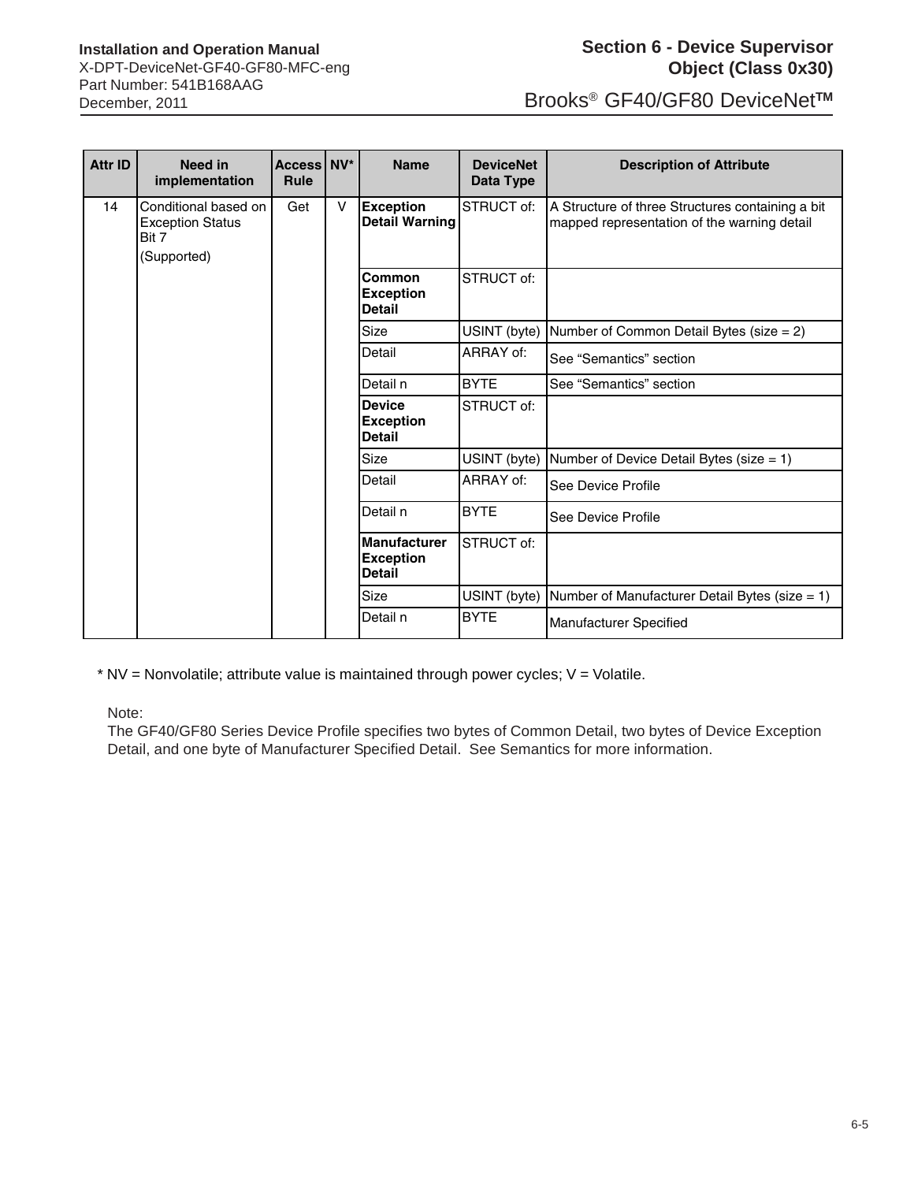| Attr ID | Need in implementation | Access Rule | NV* | Name | DeviceNet Data Type | Description of Attribute |
|---|---|---|---|---|---|---|
| 14 | Conditional based on Exception Status Bit 7 (Supported) | Get | V | **Exception Detail Warning** | STRUCT of: | A Structure of three Structures containing a bit mapped representation of the warning detail |
| | | | | **Common Exception Detail** | STRUCT of: | |
| | | | | Size | USINT (byte) | Number of Common Detail Bytes (size = 2) |
| | | | | Detail | ARRAY of: | See "Semantics" section |
| | | | | Detail n | BYTE | See "Semantics" section |
| | | | | **Device Exception Detail** | STRUCT of: | |
| | | | | Size | USINT (byte) | Number of Device Detail Bytes (size = 1) |
| | | | | Detail | ARRAY of: | See Device Profile |
| | | | | Detail n | BYTE | See Device Profile |
| | | | | **Manufacturer Exception Detail** | STRUCT of: | |
| | | | | Size | USINT (byte) | Number of Manufacturer Detail Bytes (size = 1) |
| | | | | Detail n | BYTE | Manufacturer Specified |

* NV = Nonvolatile; attribute value is maintained through power cycles; V = Volatile.

Note:
The GF40/GF80 Series Device Profile specifies two bytes of Common Detail, two bytes of Device Exception Detail, and one byte of Manufacturer Specified Detail. See Semantics for more information.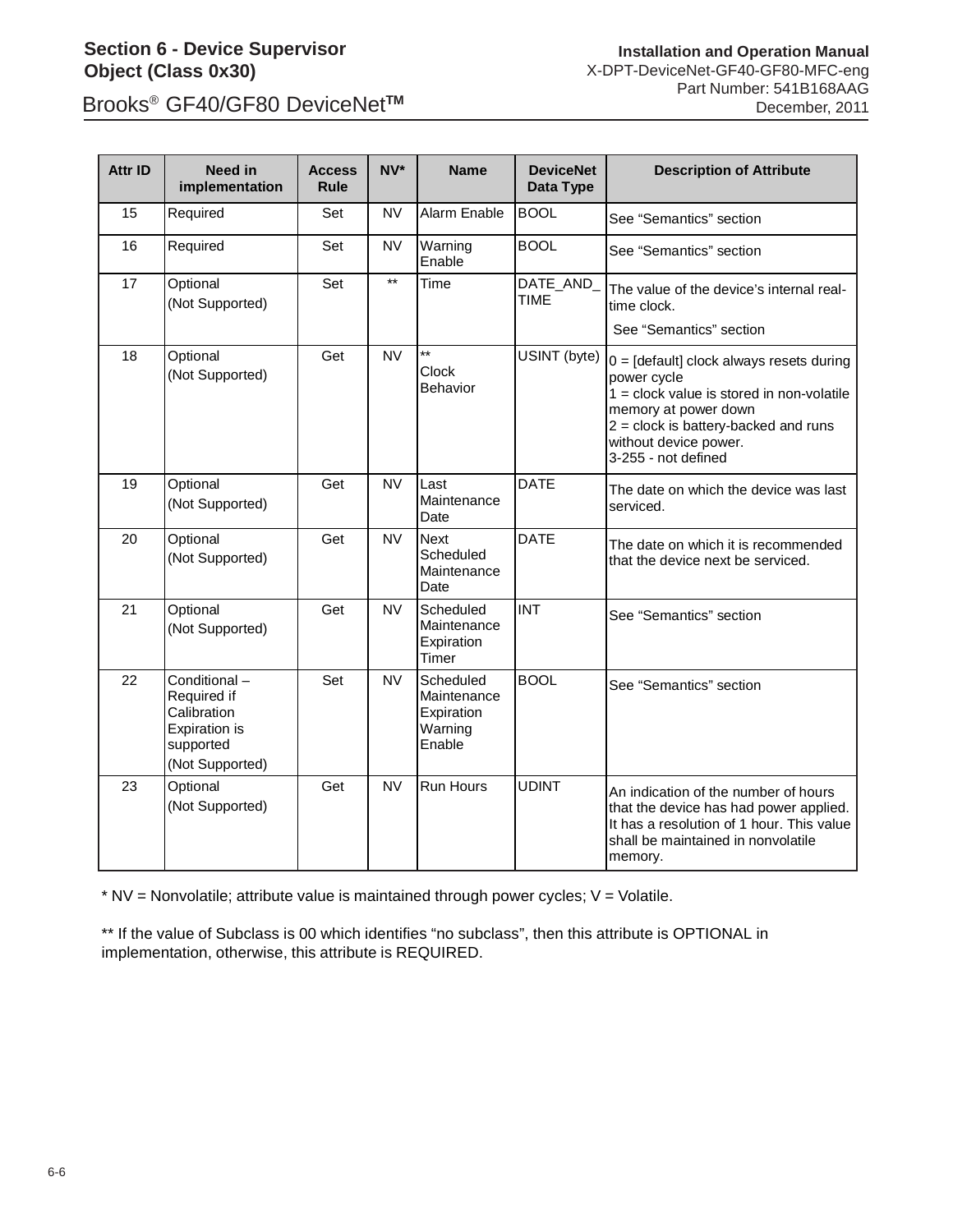| Attr ID | Need in implementation | Access Rule | NV* | Name | DeviceNet Data Type | Description of Attribute |
|---|---|---|---|---|---|---|
| 15 | Required | Set | NV | Alarm Enable | BOOL | See “Semantics” section |
| 16 | Required | Set | NV | Warning Enable | BOOL | See “Semantics” section |
| 17 | Optional (Not Supported) | Set | ** | Time | DATE_AND_TIME | The value of the device’s internal real-time clock. See “Semantics” section |
| 18 | Optional (Not Supported) | Get | NV | ** Clock Behavior | USINT (byte) | 0 = [default] clock always resets during power cycle<br>1 = clock value is stored in non-volatile memory at power down<br>2 = clock is battery-backed and runs without device power.<br>3-255 - not defined |
| 19 | Optional (Not Supported) | Get | NV | Last Maintenance Date | DATE | The date on which the device was last serviced. |
| 20 | Optional (Not Supported) | Get | NV | Next Scheduled Maintenance Date | DATE | The date on which it is recommended that the device next be serviced. |
| 21 | Optional (Not Supported) | Get | NV | Scheduled Maintenance Expiration Timer | INT | See “Semantics” section |
| 22 | Conditional – Required if Calibration Expiration is supported (Not Supported) | Set | NV | Scheduled Maintenance Expiration Warning Enable | BOOL | See “Semantics” section |
| 23 | Optional (Not Supported) | Get | NV | Run Hours | UDINT | An indication of the number of hours that the device has had power applied. It has a resolution of 1 hour. This value shall be maintained in nonvolatile memory. |

* NV = Nonvolatile; attribute value is maintained through power cycles; V = Volatile.

** If the value of Subclass is 00 which identifies “no subclass”, then this attribute is OPTIONAL in implementation, otherwise, this attribute is REQUIRED.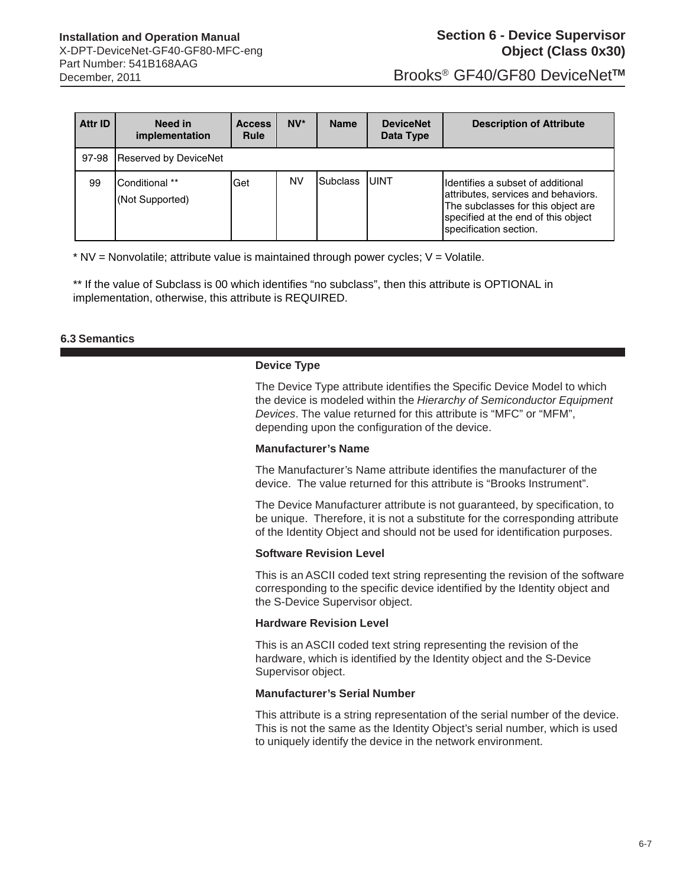| Attr ID | Need in implementation | Access Rule | NV* | Name | DeviceNet Data Type | Description of Attribute |
|---|---|---|---|---|---|---|
| 97-98 | Reserved by DeviceNet | | | | | |
| 99 | Conditional ** (Not Supported) | Get | NV | Subclass | UINT | Identifies a subset of additional attributes, services and behaviors. The subclasses for this object are specified at the end of this object specification section. |

* NV = Nonvolatile; attribute value is maintained through power cycles; V = Volatile.

** If the value of Subclass is 00 which identifies "no subclass", then this attribute is OPTIONAL in implementation, otherwise, this attribute is REQUIRED.

## 6.3 Semantics

**Device Type**

The Device Type attribute identifies the Specific Device Model to which the device is modeled within the *Hierarchy of Semiconductor Equipment Devices*. The value returned for this attribute is "MFC" or "MFM", depending upon the configuration of the device.

**Manufacturer's Name**

The Manufacturer's Name attribute identifies the manufacturer of the device. The value returned for this attribute is "Brooks Instrument".

The Device Manufacturer attribute is not guaranteed, by specification, to be unique. Therefore, it is not a substitute for the corresponding attribute of the Identity Object and should not be used for identification purposes.

**Software Revision Level**

This is an ASCII coded text string representing the revision of the software corresponding to the specific device identified by the Identity object and the S-Device Supervisor object.

**Hardware Revision Level**

This is an ASCII coded text string representing the revision of the hardware, which is identified by the Identity object and the S-Device Supervisor object.

**Manufacturer's Serial Number**

This attribute is a string representation of the serial number of the device. This is not the same as the Identity Object's serial number, which is used to uniquely identify the device in the network environment.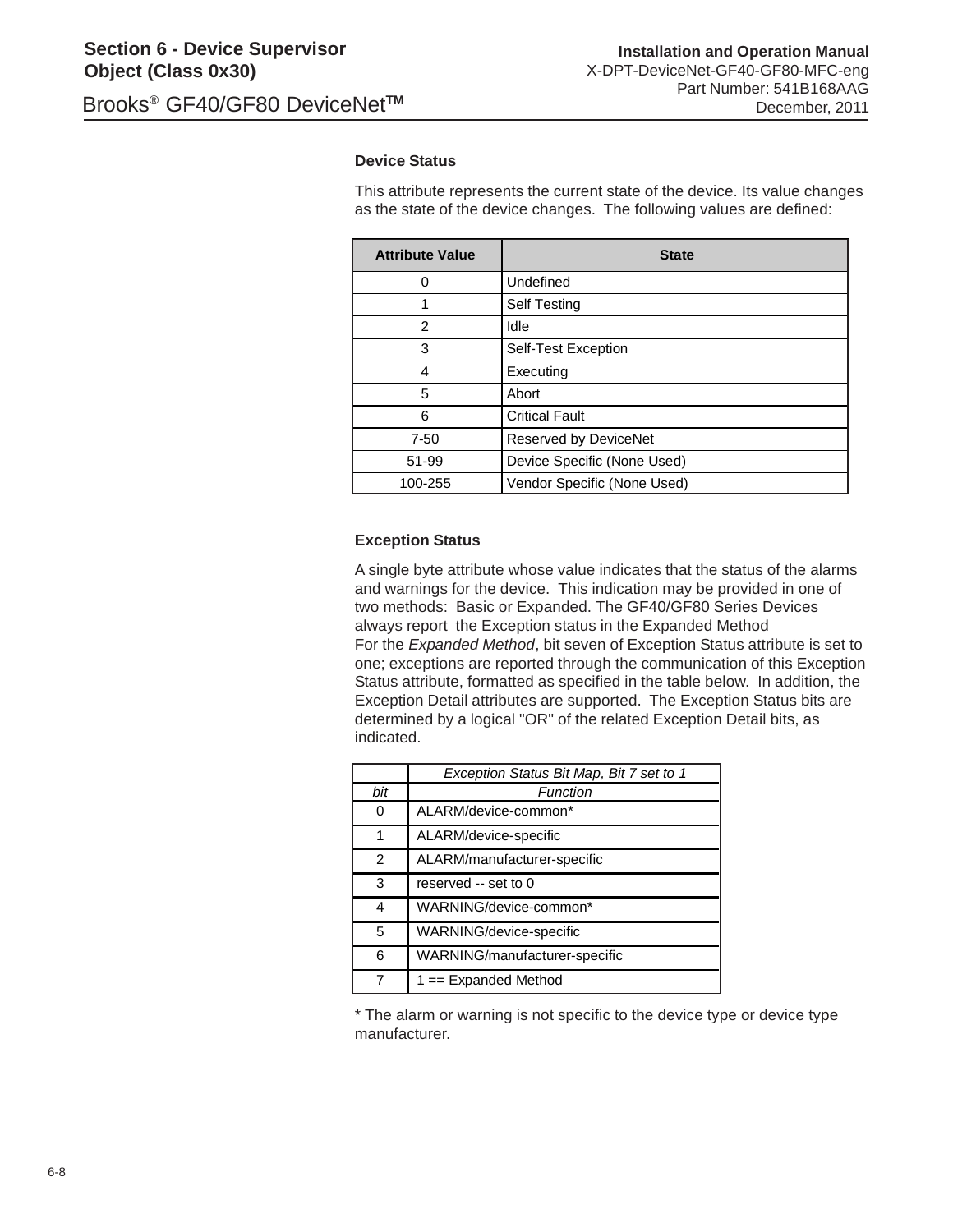### Device Status

This attribute represents the current state of the device. Its value changes as the state of the device changes. The following values are defined:

| Attribute Value | State |
|---|---|
| 0 | Undefined |
| 1 | Self Testing |
| 2 | Idle |
| 3 | Self-Test Exception |
| 4 | Executing |
| 5 | Abort |
| 6 | Critical Fault |
| 7-50 | Reserved by DeviceNet |
| 51-99 | Device Specific (None Used) |
| 100-255 | Vendor Specific (None Used) |

### Exception Status

A single byte attribute whose value indicates that the status of the alarms and warnings for the device. This indication may be provided in one of two methods: Basic or Expanded. The GF40/GF80 Series Devices always report the Exception status in the Expanded Method
For the *Expanded Method*, bit seven of Exception Status attribute is set to one; exceptions are reported through the communication of this Exception Status attribute, formatted as specified in the table below. In addition, the Exception Detail attributes are supported. The Exception Status bits are determined by a logical "OR" of the related Exception Detail bits, as indicated.

| | *Exception Status Bit Map, Bit 7 set to 1* |
|---|---|
| *bit* | *Function* |
| 0 | ALARM/device-common* |
| 1 | ALARM/device-specific |
| 2 | ALARM/manufacturer-specific |
| 3 | reserved -- set to 0 |
| 4 | WARNING/device-common* |
| 5 | WARNING/device-specific |
| 6 | WARNING/manufacturer-specific |
| 7 | 1 == Expanded Method |

* The alarm or warning is not specific to the device type or device type manufacturer.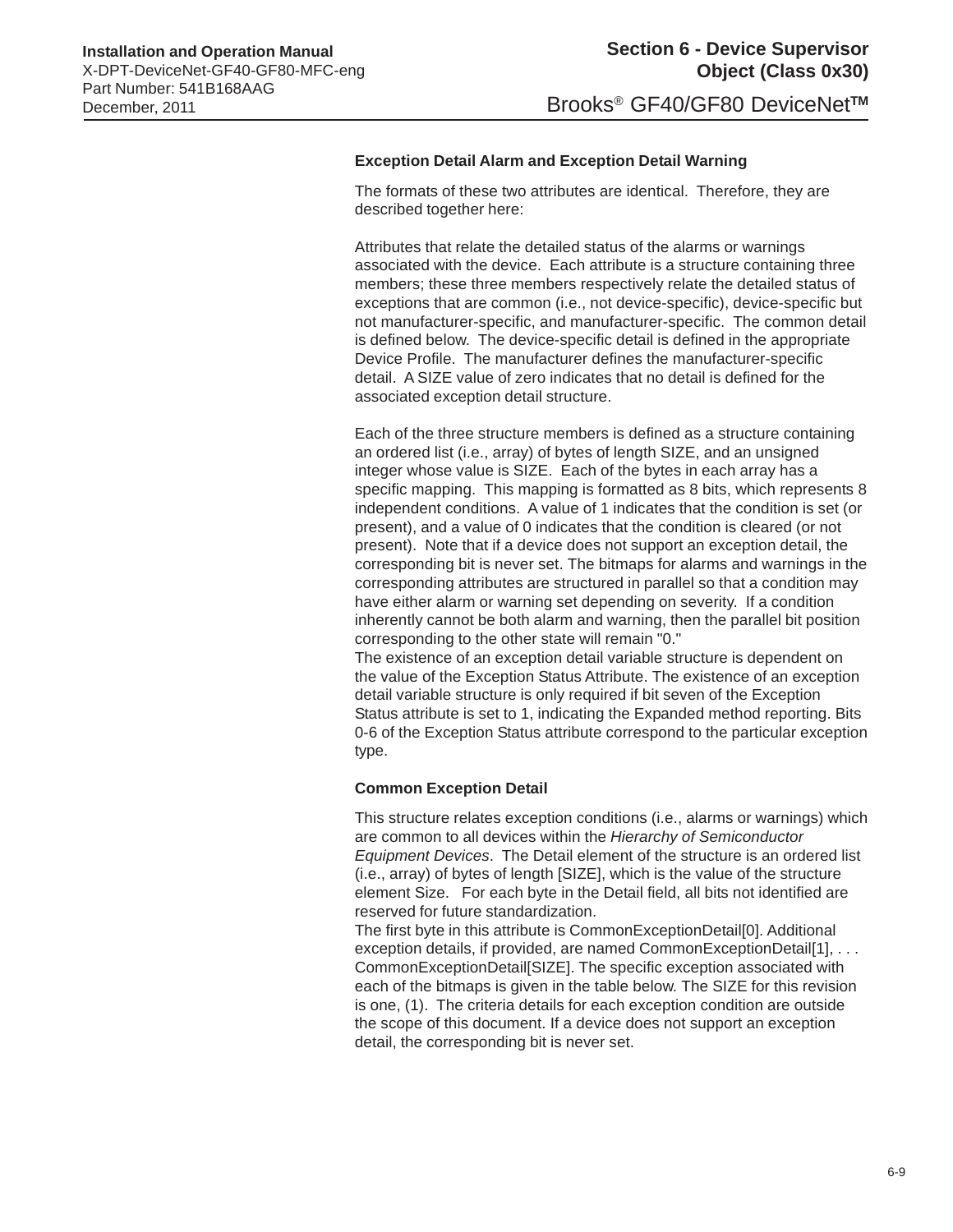### Exception Detail Alarm and Exception Detail Warning

The formats of these two attributes are identical. Therefore, they are described together here:

Attributes that relate the detailed status of the alarms or warnings associated with the device. Each attribute is a structure containing three members; these three members respectively relate the detailed status of exceptions that are common (i.e., not device-specific), device-specific but not manufacturer-specific, and manufacturer-specific. The common detail is defined below. The device-specific detail is defined in the appropriate Device Profile. The manufacturer defines the manufacturer-specific detail. A SIZE value of zero indicates that no detail is defined for the associated exception detail structure.

Each of the three structure members is defined as a structure containing an ordered list (i.e., array) of bytes of length SIZE, and an unsigned integer whose value is SIZE. Each of the bytes in each array has a specific mapping. This mapping is formatted as 8 bits, which represents 8 independent conditions. A value of 1 indicates that the condition is set (or present), and a value of 0 indicates that the condition is cleared (or not present). Note that if a device does not support an exception detail, the corresponding bit is never set. The bitmaps for alarms and warnings in the corresponding attributes are structured in parallel so that a condition may have either alarm or warning set depending on severity. If a condition inherently cannot be both alarm and warning, then the parallel bit position corresponding to the other state will remain "0."
The existence of an exception detail variable structure is dependent on the value of the Exception Status Attribute. The existence of an exception detail variable structure is only required if bit seven of the Exception Status attribute is set to 1, indicating the Expanded method reporting. Bits 0-6 of the Exception Status attribute correspond to the particular exception type.

### Common Exception Detail

This structure relates exception conditions (i.e., alarms or warnings) which are common to all devices within the *Hierarchy of Semiconductor Equipment Devices*. The Detail element of the structure is an ordered list (i.e., array) of bytes of length [SIZE], which is the value of the structure element Size. For each byte in the Detail field, all bits not identified are reserved for future standardization.
The first byte in this attribute is CommonExceptionDetail[0]. Additional exception details, if provided, are named CommonExceptionDetail[1], . . . CommonExceptionDetail[SIZE]. The specific exception associated with each of the bitmaps is given in the table below. The SIZE for this revision is one, (1). The criteria details for each exception condition are outside the scope of this document. If a device does not support an exception detail, the corresponding bit is never set.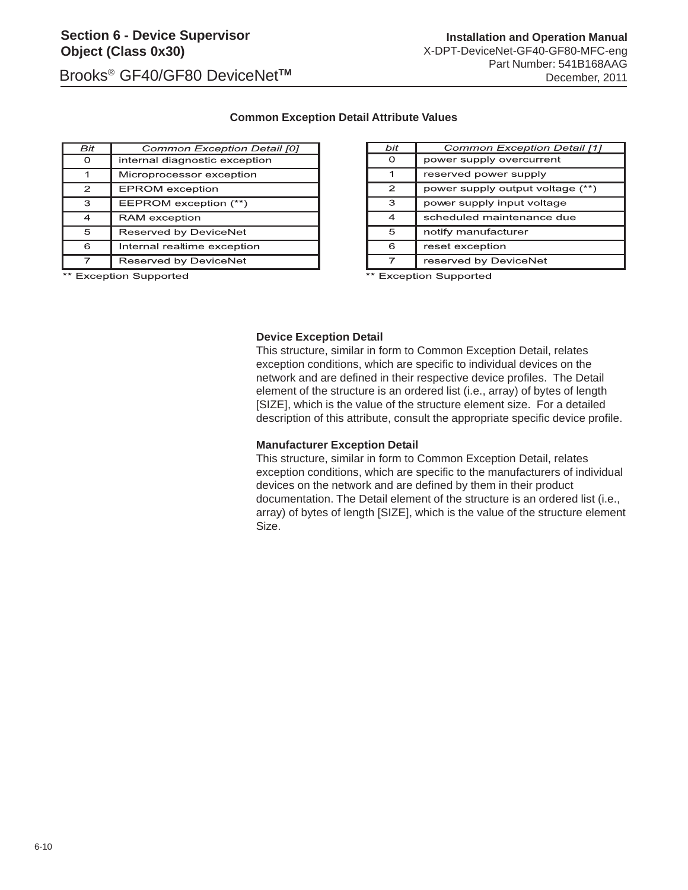**Common Exception Detail Attribute Values**

| *Bit* | *Common Exception Detail [0]* |
|---|---|
| 0 | internal diagnostic exception |
| 1 | Microprocessor exception |
| 2 | EPROM exception |
| 3 | EEPROM exception (**) |
| 4 | RAM exception |
| 5 | Reserved by DeviceNet |
| 6 | Internal real-time exception |
| 7 | Reserved by DeviceNet |

** Exception Supported

| *bit* | *Common Exception Detail [1]* |
|---|---|
| 0 | power supply overcurrent |
| 1 | reserved power supply |
| 2 | power supply output voltage (**) |
| 3 | power supply input voltage |
| 4 | scheduled maintenance due |
| 5 | notify manufacturer |
| 6 | reset exception |
| 7 | reserved by DeviceNet |

** Exception Supported

**Device Exception Detail**
This structure, similar in form to Common Exception Detail, relates exception conditions, which are specific to individual devices on the network and are defined in their respective device profiles. The Detail element of the structure is an ordered list (i.e., array) of bytes of length [SIZE], which is the value of the structure element size. For a detailed description of this attribute, consult the appropriate specific device profile.

**Manufacturer Exception Detail**
This structure, similar in form to Common Exception Detail, relates exception conditions, which are specific to the manufacturers of individual devices on the network and are defined by them in their product documentation. The Detail element of the structure is an ordered list (i.e., array) of bytes of length [SIZE], which is the value of the structure element Size.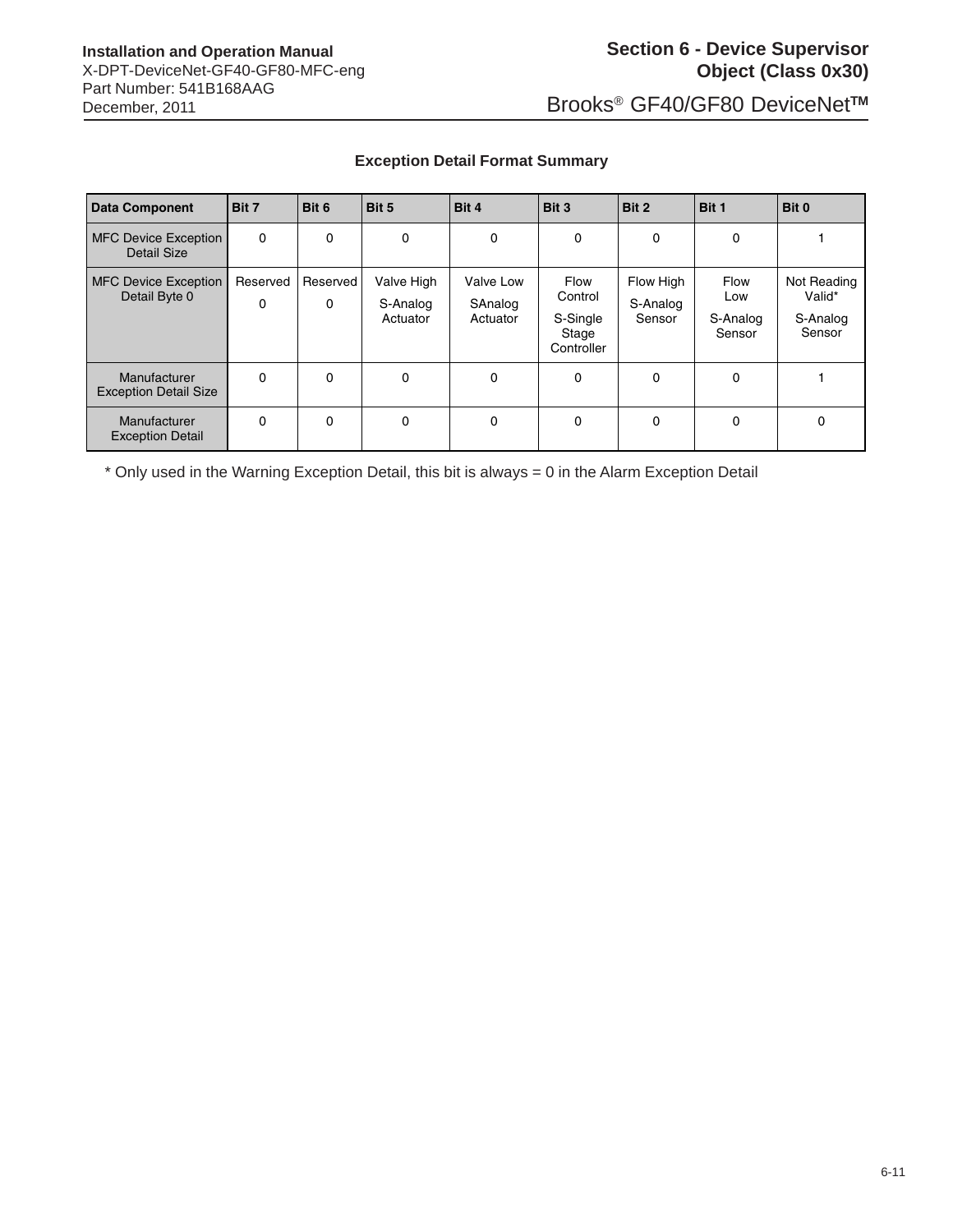**Exception Detail Format Summary**

| Data Component | Bit 7 | Bit 6 | Bit 5 | Bit 4 | Bit 3 | Bit 2 | Bit 1 | Bit 0 |
|---|---|---|---|---|---|---|---|---|
| MFC Device Exception Detail Size | 0 | 0 | 0 | 0 | 0 | 0 | 0 | 1 |
| MFC Device Exception Detail Byte 0 | Reserved 0 | Reserved 0 | Valve High S-Analog Actuator | Valve Low SAnalog Actuator | Flow Control S-Single Stage Controller | Flow High S-Analog Sensor | Flow Low S-Analog Sensor | Not Reading Valid* S-Analog Sensor |
| Manufacturer Exception Detail Size | 0 | 0 | 0 | 0 | 0 | 0 | 0 | 1 |
| Manufacturer Exception Detail | 0 | 0 | 0 | 0 | 0 | 0 | 0 | 0 |

* Only used in the Warning Exception Detail, this bit is always = 0 in the Alarm Exception Detail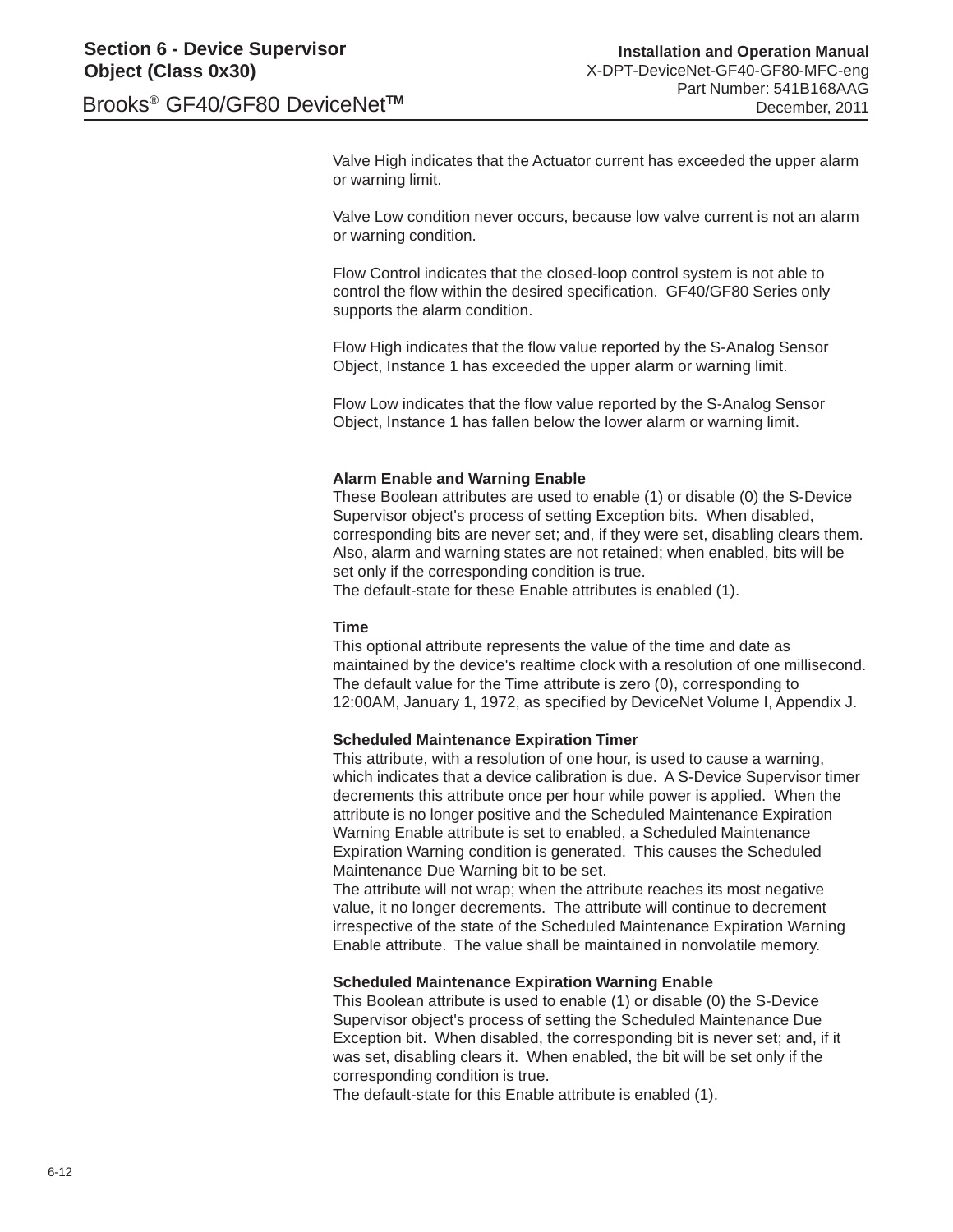Valve High indicates that the Actuator current has exceeded the upper alarm or warning limit.

Valve Low condition never occurs, because low valve current is not an alarm or warning condition.

Flow Control indicates that the closed-loop control system is not able to control the flow within the desired specification. GF40/GF80 Series only supports the alarm condition.

Flow High indicates that the flow value reported by the S-Analog Sensor Object, Instance 1 has exceeded the upper alarm or warning limit.

Flow Low indicates that the flow value reported by the S-Analog Sensor Object, Instance 1 has fallen below the lower alarm or warning limit.

**Alarm Enable and Warning Enable**
These Boolean attributes are used to enable (1) or disable (0) the S-Device Supervisor object's process of setting Exception bits. When disabled, corresponding bits are never set; and, if they were set, disabling clears them. Also, alarm and warning states are not retained; when enabled, bits will be set only if the corresponding condition is true.
The default-state for these Enable attributes is enabled (1).

**Time**
This optional attribute represents the value of the time and date as maintained by the device's realtime clock with a resolution of one millisecond. The default value for the Time attribute is zero (0), corresponding to 12:00AM, January 1, 1972, as specified by DeviceNet Volume I, Appendix J.

**Scheduled Maintenance Expiration Timer**
This attribute, with a resolution of one hour, is used to cause a warning, which indicates that a device calibration is due. A S-Device Supervisor timer decrements this attribute once per hour while power is applied. When the attribute is no longer positive and the Scheduled Maintenance Expiration Warning Enable attribute is set to enabled, a Scheduled Maintenance Expiration Warning condition is generated. This causes the Scheduled Maintenance Due Warning bit to be set.
The attribute will not wrap; when the attribute reaches its most negative value, it no longer decrements. The attribute will continue to decrement irrespective of the state of the Scheduled Maintenance Expiration Warning Enable attribute. The value shall be maintained in nonvolatile memory.

**Scheduled Maintenance Expiration Warning Enable**
This Boolean attribute is used to enable (1) or disable (0) the S-Device Supervisor object's process of setting the Scheduled Maintenance Due Exception bit. When disabled, the corresponding bit is never set; and, if it was set, disabling clears it. When enabled, the bit will be set only if the corresponding condition is true.
The default-state for this Enable attribute is enabled (1).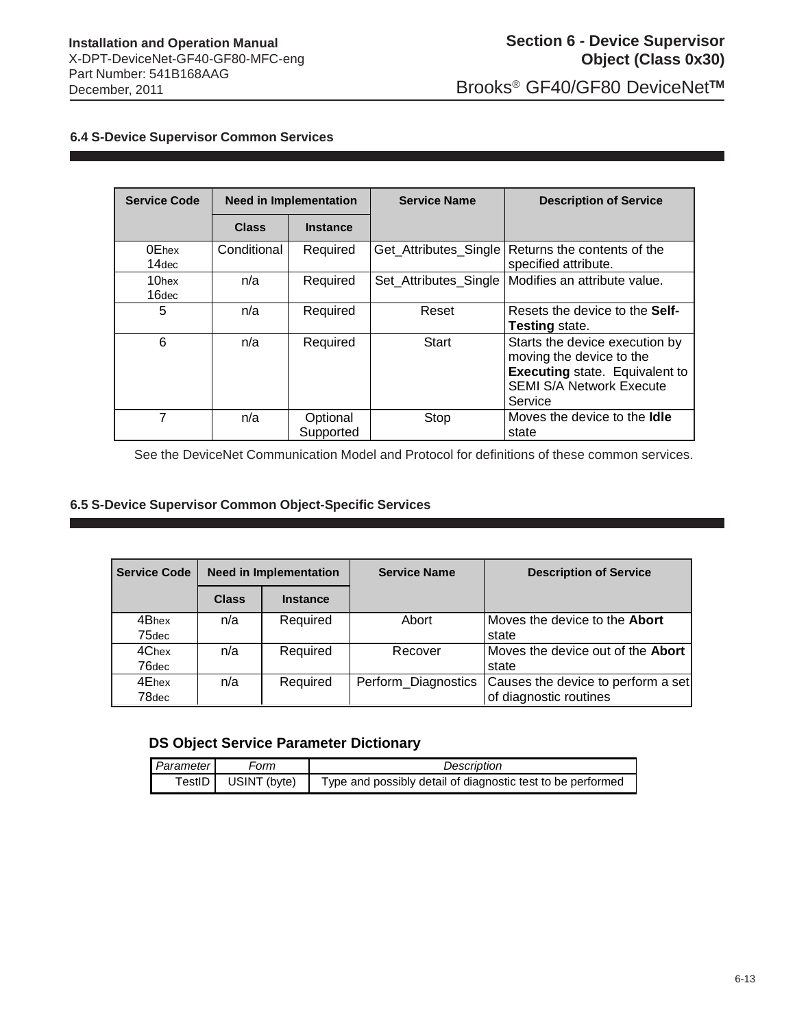### 6.4 S-Device Supervisor Common Services

| Service Code | Need in Implementation | | Service Name | Description of Service |
|---|---|---|---|---|
| | Class | Instance | | |
| 0Ehex 14dec | Conditional | Required | Get_Attributes_Single | Returns the contents of the specified attribute. |
| 10hex 16dec | n/a | Required | Set_Attributes_Single | Modifies an attribute value. |
| 5 | n/a | Required | Reset | Resets the device to the **Self-Testing** state. |
| 6 | n/a | Required | Start | Starts the device execution by moving the device to the **Executing** state. Equivalent to SEMI S/A Network Execute Service |
| 7 | n/a | Optional Supported | Stop | Moves the device to the **Idle** state |

See the DeviceNet Communication Model and Protocol for definitions of these common services.

### 6.5 S-Device Supervisor Common Object-Specific Services

| Service Code | Need in Implementation | | Service Name | Description of Service |
|---|---|---|---|---|
| | Class | Instance | | |
| 4Bhex 75dec | n/a | Required | Abort | Moves the device to the **Abort** state |
| 4Chex 76dec | n/a | Required | Recover | Moves the device out of the **Abort** state |
| 4Ehex 78dec | n/a | Required | Perform_Diagnostics | Causes the device to perform a set of diagnostic routines |

**DS Object Service Parameter Dictionary**

| *Parameter* | *Form* | *Description* |
|---|---|---|
| TestID | USINT (byte) | Type and possibly detail of diagnostic test to be performed |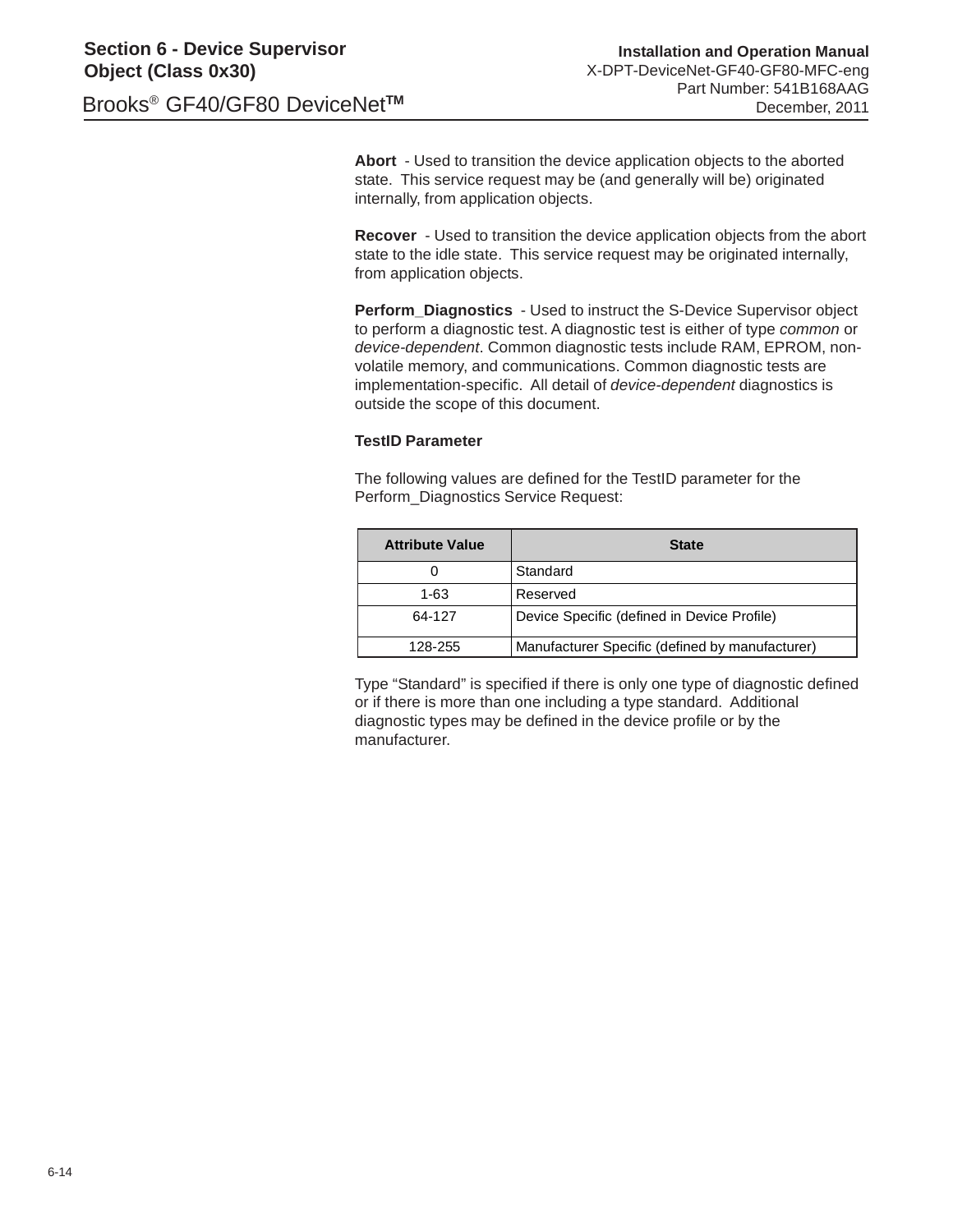**Abort** - Used to transition the device application objects to the aborted state. This service request may be (and generally will be) originated internally, from application objects.

**Recover** - Used to transition the device application objects from the abort state to the idle state. This service request may be originated internally, from application objects.

**Perform_Diagnostics** - Used to instruct the S-Device Supervisor object to perform a diagnostic test. A diagnostic test is either of type *common* or *device-dependent*. Common diagnostic tests include RAM, EPROM, non-volatile memory, and communications. Common diagnostic tests are implementation-specific. All detail of *device-dependent* diagnostics is outside the scope of this document.

**TestID Parameter**

The following values are defined for the TestID parameter for the Perform_Diagnostics Service Request:

| Attribute Value | State |
|---|---|
| 0 | Standard |
| 1-63 | Reserved |
| 64-127 | Device Specific (defined in Device Profile) |
| 128-255 | Manufacturer Specific (defined by manufacturer) |

Type “Standard” is specified if there is only one type of diagnostic defined or if there is more than one including a type standard. Additional diagnostic types may be defined in the device profile or by the manufacturer.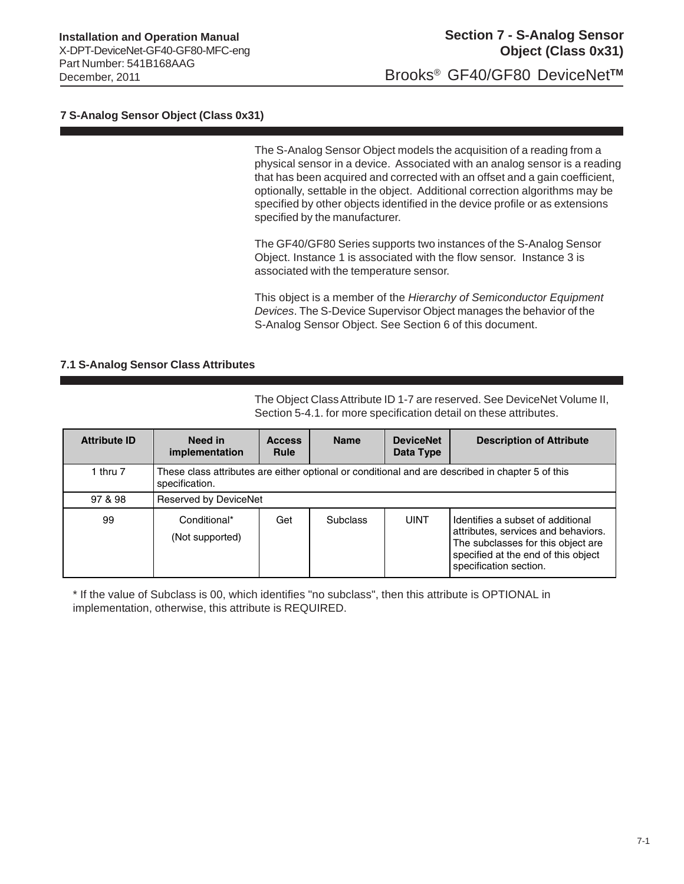# 7 S-Analog Sensor Object (Class 0x31)

The S-Analog Sensor Object models the acquisition of a reading from a physical sensor in a device. Associated with an analog sensor is a reading that has been acquired and corrected with an offset and a gain coefficient, optionally, settable in the object. Additional correction algorithms may be specified by other objects identified in the device profile or as extensions specified by the manufacturer.

The GF40/GF80 Series supports two instances of the S-Analog Sensor Object. Instance 1 is associated with the flow sensor. Instance 3 is associated with the temperature sensor.

This object is a member of the *Hierarchy of Semiconductor Equipment Devices*. The S-Device Supervisor Object manages the behavior of the S-Analog Sensor Object. See Section 6 of this document.

## 7.1 S-Analog Sensor Class Attributes

The Object Class Attribute ID 1-7 are reserved. See DeviceNet Volume II, Section 5-4.1. for more specification detail on these attributes.

| Attribute ID | Need in implementation | Access Rule | Name | DeviceNet Data Type | Description of Attribute |
|---|---|---|---|---|---|
| 1 thru 7 | These class attributes are either optional or conditional and are described in chapter 5 of this specification. | | | | |
| 97 & 98 | Reserved by DeviceNet | | | | |
| 99 | Conditional* (Not supported) | Get | Subclass | UINT | Identifies a subset of additional attributes, services and behaviors. The subclasses for this object are specified at the end of this object specification section. |

* If the value of Subclass is 00, which identifies "no subclass", then this attribute is OPTIONAL in implementation, otherwise, this attribute is REQUIRED.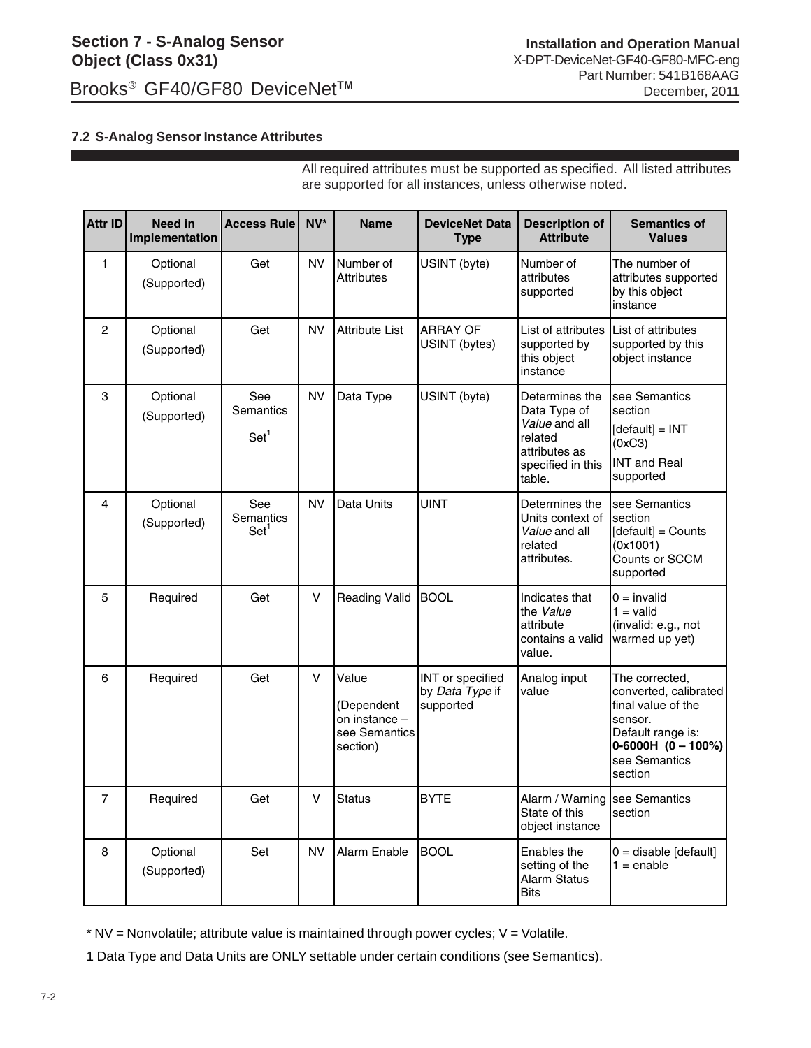### 7.2 S-Analog Sensor Instance Attributes

All required attributes must be supported as specified. All listed attributes are supported for all instances, unless otherwise noted.

| Attr ID | Need in Implementation | Access Rule | NV* | Name | DeviceNet Data Type | Description of Attribute | Semantics of Values |
|---|---|---|---|---|---|---|---|
| 1 | Optional (Supported) | Get | NV | Number of Attributes | USINT (byte) | Number of attributes supported | The number of attributes supported by this object instance |
| 2 | Optional (Supported) | Get | NV | Attribute List | ARRAY OF USINT (bytes) | List of attributes supported by this object instance | List of attributes supported by this object instance |
| 3 | Optional (Supported) | See Semantics Set[1] | NV | Data Type | USINT (byte) | Determines the Data Type of *Value* and all related attributes as specified in this table. | see Semantics section [default] = INT (0xC3) INT and Real supported |
| 4 | Optional (Supported) | See Semantics Set[1] | NV | Data Units | UINT | Determines the Units context of *Value* and all related attributes. | see Semantics section [default] = Counts (0x1001) Counts or SCCM supported |
| 5 | Required | Get | V | Reading Valid | BOOL | Indicates that the *Value* attribute contains a valid value. | 0 = invalid 1 = valid (invalid: e.g., not warmed up yet) |
| 6 | Required | Get | V | Value (Dependent on instance – see Semantics section) | INT or specified by *Data Type* if supported | Analog input value | The corrected, converted, calibrated final value of the sensor. Default range is: **0-6000H (0 – 100%)** see Semantics section |
| 7 | Required | Get | V | Status | BYTE | Alarm / Warning State of this object instance | see Semantics section |
| 8 | Optional (Supported) | Set | NV | Alarm Enable | BOOL | Enables the setting of the Alarm Status Bits | 0 = disable [default] 1 = enable |

* NV = Nonvolatile; attribute value is maintained through power cycles; V = Volatile.

1 Data Type and Data Units are ONLY settable under certain conditions (see Semantics).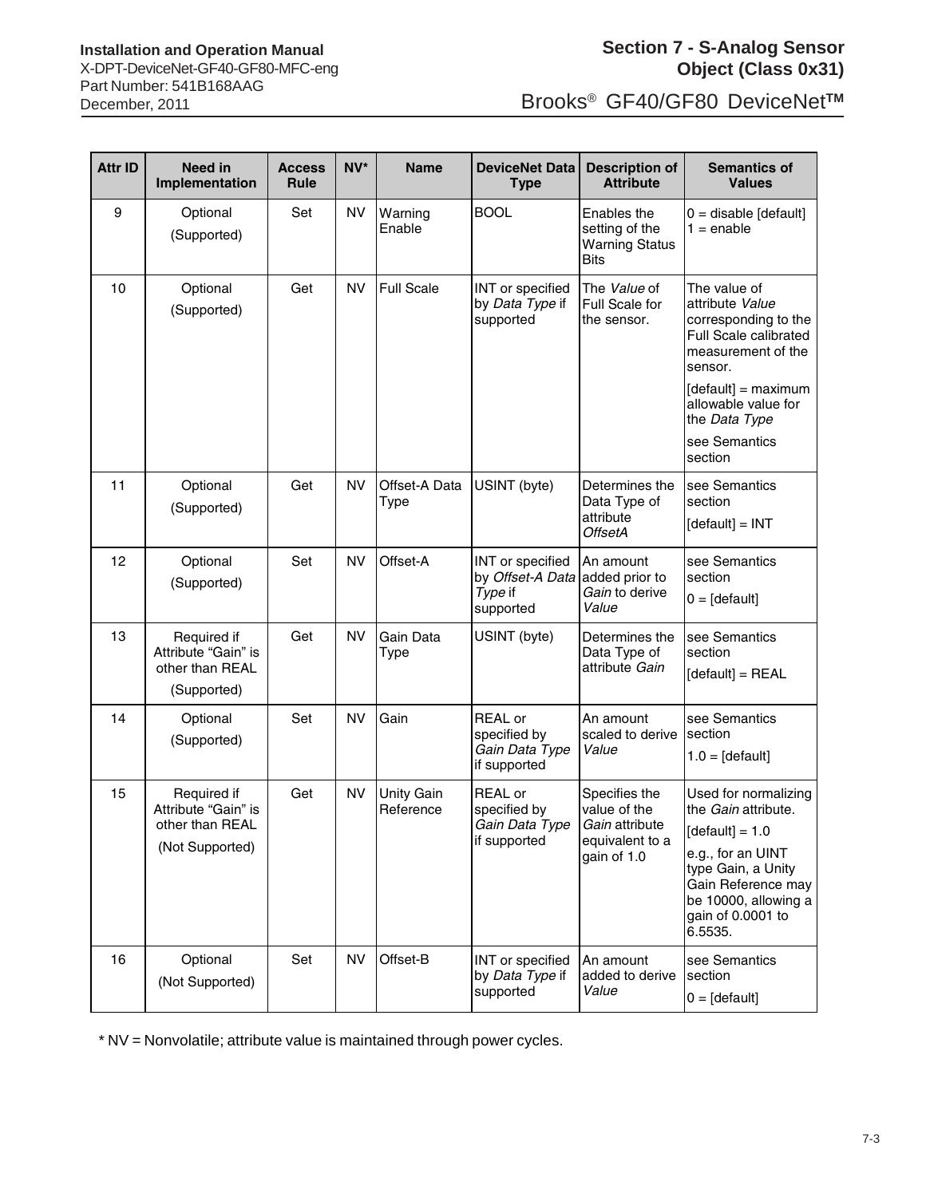| Attr ID | Need in Implementation | Access Rule | NV* | Name | DeviceNet Data Type | Description of Attribute | Semantics of Values |
|---|---|---|---|---|---|---|---|
| 9 | Optional (Supported) | Set | NV | Warning Enable | BOOL | Enables the setting of the Warning Status Bits | 0 = disable [default] 1 = enable |
| 10 | Optional (Supported) | Get | NV | Full Scale | INT or specified by *Data Type* if supported | The *Value* of Full Scale for the sensor. | The value of attribute *Value* corresponding to the Full Scale calibrated measurement of the sensor. [default] = maximum allowable value for the *Data Type* see Semantics section |
| 11 | Optional (Supported) | Get | NV | Offset-A Data Type | USINT (byte) | Determines the Data Type of attribute *OffsetA* | see Semantics section [default] = INT |
| 12 | Optional (Supported) | Set | NV | Offset-A | INT or specified by *Offset-A Data Type* if supported | An amount added prior to *Gain* to derive *Value* | see Semantics section 0 = [default] |
| 13 | Required if Attribute "Gain" is other than REAL (Supported) | Get | NV | Gain Data Type | USINT (byte) | Determines the Data Type of attribute *Gain* | see Semantics section [default] = REAL |
| 14 | Optional (Supported) | Set | NV | Gain | REAL or specified by *Gain Data Type* if supported | An amount scaled to derive *Value* | see Semantics section 1.0 = [default] |
| 15 | Required if Attribute "Gain" is other than REAL (Not Supported) | Get | NV | Unity Gain Reference | REAL or specified by *Gain Data Type* if supported | Specifies the value of the *Gain* attribute equivalent to a gain of 1.0 | Used for normalizing the *Gain* attribute. [default] = 1.0 e.g., for an UINT type Gain, a Unity Gain Reference may be 10000, allowing a gain of 0.0001 to 6.5535. |
| 16 | Optional (Not Supported) | Set | NV | Offset-B | INT or specified by *Data Type* if supported | An amount added to derive *Value* | see Semantics section 0 = [default] |

* NV = Nonvolatile; attribute value is maintained through power cycles.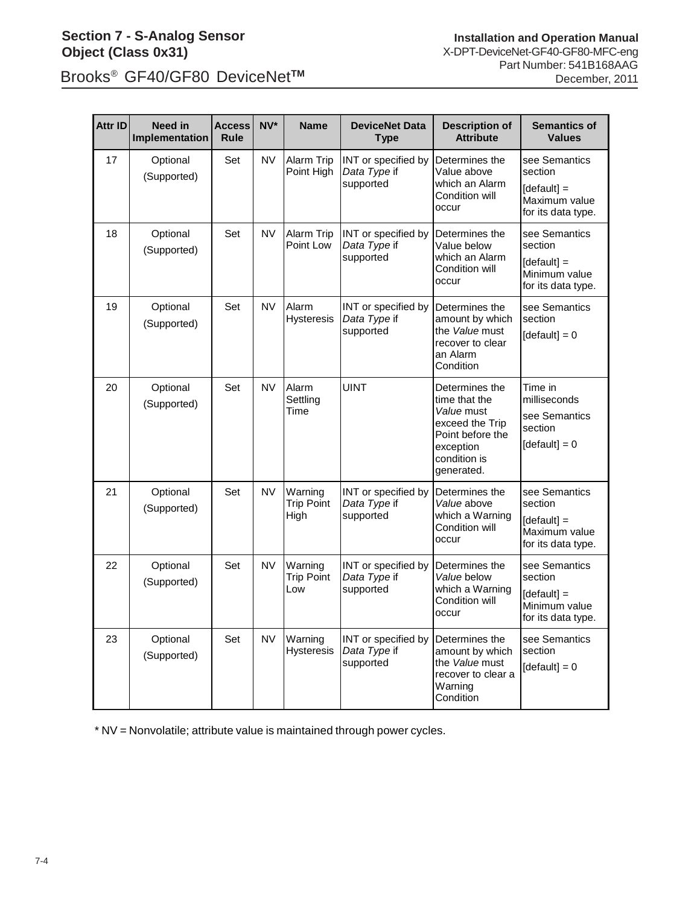| Attr ID | Need in Implementation | Access Rule | NV* | Name | DeviceNet Data Type | Description of Attribute | Semantics of Values |
|---|---|---|---|---|---|---|---|
| 17 | Optional (Supported) | Set | NV | Alarm Trip Point High | INT or specified by *Data Type* if supported | Determines the Value above which an Alarm Condition will occur | see Semantics section [default] = Maximum value for its data type. |
| 18 | Optional (Supported) | Set | NV | Alarm Trip Point Low | INT or specified by *Data Type* if supported | Determines the Value below which an Alarm Condition will occur | see Semantics section [default] = Minimum value for its data type. |
| 19 | Optional (Supported) | Set | NV | Alarm Hysteresis | INT or specified by *Data Type* if supported | Determines the amount by which the *Value* must recover to clear an Alarm Condition | see Semantics section [default] = 0 |
| 20 | Optional (Supported) | Set | NV | Alarm Settling Time | UINT | Determines the time that the *Value* must exceed the Trip Point before the exception condition is generated. | Time in milliseconds see Semantics section [default] = 0 |
| 21 | Optional (Supported) | Set | NV | Warning Trip Point High | INT or specified by *Data Type* if supported | Determines the *Value* above which a Warning Condition will occur | see Semantics section [default] = Maximum value for its data type. |
| 22 | Optional (Supported) | Set | NV | Warning Trip Point Low | INT or specified by *Data Type* if supported | Determines the *Value* below which a Warning Condition will occur | see Semantics section [default] = Minimum value for its data type. |
| 23 | Optional (Supported) | Set | NV | Warning Hysteresis | INT or specified by *Data Type* if supported | Determines the amount by which the *Value* must recover to clear a Warning Condition | see Semantics section [default] = 0 |

* NV = Nonvolatile; attribute value is maintained through power cycles.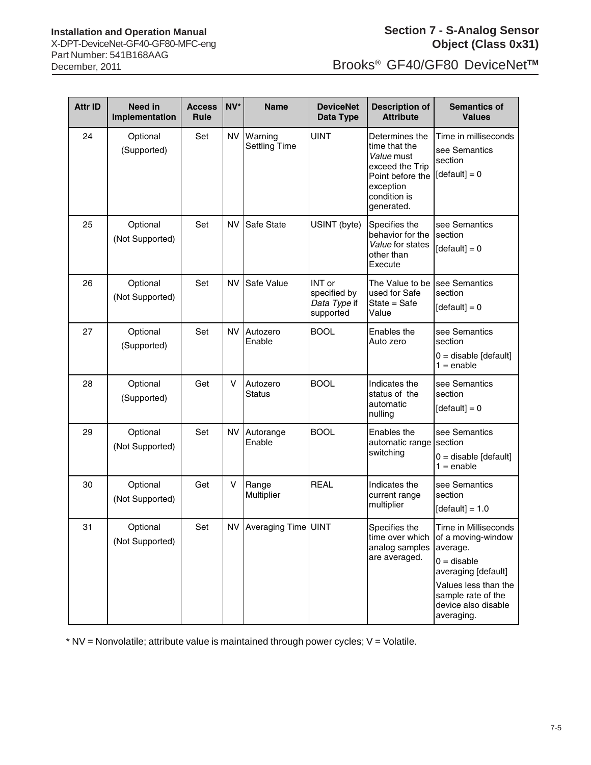| Attr ID | Need in Implementation | Access Rule | NV* | Name | DeviceNet Data Type | Description of Attribute | Semantics of Values |
|---|---|---|---|---|---|---|---|
| 24 | Optional (Supported) | Set | NV | Warning Settling Time | UINT | Determines the time that the *Value* must exceed the Trip Point before the exception condition is generated. | Time in milliseconds see Semantics section [default] = 0 |
| 25 | Optional (Not Supported) | Set | NV | Safe State | USINT (byte) | Specifies the behavior for the *Value* for states other than Execute | see Semantics section [default] = 0 |
| 26 | Optional (Not Supported) | Set | NV | Safe Value | INT or specified by *Data Type* if supported | The Value to be used for Safe State = Safe Value | see Semantics section [default] = 0 |
| 27 | Optional (Supported) | Set | NV | Autozero Enable | BOOL | Enables the Auto zero | see Semantics section 0 = disable [default] 1 = enable |
| 28 | Optional (Supported) | Get | V | Autozero Status | BOOL | Indicates the status of the automatic nulling | see Semantics section [default] = 0 |
| 29 | Optional (Not Supported) | Set | NV | Autorange Enable | BOOL | Enables the automatic range switching | see Semantics section 0 = disable [default] 1 = enable |
| 30 | Optional (Not Supported) | Get | V | Range Multiplier | REAL | Indicates the current range multiplier | see Semantics section [default] = 1.0 |
| 31 | Optional (Not Supported) | Set | NV | Averaging Time | UINT | Specifies the time over which analog samples are averaged. | Time in Milliseconds of a moving-window average. 0 = disable averaging [default] Values less than the sample rate of the device also disable averaging. |

* NV = Nonvolatile; attribute value is maintained through power cycles; V = Volatile.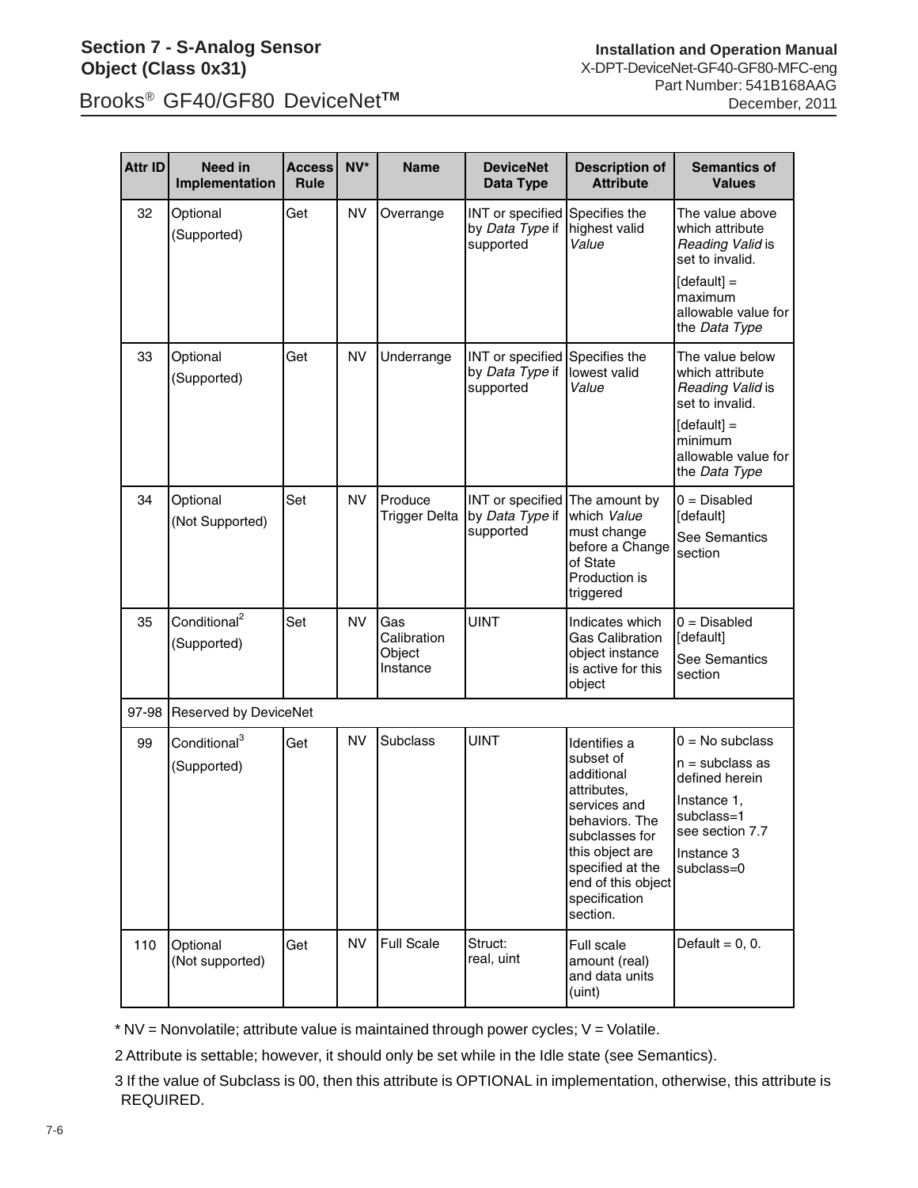| Attr ID | Need in Implementation | Access Rule | NV* | Name | DeviceNet Data Type | Description of Attribute | Semantics of Values |
|---|---|---|---|---|---|---|---|
| 32 | Optional (Supported) | Get | NV | Overrange | INT or specified by *Data Type* if supported | Specifies the highest valid *Value* | The value above which attribute *Reading Valid* is set to invalid. [default] = maximum allowable value for the *Data Type* |
| 33 | Optional (Supported) | Get | NV | Underrange | INT or specified by *Data Type* if supported | Specifies the lowest valid *Value* | The value below which attribute *Reading Valid* is set to invalid. [default] = minimum allowable value for the *Data Type* |
| 34 | Optional (Not Supported) | Set | NV | Produce Trigger Delta | INT or specified by *Data Type* if supported | The amount by which *Value* must change before a Change of State Production is triggered | 0 = Disabled [default] See Semantics section |
| 35 | Conditional[2] (Supported) | Set | NV | Gas Calibration Object Instance | UINT | Indicates which Gas Calibration object instance is active for this object | 0 = Disabled [default] See Semantics section |
| 97-98 | Reserved by DeviceNet | | | | | | |
| 99 | Conditional[3] (Supported) | Get | NV | Subclass | UINT | Identifies a subset of additional attributes, services and behaviors. The subclasses for this object are specified at the end of this object specification section. | 0 = No subclass n = subclass as defined herein Instance 1, subclass=1 see section 7.7 Instance 3 subclass=0 |
| 110 | Optional (Not supported) | Get | NV | Full Scale | Struct: real, uint | Full scale amount (real) and data units (uint) | Default = 0, 0. |

* NV = Nonvolatile; attribute value is maintained through power cycles; V = Volatile.

2 Attribute is settable; however, it should only be set while in the Idle state (see Semantics).

3 If the value of Subclass is 00, then this attribute is OPTIONAL in implementation, otherwise, this attribute is REQUIRED.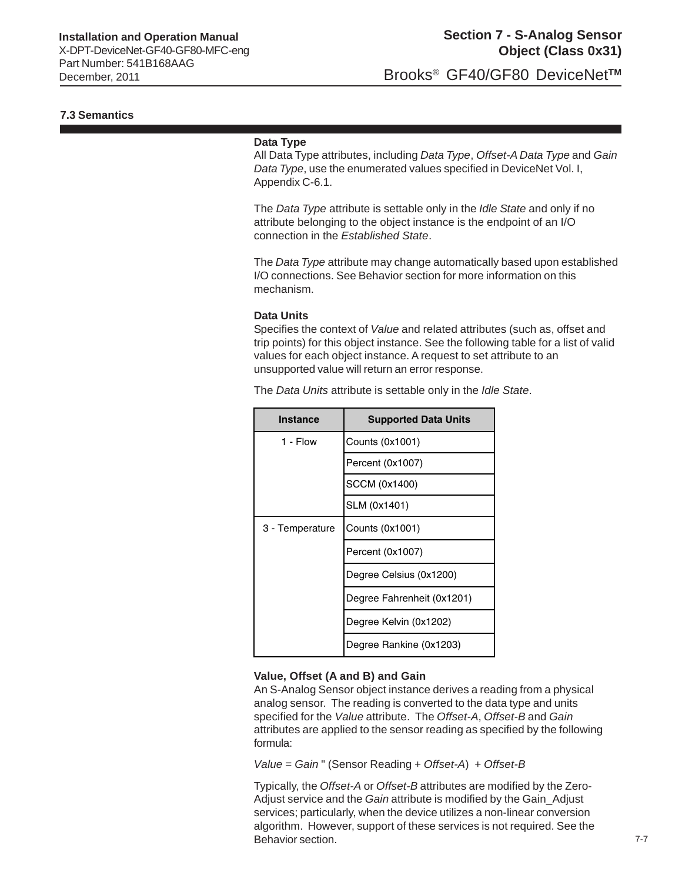## 7.3 Semantics

**Data Type**

All Data Type attributes, including *Data Type*, *Offset-A Data Type* and *Gain Data Type*, use the enumerated values specified in DeviceNet Vol. I, Appendix C-6.1.

The *Data Type* attribute is settable only in the *Idle State* and only if no attribute belonging to the object instance is the endpoint of an I/O connection in the *Established State*.

The *Data Type* attribute may change automatically based upon established I/O connections. See Behavior section for more information on this mechanism.

**Data Units**

Specifies the context of *Value* and related attributes (such as, offset and trip points) for this object instance. See the following table for a list of valid values for each object instance. A request to set attribute to an unsupported value will return an error response.

The *Data Units* attribute is settable only in the *Idle State*.

| Instance | Supported Data Units |
|---|---|
| 1 - Flow | Counts (0x1001) |
| | Percent (0x1007) |
| | SCCM (0x1400) |
| | SLM (0x1401) |
| 3 - Temperature | Counts (0x1001) |
| | Percent (0x1007) |
| | Degree Celsius (0x1200) |
| | Degree Fahrenheit (0x1201) |
| | Degree Kelvin (0x1202) |
| | Degree Rankine (0x1203) |

**Value, Offset (A and B) and Gain**

An S-Analog Sensor object instance derives a reading from a physical analog sensor. The reading is converted to the data type and units specified for the *Value* attribute. The *Offset-A*, *Offset-B* and *Gain* attributes are applied to the sensor reading as specified by the following formula:

*Value* = *Gain* " (Sensor Reading + *Offset-A*) + *Offset-B*

Typically, the *Offset-A* or *Offset-B* attributes are modified by the Zero-Adjust service and the *Gain* attribute is modified by the Gain_Adjust services; particularly, when the device utilizes a non-linear conversion algorithm. However, support of these services is not required. See the Behavior section.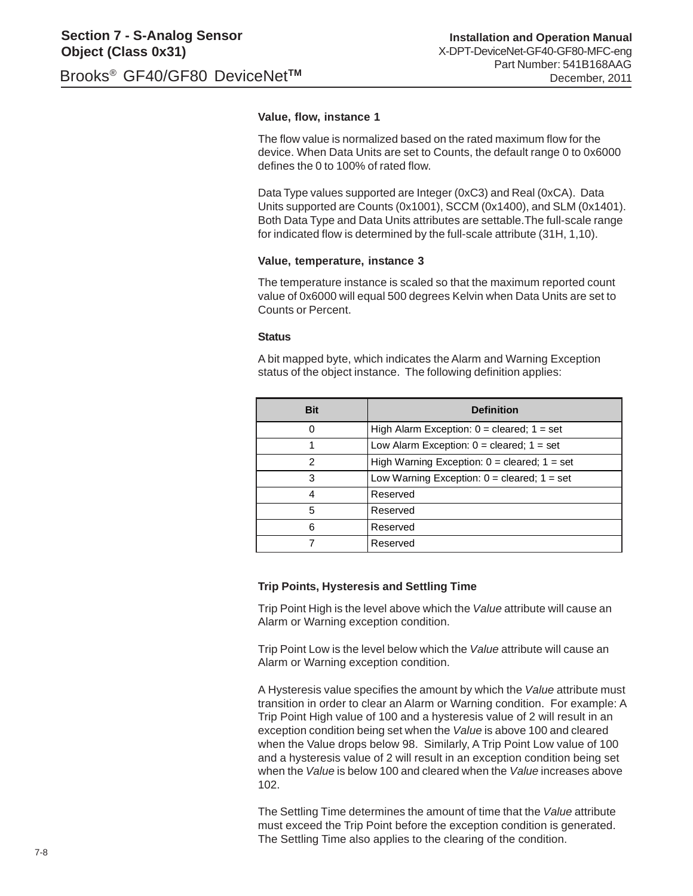### Value, flow, instance 1

The flow value is normalized based on the rated maximum flow for the device. When Data Units are set to Counts, the default range 0 to 0x6000 defines the 0 to 100% of rated flow.

Data Type values supported are Integer (0xC3) and Real (0xCA). Data Units supported are Counts (0x1001), SCCM (0x1400), and SLM (0x1401). Both Data Type and Data Units attributes are settable.The full-scale range for indicated flow is determined by the full-scale attribute (31H, 1,10).

### Value, temperature, instance 3

The temperature instance is scaled so that the maximum reported count value of 0x6000 will equal 500 degrees Kelvin when Data Units are set to Counts or Percent.

### Status

A bit mapped byte, which indicates the Alarm and Warning Exception status of the object instance. The following definition applies:

| Bit | Definition |
|---|---|
| 0 | High Alarm Exception: 0 = cleared; 1 = set |
| 1 | Low Alarm Exception: 0 = cleared; 1 = set |
| 2 | High Warning Exception: 0 = cleared; 1 = set |
| 3 | Low Warning Exception: 0 = cleared; 1 = set |
| 4 | Reserved |
| 5 | Reserved |
| 6 | Reserved |
| 7 | Reserved |

### Trip Points, Hysteresis and Settling Time

Trip Point High is the level above which the *Value* attribute will cause an Alarm or Warning exception condition.

Trip Point Low is the level below which the *Value* attribute will cause an Alarm or Warning exception condition.

A Hysteresis value specifies the amount by which the *Value* attribute must transition in order to clear an Alarm or Warning condition. For example: A Trip Point High value of 100 and a hysteresis value of 2 will result in an exception condition being set when the *Value* is above 100 and cleared when the Value drops below 98. Similarly, A Trip Point Low value of 100 and a hysteresis value of 2 will result in an exception condition being set when the *Value* is below 100 and cleared when the *Value* increases above 102.

The Settling Time determines the amount of time that the *Value* attribute must exceed the Trip Point before the exception condition is generated. The Settling Time also applies to the clearing of the condition.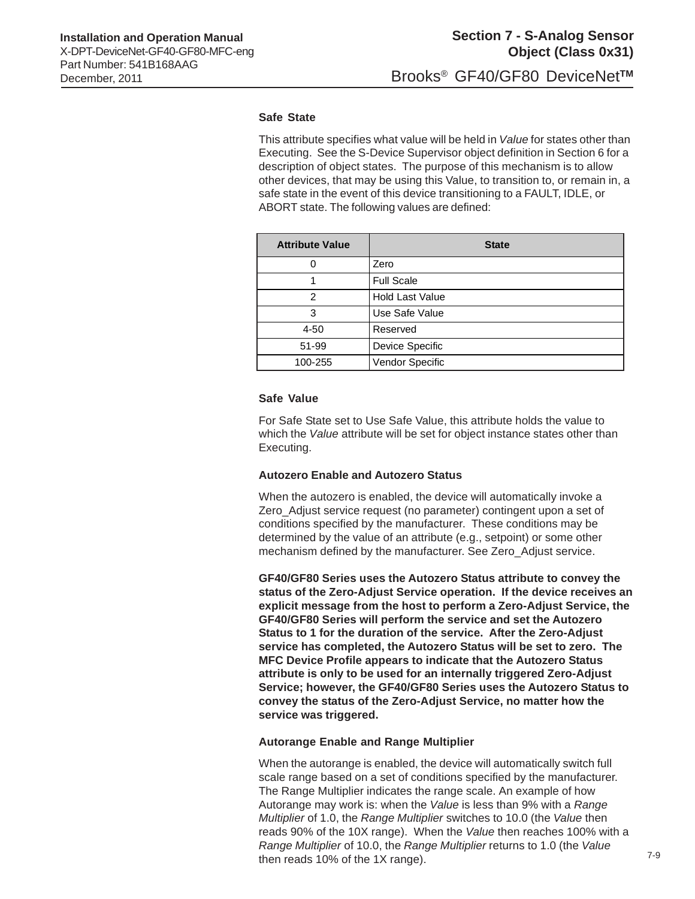### Safe State

This attribute specifies what value will be held in *Value* for states other than Executing. See the S-Device Supervisor object definition in Section 6 for a description of object states. The purpose of this mechanism is to allow other devices, that may be using this Value, to transition to, or remain in, a safe state in the event of this device transitioning to a FAULT, IDLE, or ABORT state. The following values are defined:

| Attribute Value | State |
|---|---|
| 0 | Zero |
| 1 | Full Scale |
| 2 | Hold Last Value |
| 3 | Use Safe Value |
| 4-50 | Reserved |
| 51-99 | Device Specific |
| 100-255 | Vendor Specific |

### Safe Value

For Safe State set to Use Safe Value, this attribute holds the value to which the *Value* attribute will be set for object instance states other than Executing.

### Autozero Enable and Autozero Status

When the autozero is enabled, the device will automatically invoke a Zero_Adjust service request (no parameter) contingent upon a set of conditions specified by the manufacturer. These conditions may be determined by the value of an attribute (e.g., setpoint) or some other mechanism defined by the manufacturer. See Zero_Adjust service.

**GF40/GF80 Series uses the Autozero Status attribute to convey the status of the Zero-Adjust Service operation. If the device receives an explicit message from the host to perform a Zero-Adjust Service, the GF40/GF80 Series will perform the service and set the Autozero Status to 1 for the duration of the service. After the Zero-Adjust service has completed, the Autozero Status will be set to zero. The MFC Device Profile appears to indicate that the Autozero Status attribute is only to be used for an internally triggered Zero-Adjust Service; however, the GF40/GF80 Series uses the Autozero Status to convey the status of the Zero-Adjust Service, no matter how the service was triggered.**

### Autorange Enable and Range Multiplier

When the autorange is enabled, the device will automatically switch full scale range based on a set of conditions specified by the manufacturer. The Range Multiplier indicates the range scale. An example of how Autorange may work is: when the *Value* is less than 9% with a *Range Multiplier* of 1.0, the *Range Multiplier* switches to 10.0 (the *Value* then reads 90% of the 10X range). When the *Value* then reaches 100% with a *Range Multiplier* of 10.0, the *Range Multiplier* returns to 1.0 (the *Value* then reads 10% of the 1X range).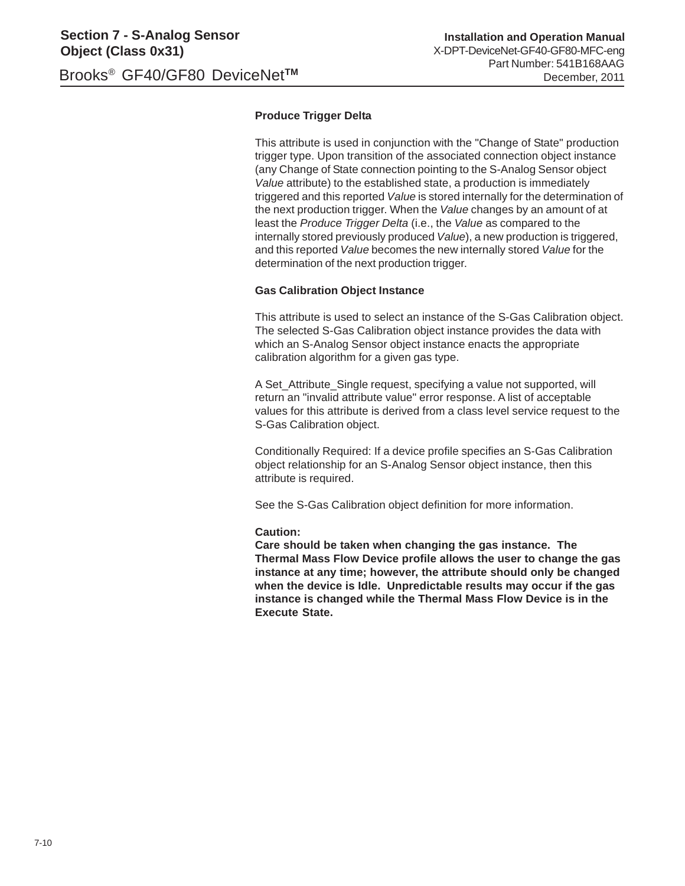**Produce Trigger Delta**

This attribute is used in conjunction with the "Change of State" production trigger type. Upon transition of the associated connection object instance (any Change of State connection pointing to the S-Analog Sensor object *Value* attribute) to the established state, a production is immediately triggered and this reported *Value* is stored internally for the determination of the next production trigger. When the *Value* changes by an amount of at least the *Produce Trigger Delta* (i.e., the *Value* as compared to the internally stored previously produced *Value*), a new production is triggered, and this reported *Value* becomes the new internally stored *Value* for the determination of the next production trigger.

**Gas Calibration Object Instance**

This attribute is used to select an instance of the S-Gas Calibration object. The selected S-Gas Calibration object instance provides the data with which an S-Analog Sensor object instance enacts the appropriate calibration algorithm for a given gas type.

A Set_Attribute_Single request, specifying a value not supported, will return an "invalid attribute value" error response. A list of acceptable values for this attribute is derived from a class level service request to the S-Gas Calibration object.

Conditionally Required: If a device profile specifies an S-Gas Calibration object relationship for an S-Analog Sensor object instance, then this attribute is required.

See the S-Gas Calibration object definition for more information.

**Caution:**
**Care should be taken when changing the gas instance. The Thermal Mass Flow Device profile allows the user to change the gas instance at any time; however, the attribute should only be changed when the device is Idle. Unpredictable results may occur if the gas instance is changed while the Thermal Mass Flow Device is in the Execute State.**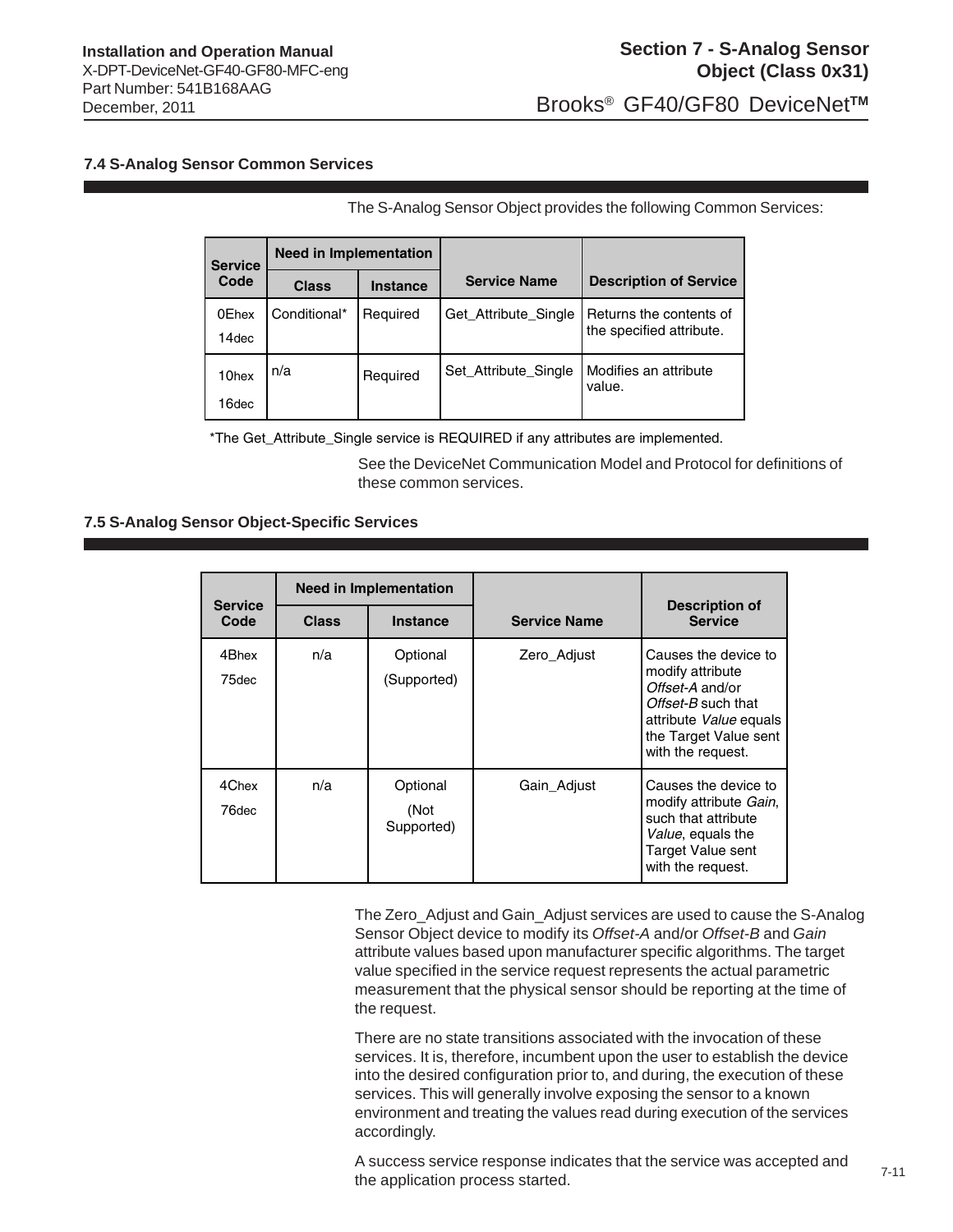### 7.4 S-Analog Sensor Common Services

The S-Analog Sensor Object provides the following Common Services:

| Service Code | Need in Implementation | | Service Name | Description of Service |
|---|---|---|---|---|
| | Class | Instance | | |
| 0Ehex 14dec | Conditional* | Required | Get_Attribute_Single | Returns the contents of the specified attribute. |
| 10hex 16dec | n/a | Required | Set_Attribute_Single | Modifies an attribute value. |

*The Get_Attribute_Single service is REQUIRED if any attributes are implemented.

See the DeviceNet Communication Model and Protocol for definitions of these common services.

### 7.5 S-Analog Sensor Object-Specific Services

| Service Code | Need in Implementation | | Service Name | Description of Service |
|---|---|---|---|---|
| | Class | Instance | | |
| 4Bhex 75dec | n/a | Optional (Supported) | Zero_Adjust | Causes the device to modify attribute *Offset-A* and/or *Offset-B* such that attribute *Value* equals the Target Value sent with the request. |
| 4Chex 76dec | n/a | Optional (Not Supported) | Gain_Adjust | Causes the device to modify attribute *Gain*, such that attribute *Value*, equals the Target Value sent with the request. |

The Zero_Adjust and Gain_Adjust services are used to cause the S-Analog Sensor Object device to modify its *Offset-A* and/or *Offset-B* and *Gain* attribute values based upon manufacturer specific algorithms. The target value specified in the service request represents the actual parametric measurement that the physical sensor should be reporting at the time of the request.

There are no state transitions associated with the invocation of these services. It is, therefore, incumbent upon the user to establish the device into the desired configuration prior to, and during, the execution of these services. This will generally involve exposing the sensor to a known environment and treating the values read during execution of the services accordingly.

A success service response indicates that the service was accepted and the application process started.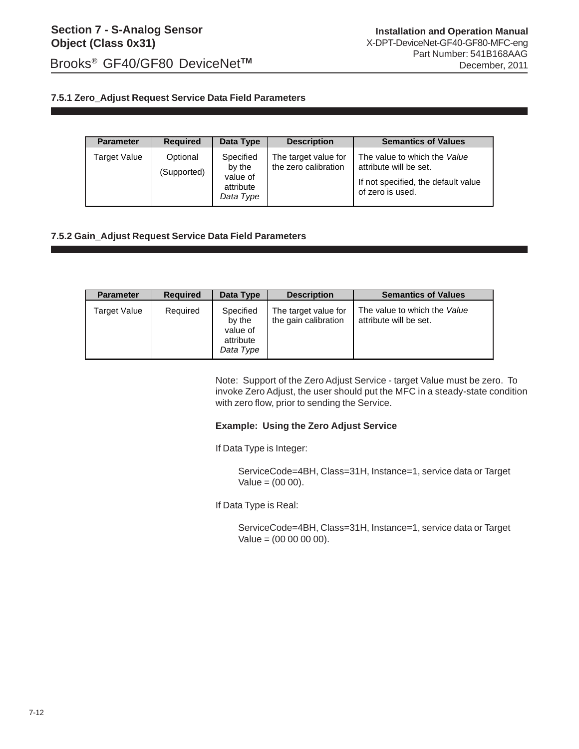### 7.5.1 Zero_Adjust Request Service Data Field Parameters

| Parameter | Required | Data Type | Description | Semantics of Values |
|---|---|---|---|---|
| Target Value | Optional (Supported) | Specified by the value of attribute *Data Type* | The target value for the zero calibration | The value to which the *Value* attribute will be set. If not specified, the default value of zero is used. |

### 7.5.2 Gain_Adjust Request Service Data Field Parameters

| Parameter | Required | Data Type | Description | Semantics of Values |
|---|---|---|---|---|
| Target Value | Required | Specified by the value of attribute *Data Type* | The target value for the gain calibration | The value to which the *Value* attribute will be set. |

Note: Support of the Zero Adjust Service - target Value must be zero. To invoke Zero Adjust, the user should put the MFC in a steady-state condition with zero flow, prior to sending the Service.

**Example: Using the Zero Adjust Service**

If Data Type is Integer:

ServiceCode=4BH, Class=31H, Instance=1, service data or Target Value = (00 00).

If Data Type is Real:

ServiceCode=4BH, Class=31H, Instance=1, service data or Target Value = (00 00 00 00).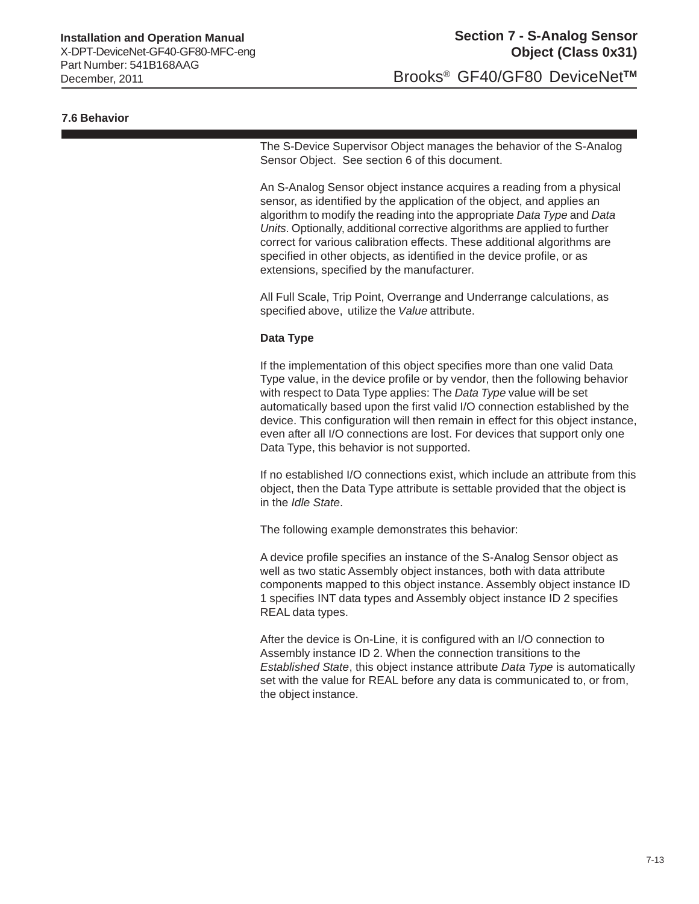### 7.6 Behavior

The S-Device Supervisor Object manages the behavior of the S-Analog Sensor Object. See section 6 of this document.

An S-Analog Sensor object instance acquires a reading from a physical sensor, as identified by the application of the object, and applies an algorithm to modify the reading into the appropriate *Data Type* and *Data Units*. Optionally, additional corrective algorithms are applied to further correct for various calibration effects. These additional algorithms are specified in other objects, as identified in the device profile, or as extensions, specified by the manufacturer.

All Full Scale, Trip Point, Overrange and Underrange calculations, as specified above, utilize the *Value* attribute.

**Data Type**

If the implementation of this object specifies more than one valid Data Type value, in the device profile or by vendor, then the following behavior with respect to Data Type applies: The *Data Type* value will be set automatically based upon the first valid I/O connection established by the device. This configuration will then remain in effect for this object instance, even after all I/O connections are lost. For devices that support only one Data Type, this behavior is not supported.

If no established I/O connections exist, which include an attribute from this object, then the Data Type attribute is settable provided that the object is in the *Idle State*.

The following example demonstrates this behavior:

A device profile specifies an instance of the S-Analog Sensor object as well as two static Assembly object instances, both with data attribute components mapped to this object instance. Assembly object instance ID 1 specifies INT data types and Assembly object instance ID 2 specifies REAL data types.

After the device is On-Line, it is configured with an I/O connection to Assembly instance ID 2. When the connection transitions to the *Established State*, this object instance attribute *Data Type* is automatically set with the value for REAL before any data is communicated to, or from, the object instance.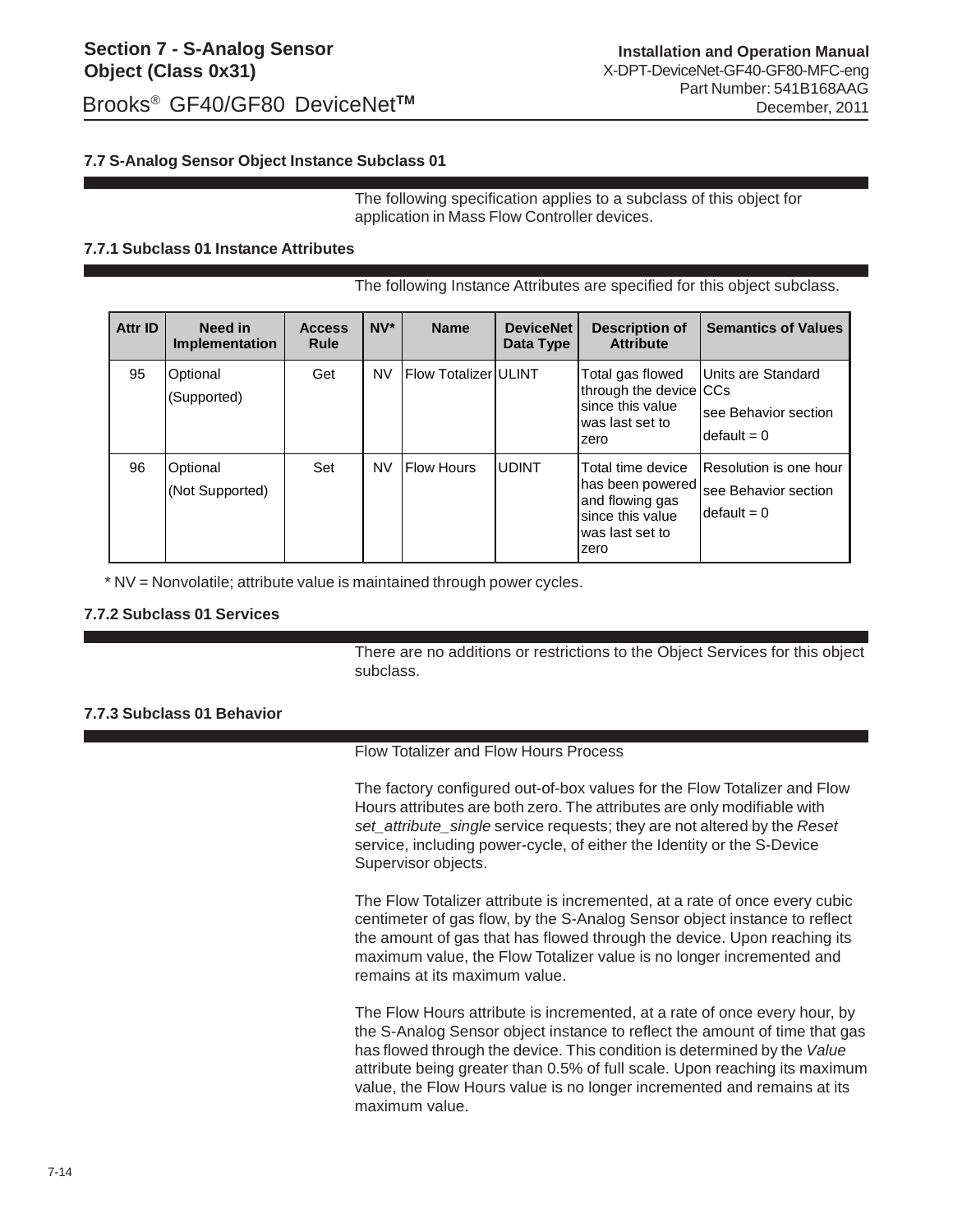### 7.7 S-Analog Sensor Object Instance Subclass 01

The following specification applies to a subclass of this object for application in Mass Flow Controller devices.

#### 7.7.1 Subclass 01 Instance Attributes

The following Instance Attributes are specified for this object subclass.

| Attr ID | Need in Implementation | Access Rule | NV* | Name | DeviceNet Data Type | Description of Attribute | Semantics of Values |
|---|---|---|---|---|---|---|---|
| 95 | Optional (Supported) | Get | NV | Flow Totalizer | ULINT | Total gas flowed through the device since this value was last set to zero | Units are Standard CCs see Behavior section default = 0 |
| 96 | Optional (Not Supported) | Set | NV | Flow Hours | UDINT | Total time device has been powered and flowing gas since this value was last set to zero | Resolution is one hour see Behavior section default = 0 |

* NV = Nonvolatile; attribute value is maintained through power cycles.

#### 7.7.2 Subclass 01 Services

There are no additions or restrictions to the Object Services for this object subclass.

#### 7.7.3 Subclass 01 Behavior

Flow Totalizer and Flow Hours Process

The factory configured out-of-box values for the Flow Totalizer and Flow Hours attributes are both zero. The attributes are only modifiable with *set_attribute_single* service requests; they are not altered by the *Reset* service, including power-cycle, of either the Identity or the S-Device Supervisor objects.

The Flow Totalizer attribute is incremented, at a rate of once every cubic centimeter of gas flow, by the S-Analog Sensor object instance to reflect the amount of gas that has flowed through the device. Upon reaching its maximum value, the Flow Totalizer value is no longer incremented and remains at its maximum value.

The Flow Hours attribute is incremented, at a rate of once every hour, by the S-Analog Sensor object instance to reflect the amount of time that gas has flowed through the device. This condition is determined by the *Value* attribute being greater than 0.5% of full scale. Upon reaching its maximum value, the Flow Hours value is no longer incremented and remains at its maximum value.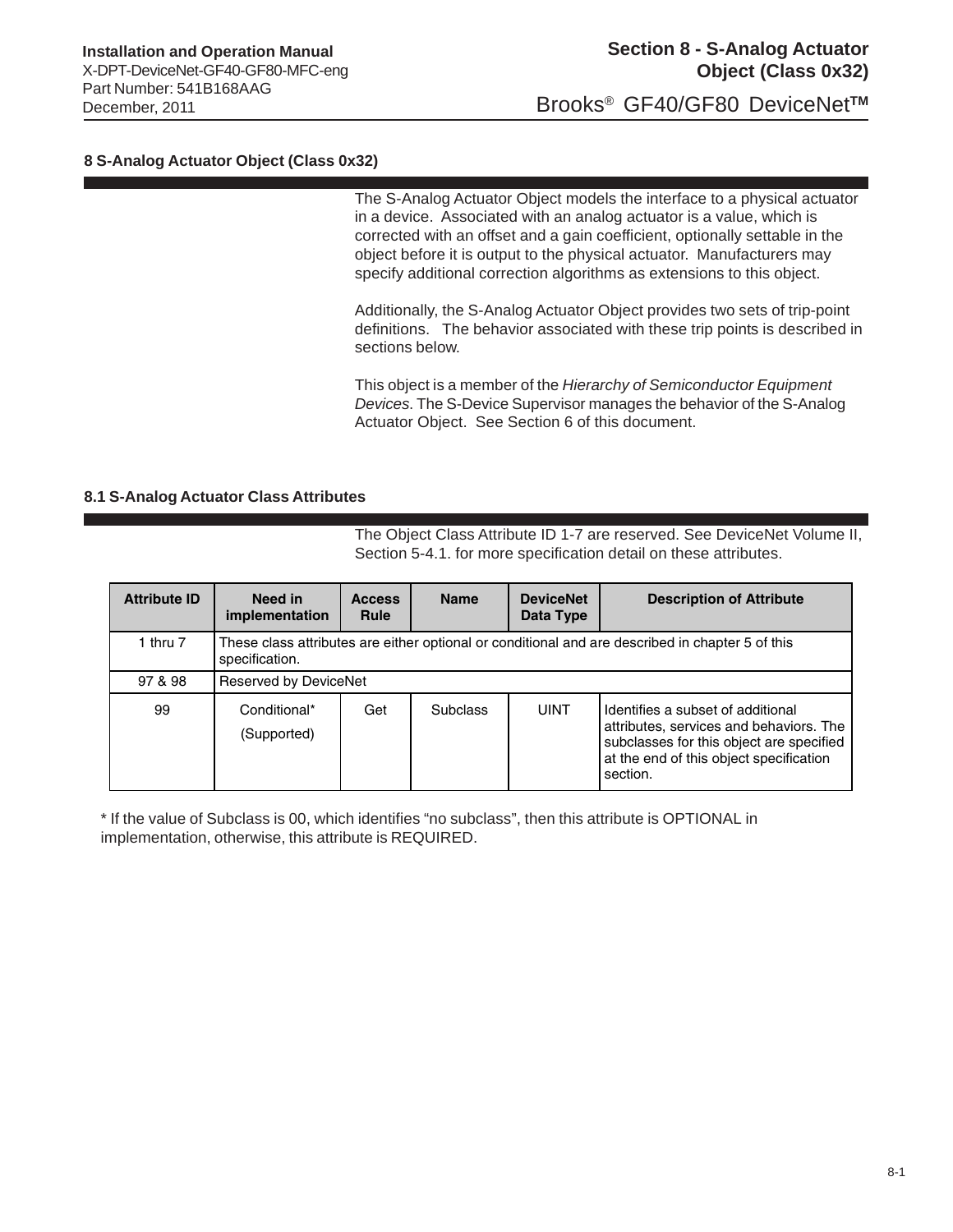# 8 S-Analog Actuator Object (Class 0x32)

The S-Analog Actuator Object models the interface to a physical actuator in a device. Associated with an analog actuator is a value, which is corrected with an offset and a gain coefficient, optionally settable in the object before it is output to the physical actuator. Manufacturers may specify additional correction algorithms as extensions to this object.

Additionally, the S-Analog Actuator Object provides two sets of trip-point definitions. The behavior associated with these trip points is described in sections below.

This object is a member of the *Hierarchy of Semiconductor Equipment Devices*. The S-Device Supervisor manages the behavior of the S-Analog Actuator Object. See Section 6 of this document.

## 8.1 S-Analog Actuator Class Attributes

The Object Class Attribute ID 1-7 are reserved. See DeviceNet Volume II, Section 5-4.1. for more specification detail on these attributes.

| Attribute ID | Need in implementation | Access Rule | Name | DeviceNet Data Type | Description of Attribute |
|---|---|---|---|---|---|
| 1 thru 7 | These class attributes are either optional or conditional and are described in chapter 5 of this specification. | | | | |
| 97 & 98 | Reserved by DeviceNet | | | | |
| 99 | Conditional* (Supported) | Get | Subclass | UINT | Identifies a subset of additional attributes, services and behaviors. The subclasses for this object are specified at the end of this object specification section. |

* If the value of Subclass is 00, which identifies "no subclass", then this attribute is OPTIONAL in implementation, otherwise, this attribute is REQUIRED.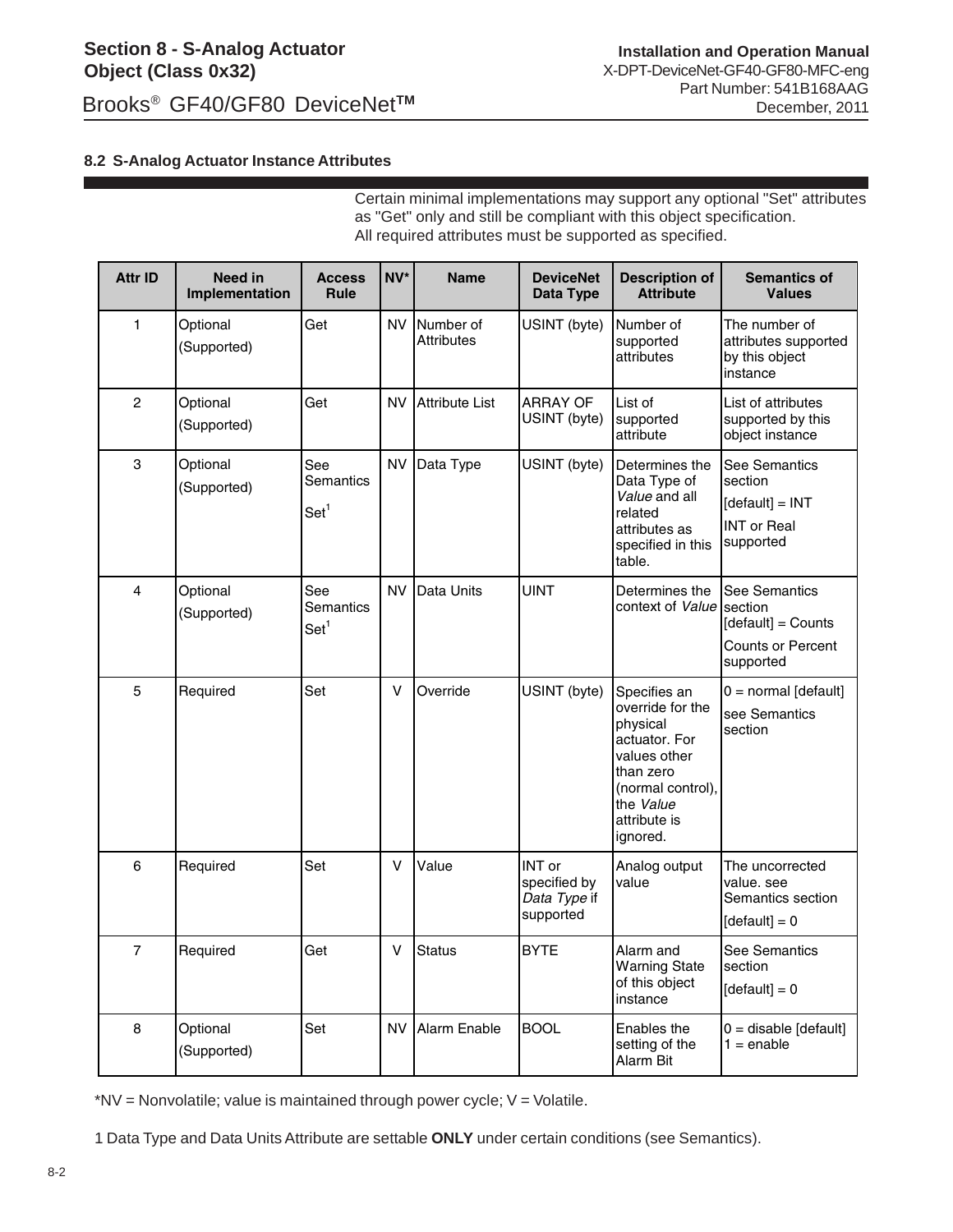## 8.2 S-Analog Actuator Instance Attributes

Certain minimal implementations may support any optional "Set" attributes as "Get" only and still be compliant with this object specification. All required attributes must be supported as specified.

| Attr ID | Need in Implementation | Access Rule | NV* | Name | DeviceNet Data Type | Description of Attribute | Semantics of Values |
|---|---|---|---|---|---|---|---|
| 1 | Optional (Supported) | Get | NV | Number of Attributes | USINT (byte) | Number of supported attributes | The number of attributes supported by this object instance |
| 2 | Optional (Supported) | Get | NV | Attribute List | ARRAY OF USINT (byte) | List of supported attribute | List of attributes supported by this object instance |
| 3 | Optional (Supported) | See Semantics Set[1] | NV | Data Type | USINT (byte) | Determines the Data Type of *Value* and all related attributes as specified in this table. | See Semantics section [default] = INT INT or Real supported |
| 4 | Optional (Supported) | See Semantics Set[1] | NV | Data Units | UINT | Determines the context of *Value* | See Semantics section [default] = Counts Counts or Percent supported |
| 5 | Required | Set | V | Override | USINT (byte) | Specifies an override for the physical actuator. For values other than zero (normal control), the *Value* attribute is ignored. | 0 = normal [default] see Semantics section |
| 6 | Required | Set | V | Value | INT or specified by *Data Type* if supported | Analog output value | The uncorrected value. see Semantics section [default] = 0 |
| 7 | Required | Get | V | Status | BYTE | Alarm and Warning State of this object instance | See Semantics section [default] = 0 |
| 8 | Optional (Supported) | Set | NV | Alarm Enable | BOOL | Enables the setting of the Alarm Bit | 0 = disable [default] 1 = enable |

*NV = Nonvolatile; value is maintained through power cycle; V = Volatile.

1 Data Type and Data Units Attribute are settable **ONLY** under certain conditions (see Semantics).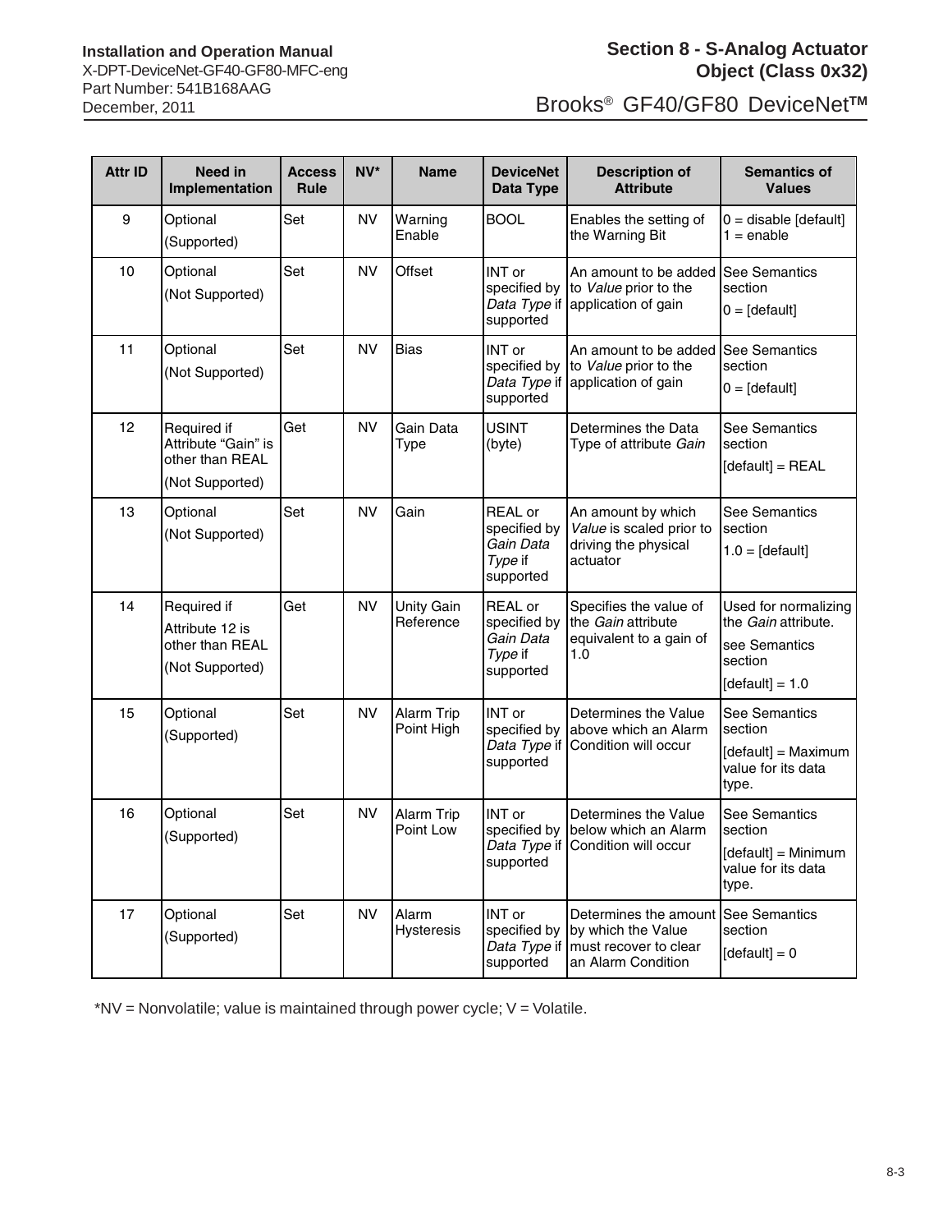| Attr ID | Need in Implementation | Access Rule | NV* | Name | DeviceNet Data Type | Description of Attribute | Semantics of Values |
|---|---|---|---|---|---|---|---|
| 9 | Optional (Supported) | Set | NV | Warning Enable | BOOL | Enables the setting of the Warning Bit | 0 = disable [default] 1 = enable |
| 10 | Optional (Not Supported) | Set | NV | Offset | INT or specified by *Data Type* if supported | An amount to be added to *Value* prior to the application of gain | See Semantics section 0 = [default] |
| 11 | Optional (Not Supported) | Set | NV | Bias | INT or specified by *Data Type* if supported | An amount to be added to *Value* prior to the application of gain | See Semantics section 0 = [default] |
| 12 | Required if Attribute "Gain" is other than REAL (Not Supported) | Get | NV | Gain Data Type | USINT (byte) | Determines the Data Type of attribute *Gain* | See Semantics section [default] = REAL |
| 13 | Optional (Not Supported) | Set | NV | Gain | REAL or specified by *Gain Data Type* if supported | An amount by which *Value* is scaled prior to driving the physical actuator | See Semantics section 1.0 = [default] |
| 14 | Required if Attribute 12 is other than REAL (Not Supported) | Get | NV | Unity Gain Reference | REAL or specified by *Gain Data Type* if supported | Specifies the value of the *Gain* attribute equivalent to a gain of 1.0 | Used for normalizing the *Gain* attribute. see Semantics section [default] = 1.0 |
| 15 | Optional (Supported) | Set | NV | Alarm Trip Point High | INT or specified by *Data Type* if supported | Determines the Value above which an Alarm Condition will occur | See Semantics section [default] = Maximum value for its data type. |
| 16 | Optional (Supported) | Set | NV | Alarm Trip Point Low | INT or specified by *Data Type* if supported | Determines the Value below which an Alarm Condition will occur | See Semantics section [default] = Minimum value for its data type. |
| 17 | Optional (Supported) | Set | NV | Alarm Hysteresis | INT or specified by *Data Type* if supported | Determines the amount by which the Value must recover to clear an Alarm Condition | See Semantics section [default] = 0 |

*NV = Nonvolatile; value is maintained through power cycle; V = Volatile.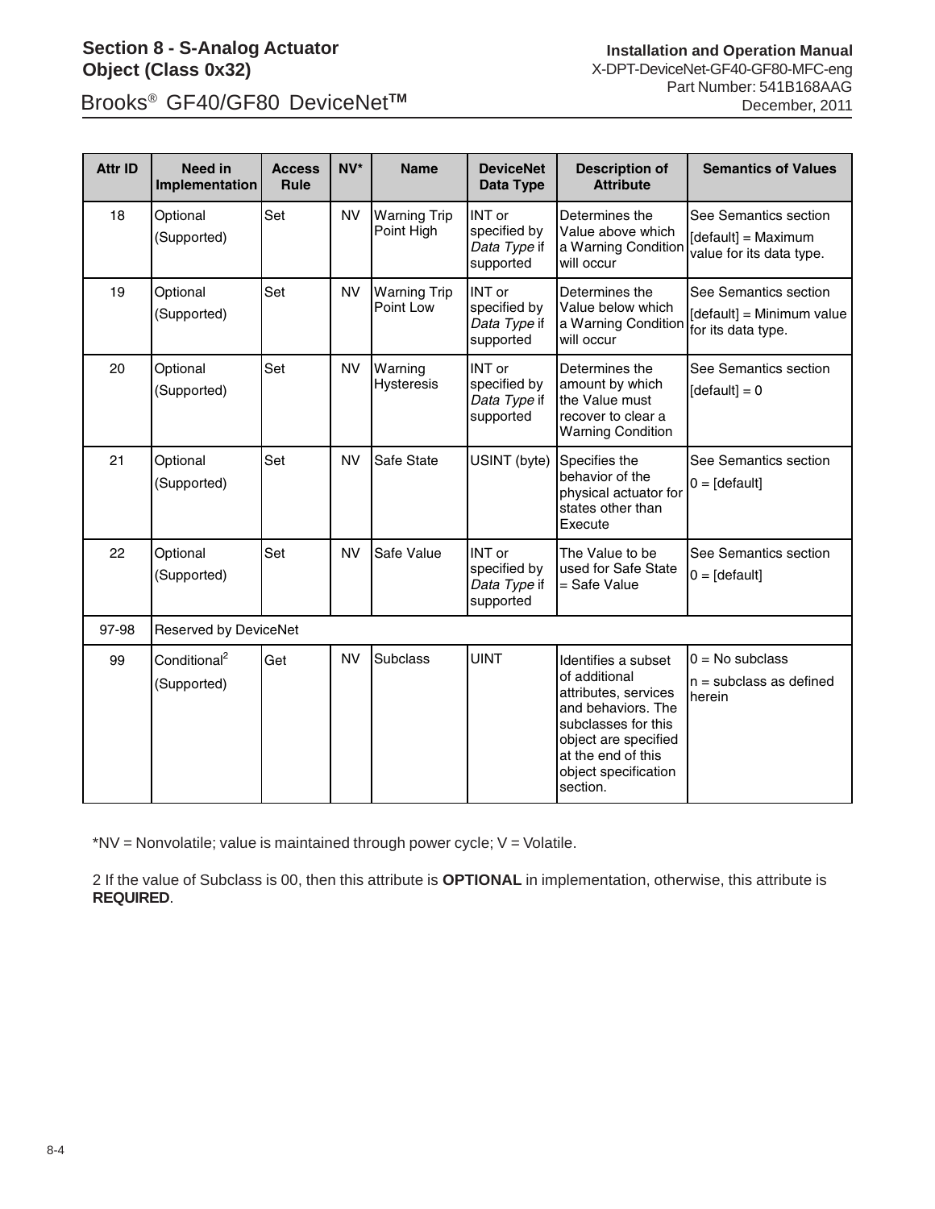| Attr ID | Need in Implementation | Access Rule | NV* | Name | DeviceNet Data Type | Description of Attribute | Semantics of Values |
|---|---|---|---|---|---|---|---|
| 18 | Optional (Supported) | Set | NV | Warning Trip Point High | INT or specified by *Data Type* if supported | Determines the Value above which a Warning Condition will occur | See Semantics section [default] = Maximum value for its data type. |
| 19 | Optional (Supported) | Set | NV | Warning Trip Point Low | INT or specified by *Data Type* if supported | Determines the Value below which a Warning Condition will occur | See Semantics section [default] = Minimum value for its data type. |
| 20 | Optional (Supported) | Set | NV | Warning Hysteresis | INT or specified by *Data Type* if supported | Determines the amount by which the Value must recover to clear a Warning Condition | See Semantics section [default] = 0 |
| 21 | Optional (Supported) | Set | NV | Safe State | USINT (byte) | Specifies the behavior of the physical actuator for states other than Execute | See Semantics section 0 = [default] |
| 22 | Optional (Supported) | Set | NV | Safe Value | INT or specified by *Data Type* if supported | The Value to be used for Safe State = Safe Value | See Semantics section 0 = [default] |
| 97-98 | Reserved by DeviceNet | | | | | | |
| 99 | Conditional[2] (Supported) | Get | NV | Subclass | UINT | Identifies a subset of additional attributes, services and behaviors. The subclasses for this object are specified at the end of this object specification section. | 0 = No subclass n = subclass as defined herein |

*NV = Nonvolatile; value is maintained through power cycle; V = Volatile.

2 If the value of Subclass is 00, then this attribute is **OPTIONAL** in implementation, otherwise, this attribute is **REQUIRED**.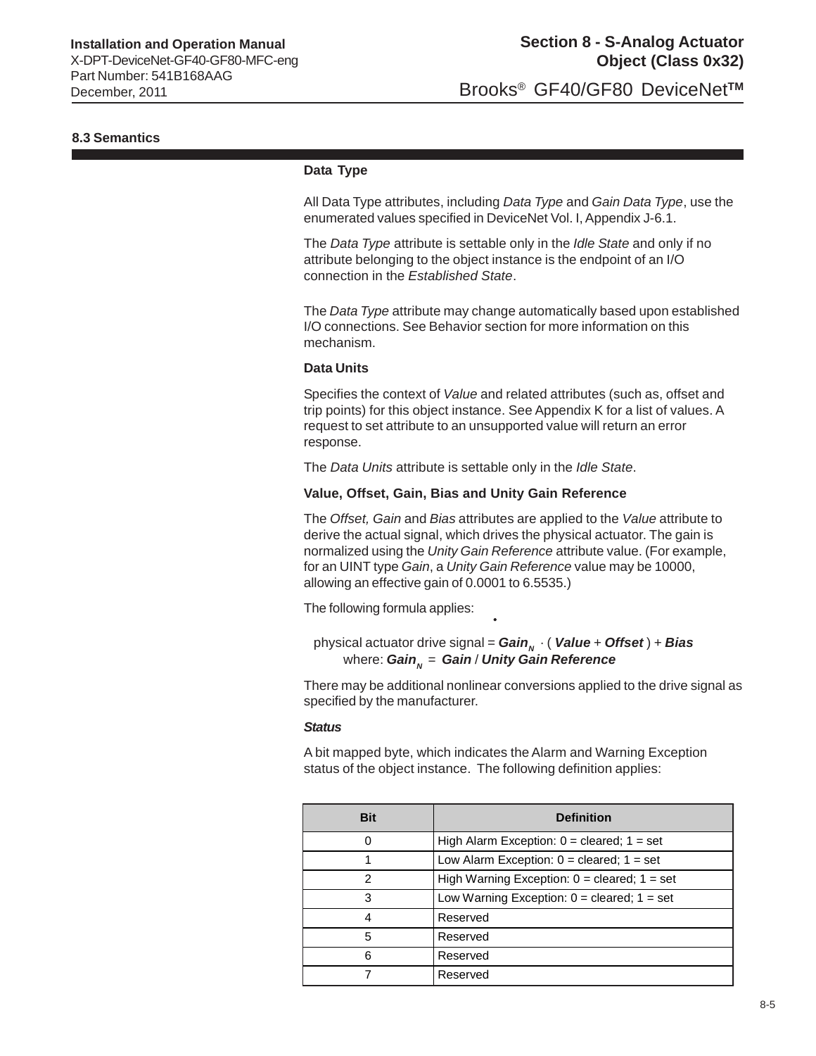## 8.3 Semantics

### Data Type

All Data Type attributes, including *Data Type* and *Gain Data Type*, use the enumerated values specified in DeviceNet Vol. I, Appendix J-6.1.

The *Data Type* attribute is settable only in the *Idle State* and only if no attribute belonging to the object instance is the endpoint of an I/O connection in the *Established State*.

The *Data Type* attribute may change automatically based upon established I/O connections. See Behavior section for more information on this mechanism.

### Data Units

Specifies the context of *Value* and related attributes (such as, offset and trip points) for this object instance. See Appendix K for a list of values. A request to set attribute to an unsupported value will return an error response.

The *Data Units* attribute is settable only in the *Idle State*.

### Value, Offset, Gain, Bias and Unity Gain Reference

The *Offset, Gain* and *Bias* attributes are applied to the *Value* attribute to derive the actual signal, which drives the physical actuator. The gain is normalized using the *Unity Gain Reference* attribute value. (For example, for an UINT type *Gain*, a *Unity Gain Reference* value may be 10000, allowing an effective gain of 0.0001 to 6.5535.)

The following formula applies:

$$\text{physical actuator drive signal} = \boldsymbol{Gain_N} \cdot (\boldsymbol{Value} + \boldsymbol{Offset}) + \boldsymbol{Bias}$$

$$\text{where: } \boldsymbol{Gain_N} = \boldsymbol{Gain} \, / \, \boldsymbol{Unity\ Gain\ Reference}$$

There may be additional nonlinear conversions applied to the drive signal as specified by the manufacturer.

### *Status*

A bit mapped byte, which indicates the Alarm and Warning Exception status of the object instance. The following definition applies:

| Bit | Definition |
|---|---|
| 0 | High Alarm Exception: 0 = cleared; 1 = set |
| 1 | Low Alarm Exception: 0 = cleared; 1 = set |
| 2 | High Warning Exception: 0 = cleared; 1 = set |
| 3 | Low Warning Exception: 0 = cleared; 1 = set |
| 4 | Reserved |
| 5 | Reserved |
| 6 | Reserved |
| 7 | Reserved |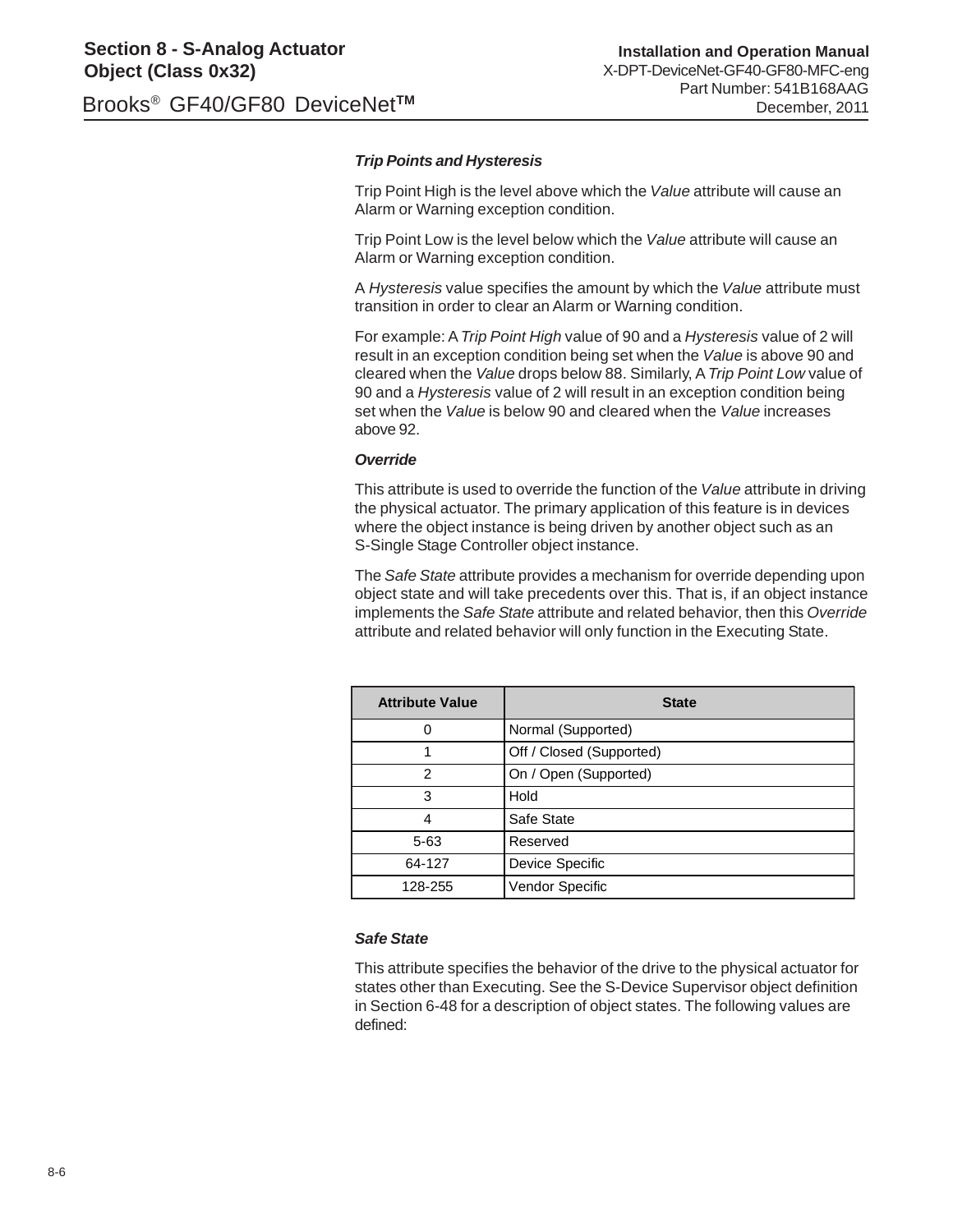### *Trip Points and Hysteresis*

Trip Point High is the level above which the *Value* attribute will cause an Alarm or Warning exception condition.

Trip Point Low is the level below which the *Value* attribute will cause an Alarm or Warning exception condition.

A *Hysteresis* value specifies the amount by which the *Value* attribute must transition in order to clear an Alarm or Warning condition.

For example: A *Trip Point High* value of 90 and a *Hysteresis* value of 2 will result in an exception condition being set when the *Value* is above 90 and cleared when the *Value* drops below 88. Similarly, A *Trip Point Low* value of 90 and a *Hysteresis* value of 2 will result in an exception condition being set when the *Value* is below 90 and cleared when the *Value* increases above 92.

### *Override*

This attribute is used to override the function of the *Value* attribute in driving the physical actuator. The primary application of this feature is in devices where the object instance is being driven by another object such as an S-Single Stage Controller object instance.

The *Safe State* attribute provides a mechanism for override depending upon object state and will take precedents over this. That is, if an object instance implements the *Safe State* attribute and related behavior, then this *Override* attribute and related behavior will only function in the Executing State.

| Attribute Value | State |
|---|---|
| 0 | Normal (Supported) |
| 1 | Off / Closed (Supported) |
| 2 | On / Open (Supported) |
| 3 | Hold |
| 4 | Safe State |
| 5-63 | Reserved |
| 64-127 | Device Specific |
| 128-255 | Vendor Specific |

### *Safe State*

This attribute specifies the behavior of the drive to the physical actuator for states other than Executing. See the S-Device Supervisor object definition in Section 6-48 for a description of object states. The following values are defined: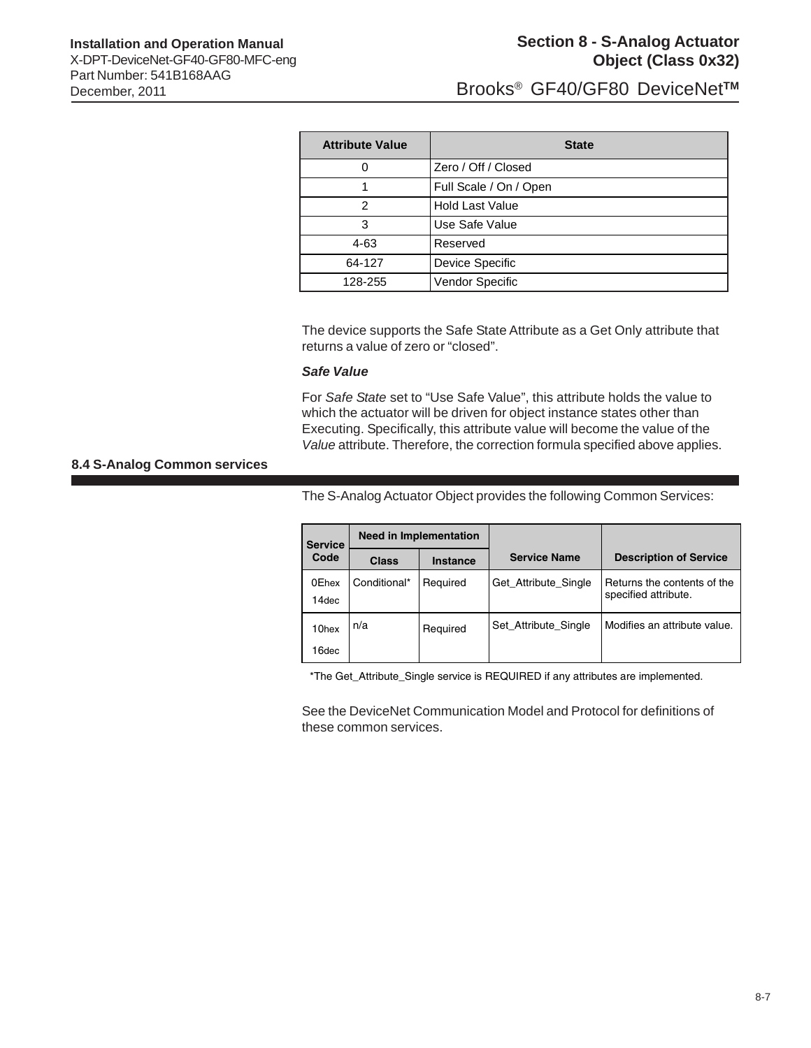| Attribute Value | State |
|---|---|
| 0 | Zero / Off / Closed |
| 1 | Full Scale / On / Open |
| 2 | Hold Last Value |
| 3 | Use Safe Value |
| 4-63 | Reserved |
| 64-127 | Device Specific |
| 128-255 | Vendor Specific |

The device supports the Safe State Attribute as a Get Only attribute that returns a value of zero or “closed”.

***Safe Value***

For *Safe State* set to “Use Safe Value”, this attribute holds the value to which the actuator will be driven for object instance states other than Executing. Specifically, this attribute value will become the value of the *Value* attribute. Therefore, the correction formula specified above applies.

## 8.4 S-Analog Common services

The S-Analog Actuator Object provides the following Common Services:

| Service Code | Need in Implementation | | Service Name | Description of Service |
|---|---|---|---|---|
| | Class | Instance | | |
| 0Ehex 14dec | Conditional* | Required | Get_Attribute_Single | Returns the contents of the specified attribute. |
| 10hex 16dec | n/a | Required | Set_Attribute_Single | Modifies an attribute value. |

*The Get_Attribute_Single service is REQUIRED if any attributes are implemented.

See the DeviceNet Communication Model and Protocol for definitions of these common services.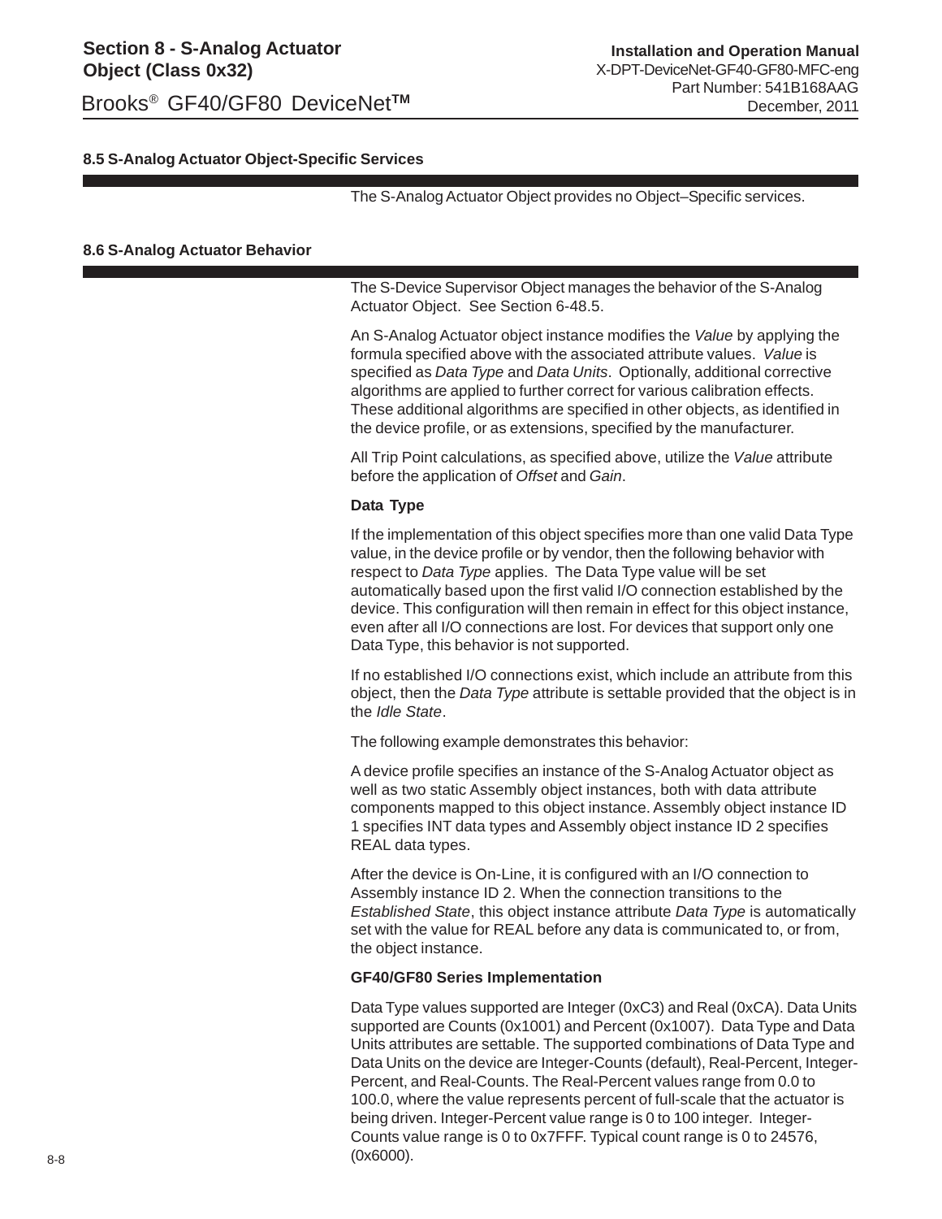## 8.5 S-Analog Actuator Object-Specific Services

The S-Analog Actuator Object provides no Object–Specific services.

## 8.6 S-Analog Actuator Behavior

The S-Device Supervisor Object manages the behavior of the S-Analog Actuator Object. See Section 6-48.5.

An S-Analog Actuator object instance modifies the *Value* by applying the formula specified above with the associated attribute values. *Value* is specified as *Data Type* and *Data Units*. Optionally, additional corrective algorithms are applied to further correct for various calibration effects. These additional algorithms are specified in other objects, as identified in the device profile, or as extensions, specified by the manufacturer.

All Trip Point calculations, as specified above, utilize the *Value* attribute before the application of *Offset* and *Gain*.

**Data Type**

If the implementation of this object specifies more than one valid Data Type value, in the device profile or by vendor, then the following behavior with respect to *Data Type* applies. The Data Type value will be set automatically based upon the first valid I/O connection established by the device. This configuration will then remain in effect for this object instance, even after all I/O connections are lost. For devices that support only one Data Type, this behavior is not supported.

If no established I/O connections exist, which include an attribute from this object, then the *Data Type* attribute is settable provided that the object is in the *Idle State*.

The following example demonstrates this behavior:

A device profile specifies an instance of the S-Analog Actuator object as well as two static Assembly object instances, both with data attribute components mapped to this object instance. Assembly object instance ID 1 specifies INT data types and Assembly object instance ID 2 specifies REAL data types.

After the device is On-Line, it is configured with an I/O connection to Assembly instance ID 2. When the connection transitions to the *Established State*, this object instance attribute *Data Type* is automatically set with the value for REAL before any data is communicated to, or from, the object instance.

**GF40/GF80 Series Implementation**

Data Type values supported are Integer (0xC3) and Real (0xCA). Data Units supported are Counts (0x1001) and Percent (0x1007). Data Type and Data Units attributes are settable. The supported combinations of Data Type and Data Units on the device are Integer-Counts (default), Real-Percent, Integer-Percent, and Real-Counts. The Real-Percent values range from 0.0 to 100.0, where the value represents percent of full-scale that the actuator is being driven. Integer-Percent value range is 0 to 100 integer. Integer-Counts value range is 0 to 0x7FFF. Typical count range is 0 to 24576, (0x6000).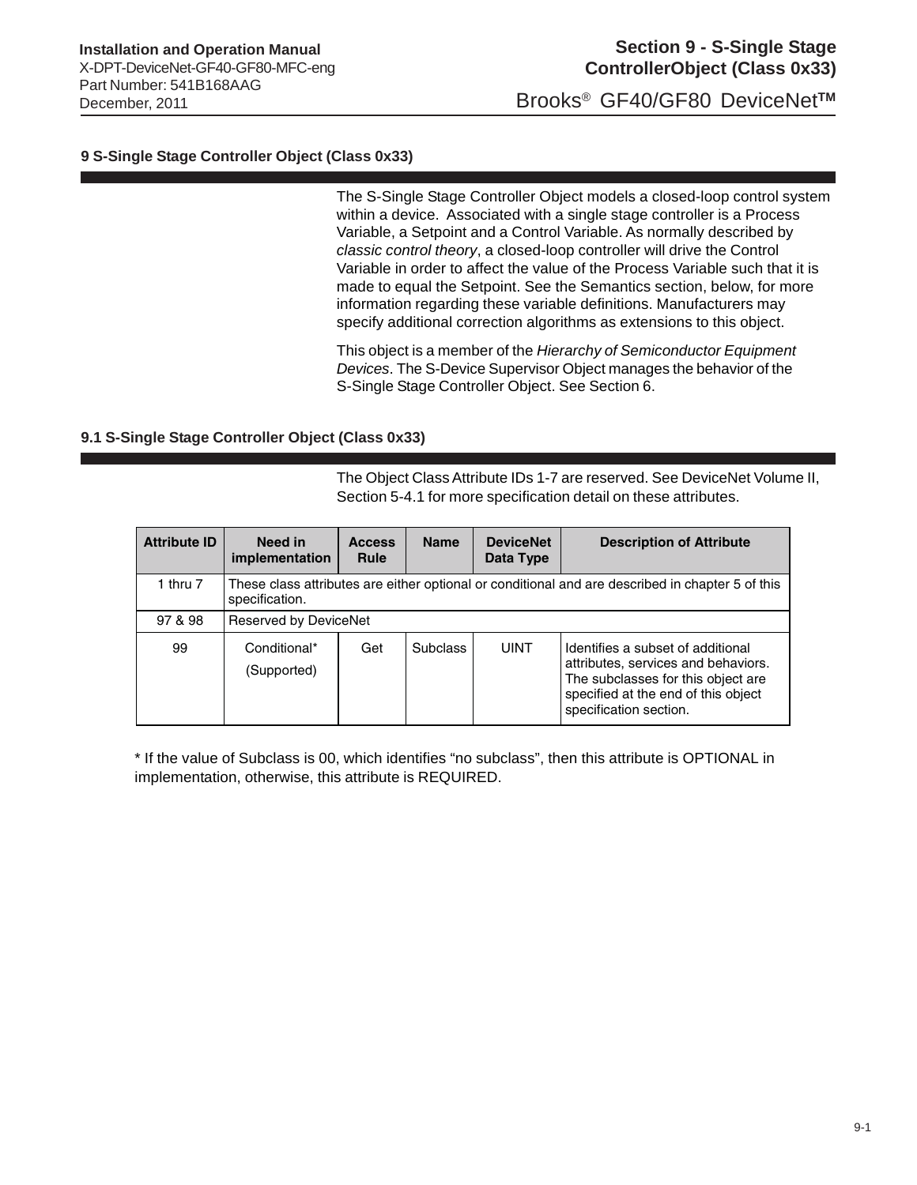# 9 S-Single Stage Controller Object (Class 0x33)

The S-Single Stage Controller Object models a closed-loop control system within a device. Associated with a single stage controller is a Process Variable, a Setpoint and a Control Variable. As normally described by *classic control theory*, a closed-loop controller will drive the Control Variable in order to affect the value of the Process Variable such that it is made to equal the Setpoint. See the Semantics section, below, for more information regarding these variable definitions. Manufacturers may specify additional correction algorithms as extensions to this object.

This object is a member of the *Hierarchy of Semiconductor Equipment Devices*. The S-Device Supervisor Object manages the behavior of the S-Single Stage Controller Object. See Section 6.

## 9.1 S-Single Stage Controller Object (Class 0x33)

The Object Class Attribute IDs 1-7 are reserved. See DeviceNet Volume II, Section 5-4.1 for more specification detail on these attributes.

| Attribute ID | Need in implementation | Access Rule | Name | DeviceNet Data Type | Description of Attribute |
|---|---|---|---|---|---|
| 1 thru 7 | These class attributes are either optional or conditional and are described in chapter 5 of this specification. | | | | |
| 97 & 98 | Reserved by DeviceNet | | | | |
| 99 | Conditional* (Supported) | Get | Subclass | UINT | Identifies a subset of additional attributes, services and behaviors. The subclasses for this object are specified at the end of this object specification section. |

* If the value of Subclass is 00, which identifies "no subclass", then this attribute is OPTIONAL in implementation, otherwise, this attribute is REQUIRED.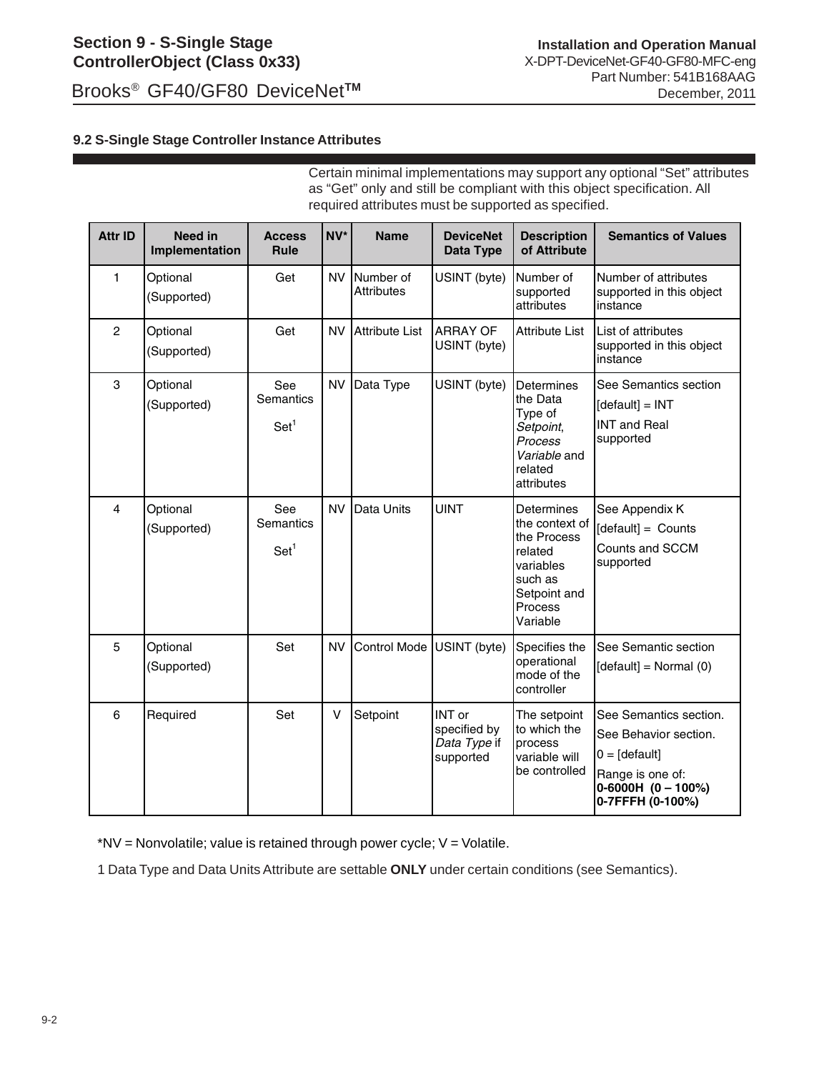### 9.2 S-Single Stage Controller Instance Attributes

Certain minimal implementations may support any optional "Set" attributes as "Get" only and still be compliant with this object specification. All required attributes must be supported as specified.

| Attr ID | Need in Implementation | Access Rule | NV* | Name | DeviceNet Data Type | Description of Attribute | Semantics of Values |
|---|---|---|---|---|---|---|---|
| 1 | Optional (Supported) | Get | NV | Number of Attributes | USINT (byte) | Number of supported attributes | Number of attributes supported in this object instance |
| 2 | Optional (Supported) | Get | NV | Attribute List | ARRAY OF USINT (byte) | Attribute List | List of attributes supported in this object instance |
| 3 | Optional (Supported) | See Semantics Set[1] | NV | Data Type | USINT (byte) | Determines the Data Type of *Setpoint*, *Process Variable* and related attributes | See Semantics section [default] = INT INT and Real supported |
| 4 | Optional (Supported) | See Semantics Set[1] | NV | Data Units | UINT | Determines the context of the Process related variables such as Setpoint and Process Variable | See Appendix K [default] = Counts Counts and SCCM supported |
| 5 | Optional (Supported) | Set | NV | Control Mode | USINT (byte) | Specifies the operational mode of the controller | See Semantic section [default] = Normal (0) |
| 6 | Required | Set | V | Setpoint | INT or specified by *Data Type* if supported | The setpoint to which the process variable will be controlled | See Semantics section. See Behavior section. 0 = [default] Range is one of: **0-6000H (0 – 100%)** **0-7FFFH (0-100%)** |

*NV = Nonvolatile; value is retained through power cycle; V = Volatile.

1 Data Type and Data Units Attribute are settable **ONLY** under certain conditions (see Semantics).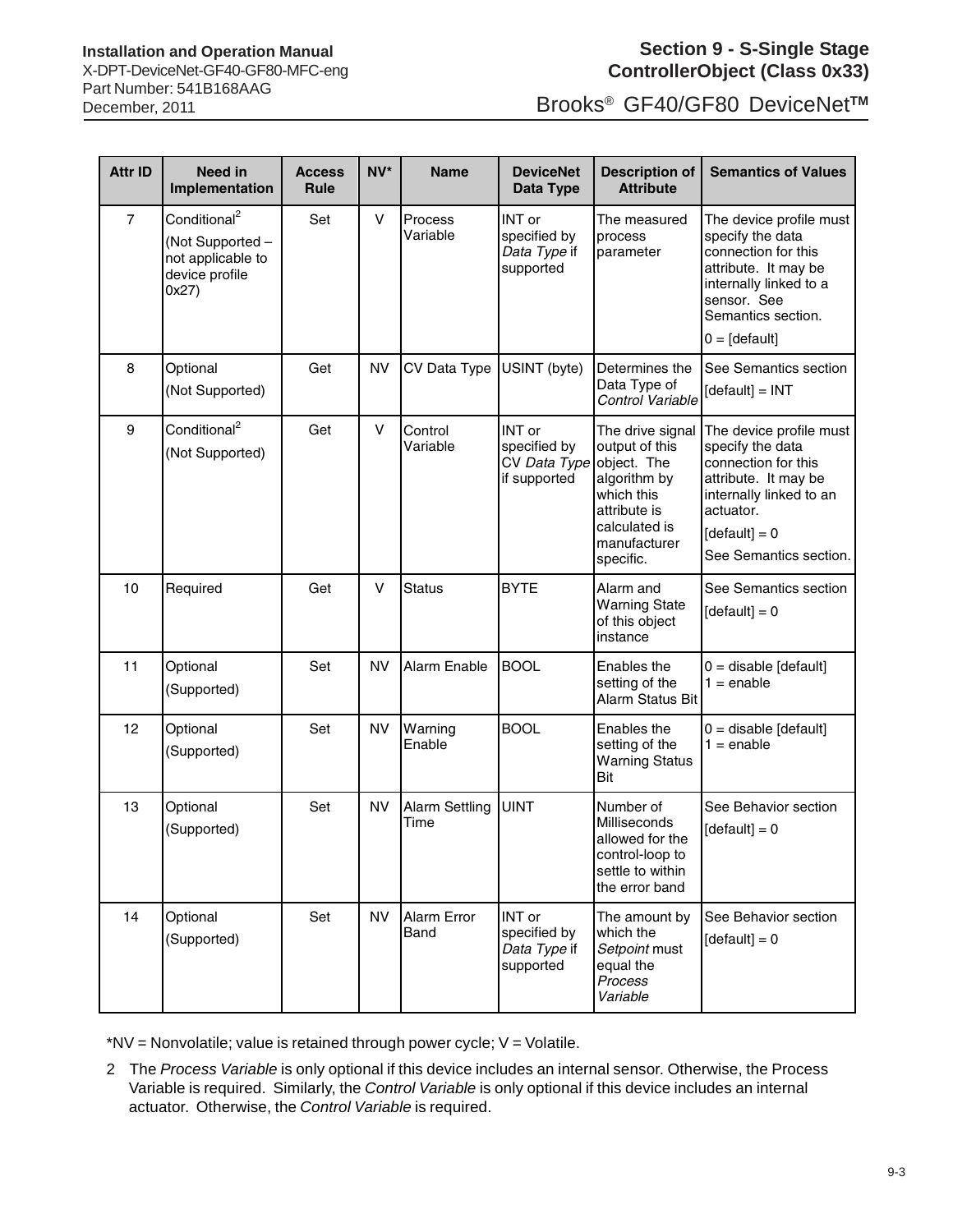| Attr ID | Need in Implementation | Access Rule | NV* | Name | DeviceNet Data Type | Description of Attribute | Semantics of Values |
|---|---|---|---|---|---|---|---|
| 7 | Conditional[2] (Not Supported – not applicable to device profile 0x27) | Set | V | Process Variable | INT or specified by *Data Type* if supported | The measured process parameter | The device profile must specify the data connection for this attribute. It may be internally linked to a sensor. See Semantics section. 0 = [default] |
| 8 | Optional (Not Supported) | Get | NV | CV Data Type | USINT (byte) | Determines the Data Type of *Control Variable* | See Semantics section [default] = INT |
| 9 | Conditional[2] (Not Supported) | Get | V | Control Variable | INT or specified by CV *Data Type* if supported | The drive signal output of this object. The algorithm by which this attribute is calculated is manufacturer specific. | The device profile must specify the data connection for this attribute. It may be internally linked to an actuator. [default] = 0 See Semantics section. |
| 10 | Required | Get | V | Status | BYTE | Alarm and Warning State of this object instance | See Semantics section [default] = 0 |
| 11 | Optional (Supported) | Set | NV | Alarm Enable | BOOL | Enables the setting of the Alarm Status Bit | 0 = disable [default] 1 = enable |
| 12 | Optional (Supported) | Set | NV | Warning Enable | BOOL | Enables the setting of the Warning Status Bit | 0 = disable [default] 1 = enable |
| 13 | Optional (Supported) | Set | NV | Alarm Settling Time | UINT | Number of Milliseconds allowed for the control-loop to settle to within the error band | See Behavior section [default] = 0 |
| 14 | Optional (Supported) | Set | NV | Alarm Error Band | INT or specified by *Data Type* if supported | The amount by which the *Setpoint* must equal the *Process Variable* | See Behavior section [default] = 0 |

*NV = Nonvolatile; value is retained through power cycle; V = Volatile.

2 The *Process Variable* is only optional if this device includes an internal sensor. Otherwise, the Process Variable is required. Similarly, the *Control Variable* is only optional if this device includes an internal actuator. Otherwise, the *Control Variable* is required.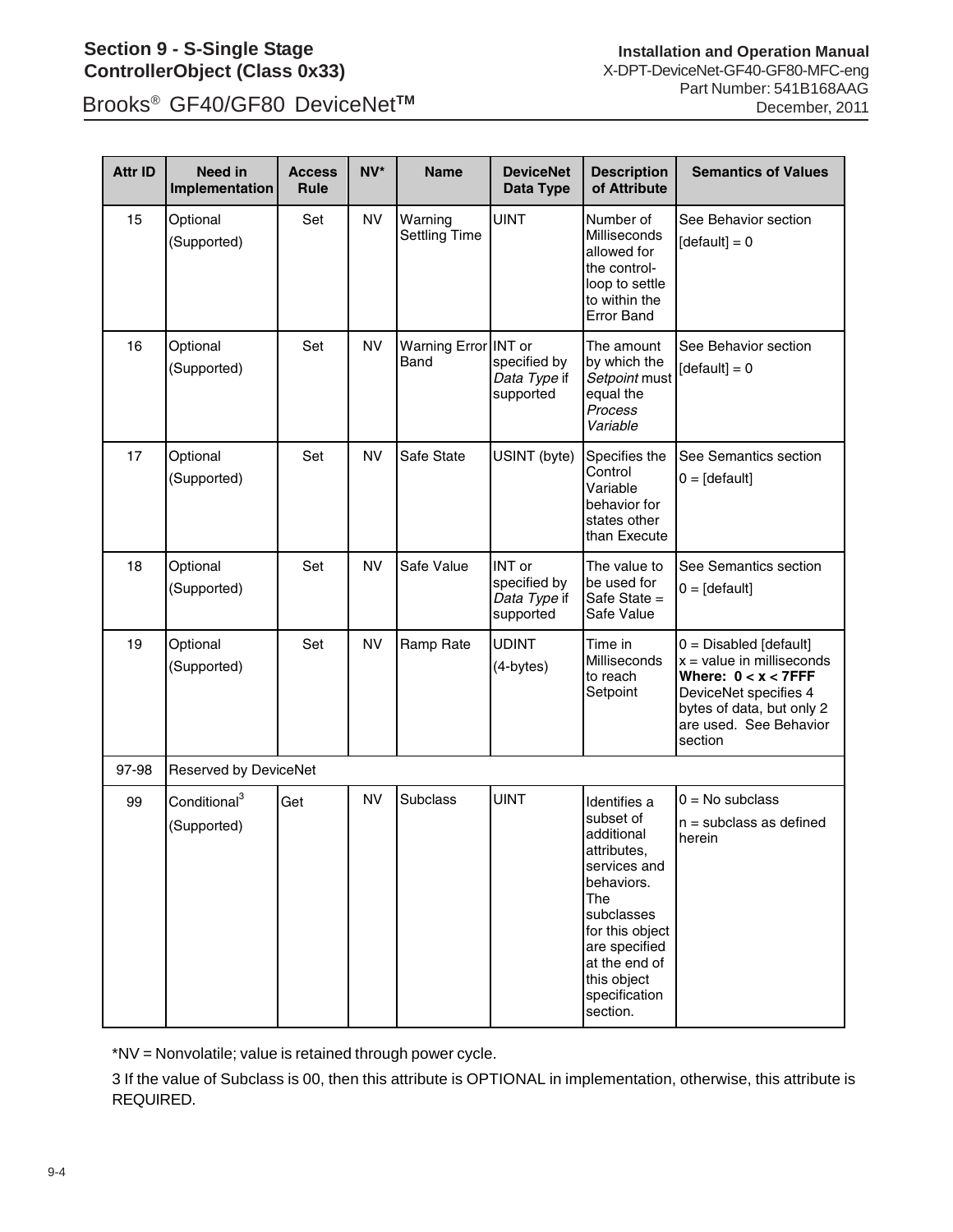| Attr ID | Need in Implementation | Access Rule | NV* | Name | DeviceNet Data Type | Description of Attribute | Semantics of Values |
|---|---|---|---|---|---|---|---|
| 15 | Optional (Supported) | Set | NV | Warning Settling Time | UINT | Number of Milliseconds allowed for the control-loop to settle to within the Error Band | See Behavior section [default] = 0 |
| 16 | Optional (Supported) | Set | NV | Warning Error Band | INT or specified by *Data Type* if supported | The amount by which the *Setpoint* must equal the *Process Variable* | See Behavior section [default] = 0 |
| 17 | Optional (Supported) | Set | NV | Safe State | USINT (byte) | Specifies the Control Variable behavior for states other than Execute | See Semantics section 0 = [default] |
| 18 | Optional (Supported) | Set | NV | Safe Value | INT or specified by *Data Type* if supported | The value to be used for Safe State = Safe Value | See Semantics section 0 = [default] |
| 19 | Optional (Supported) | Set | NV | Ramp Rate | UDINT (4-bytes) | Time in Milliseconds to reach Setpoint | 0 = Disabled [default] x = value in milliseconds **Where: 0 < x < 7FFF** DeviceNet specifies 4 bytes of data, but only 2 are used. See Behavior section |
| 97-98 | Reserved by DeviceNet | | | | | | |
| 99 | Conditional[3] (Supported) | Get | NV | Subclass | UINT | Identifies a subset of additional attributes, services and behaviors. The subclasses for this object are specified at the end of this object specification section. | 0 = No subclass n = subclass as defined herein |

*NV = Nonvolatile; value is retained through power cycle.

3 If the value of Subclass is 00, then this attribute is OPTIONAL in implementation, otherwise, this attribute is REQUIRED.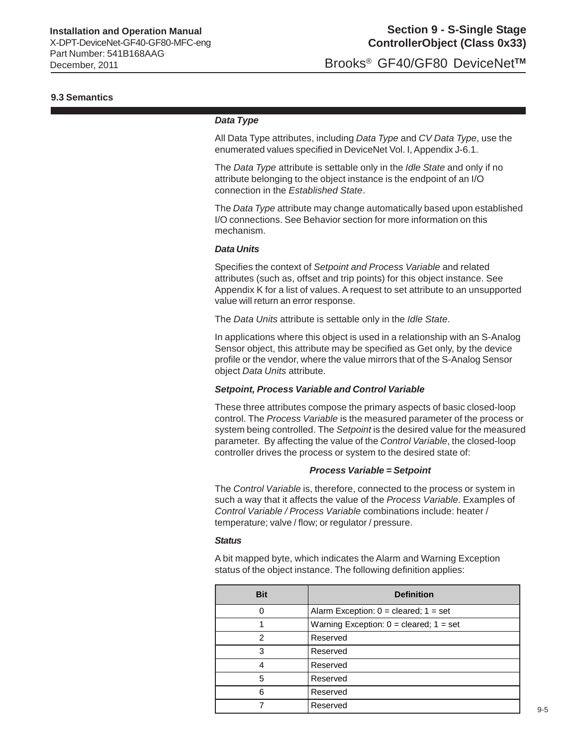### 9.3 Semantics

***Data Type***

All Data Type attributes, including *Data Type* and *CV Data Type*, use the enumerated values specified in DeviceNet Vol. I, Appendix J-6.1.

The *Data Type* attribute is settable only in the *Idle State* and only if no attribute belonging to the object instance is the endpoint of an I/O connection in the *Established State*.

The *Data Type* attribute may change automatically based upon established I/O connections. See Behavior section for more information on this mechanism.

***Data Units***

Specifies the context of *Setpoint and Process Variable* and related attributes (such as, offset and trip points) for this object instance. See Appendix K for a list of values. A request to set attribute to an unsupported value will return an error response.

The *Data Units* attribute is settable only in the *Idle State*.

In applications where this object is used in a relationship with an S-Analog Sensor object, this attribute may be specified as Get only, by the device profile or the vendor, where the value mirrors that of the S-Analog Sensor object *Data Units* attribute.

***Setpoint, Process Variable and Control Variable***

These three attributes compose the primary aspects of basic closed-loop control. The *Process Variable* is the measured parameter of the process or system being controlled. The *Setpoint* is the desired value for the measured parameter. By affecting the value of the *Control Variable*, the closed-loop controller drives the process or system to the desired state of:

***Process Variable = Setpoint***

The *Control Variable* is, therefore, connected to the process or system in such a way that it affects the value of the *Process Variable*. Examples of *Control Variable / Process Variable* combinations include: heater / temperature; valve / flow; or regulator / pressure.

***Status***

A bit mapped byte, which indicates the Alarm and Warning Exception status of the object instance. The following definition applies:

| Bit | Definition |
|---|---|
| 0 | Alarm Exception: 0 = cleared; 1 = set |
| 1 | Warning Exception: 0 = cleared; 1 = set |
| 2 | Reserved |
| 3 | Reserved |
| 4 | Reserved |
| 5 | Reserved |
| 6 | Reserved |
| 7 | Reserved |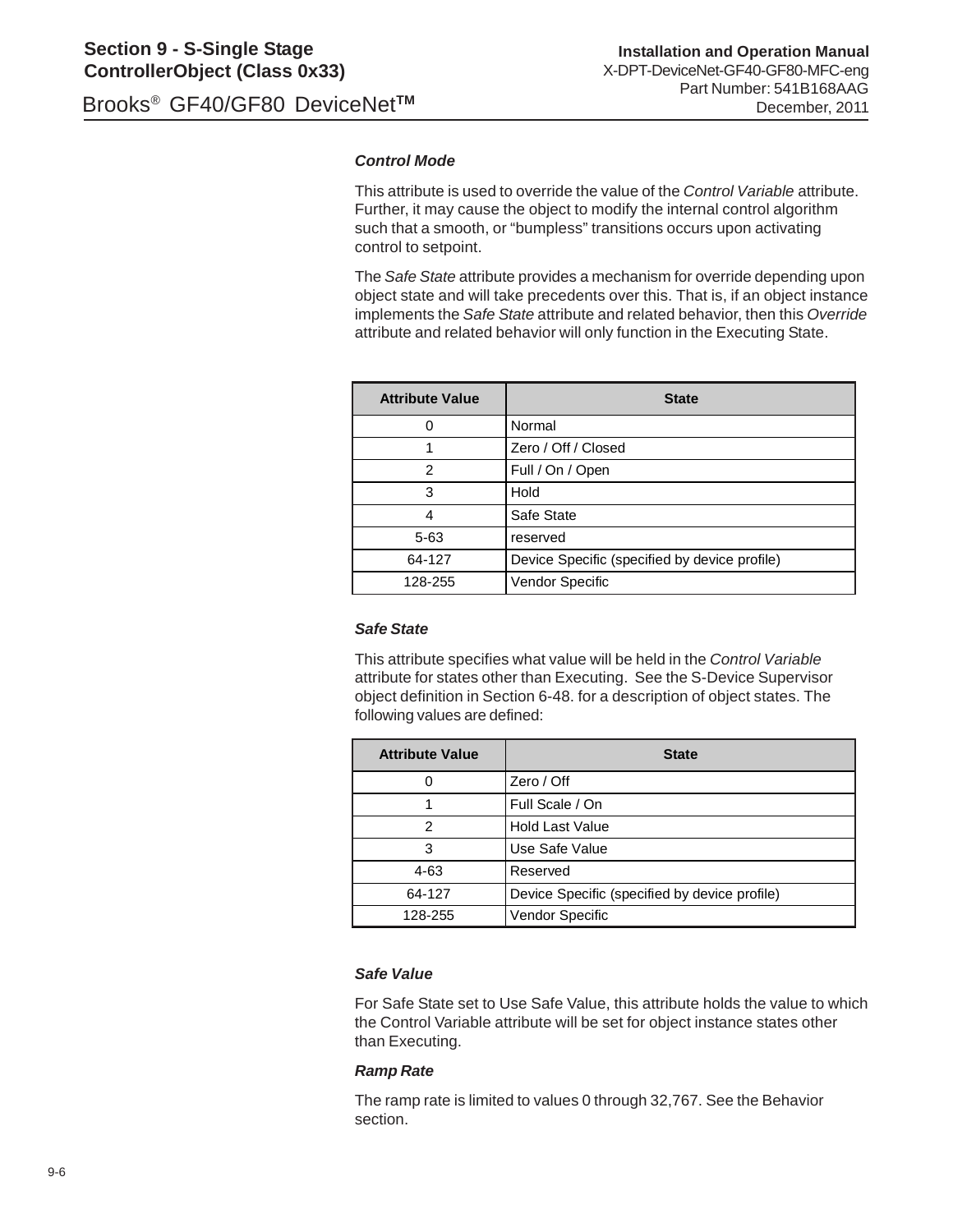### *Control Mode*

This attribute is used to override the value of the *Control Variable* attribute. Further, it may cause the object to modify the internal control algorithm such that a smooth, or "bumpless" transitions occurs upon activating control to setpoint.

The *Safe State* attribute provides a mechanism for override depending upon object state and will take precedents over this. That is, if an object instance implements the *Safe State* attribute and related behavior, then this *Override* attribute and related behavior will only function in the Executing State.

| Attribute Value | State |
|---|---|
| 0 | Normal |
| 1 | Zero / Off / Closed |
| 2 | Full / On / Open |
| 3 | Hold |
| 4 | Safe State |
| 5-63 | reserved |
| 64-127 | Device Specific (specified by device profile) |
| 128-255 | Vendor Specific |

### *Safe State*

This attribute specifies what value will be held in the *Control Variable* attribute for states other than Executing. See the S-Device Supervisor object definition in Section 6-48. for a description of object states. The following values are defined:

| Attribute Value | State |
|---|---|
| 0 | Zero / Off |
| 1 | Full Scale / On |
| 2 | Hold Last Value |
| 3 | Use Safe Value |
| 4-63 | Reserved |
| 64-127 | Device Specific (specified by device profile) |
| 128-255 | Vendor Specific |

### *Safe Value*

For Safe State set to Use Safe Value, this attribute holds the value to which the Control Variable attribute will be set for object instance states other than Executing.

### *Ramp Rate*

The ramp rate is limited to values 0 through 32,767. See the Behavior section.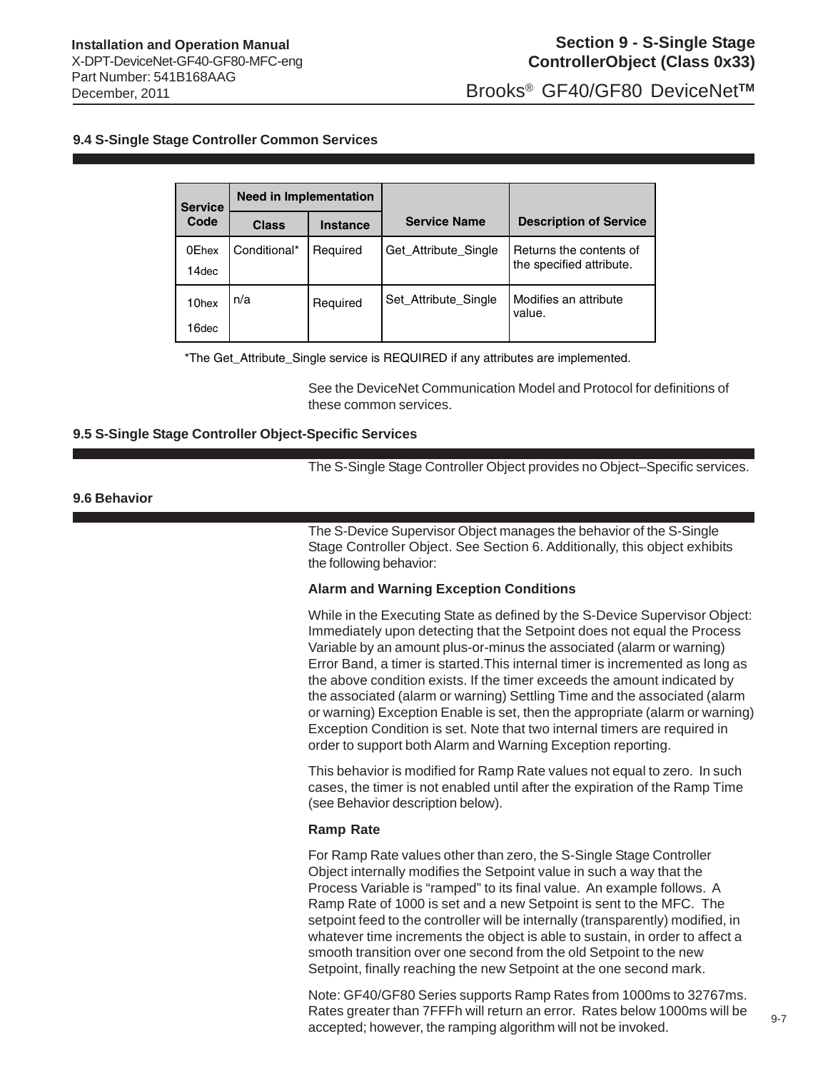## 9.4 S-Single Stage Controller Common Services

| Service Code | Need in Implementation | | Service Name | Description of Service |
|---|---|---|---|---|
| | Class | Instance | | |
| 0Ehex 14dec | Conditional* | Required | Get_Attribute_Single | Returns the contents of the specified attribute. |
| 10hex 16dec | n/a | Required | Set_Attribute_Single | Modifies an attribute value. |

*The Get_Attribute_Single service is REQUIRED if any attributes are implemented.

See the DeviceNet Communication Model and Protocol for definitions of these common services.

## 9.5 S-Single Stage Controller Object-Specific Services

The S-Single Stage Controller Object provides no Object–Specific services.

## 9.6 Behavior

The S-Device Supervisor Object manages the behavior of the S-Single Stage Controller Object. See Section 6. Additionally, this object exhibits the following behavior:

**Alarm and Warning Exception Conditions**

While in the Executing State as defined by the S-Device Supervisor Object: Immediately upon detecting that the Setpoint does not equal the Process Variable by an amount plus-or-minus the associated (alarm or warning) Error Band, a timer is started.This internal timer is incremented as long as the above condition exists. If the timer exceeds the amount indicated by the associated (alarm or warning) Settling Time and the associated (alarm or warning) Exception Enable is set, then the appropriate (alarm or warning) Exception Condition is set. Note that two internal timers are required in order to support both Alarm and Warning Exception reporting.

This behavior is modified for Ramp Rate values not equal to zero. In such cases, the timer is not enabled until after the expiration of the Ramp Time (see Behavior description below).

**Ramp Rate**

For Ramp Rate values other than zero, the S-Single Stage Controller Object internally modifies the Setpoint value in such a way that the Process Variable is “ramped” to its final value. An example follows. A Ramp Rate of 1000 is set and a new Setpoint is sent to the MFC. The setpoint feed to the controller will be internally (transparently) modified, in whatever time increments the object is able to sustain, in order to affect a smooth transition over one second from the old Setpoint to the new Setpoint, finally reaching the new Setpoint at the one second mark.

Note: GF40/GF80 Series supports Ramp Rates from 1000ms to 32767ms. Rates greater than 7FFFh will return an error. Rates below 1000ms will be accepted; however, the ramping algorithm will not be invoked.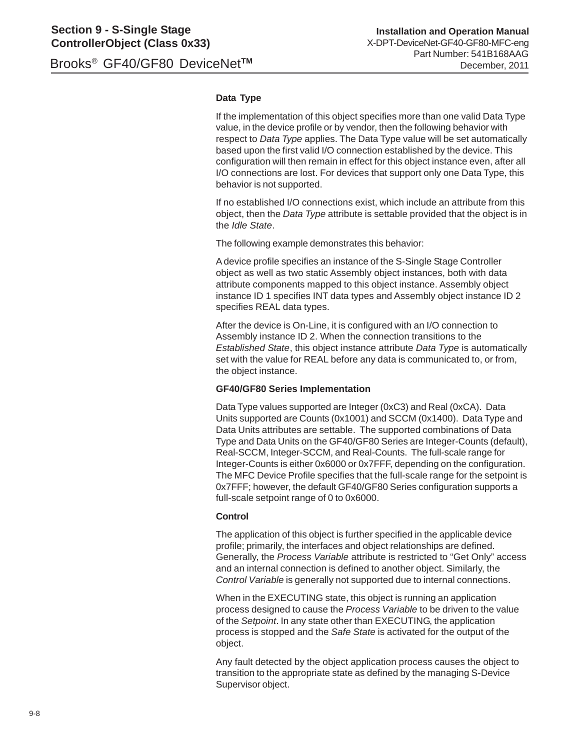### Data Type

If the implementation of this object specifies more than one valid Data Type value, in the device profile or by vendor, then the following behavior with respect to *Data Type* applies. The Data Type value will be set automatically based upon the first valid I/O connection established by the device. This configuration will then remain in effect for this object instance even, after all I/O connections are lost. For devices that support only one Data Type, this behavior is not supported.

If no established I/O connections exist, which include an attribute from this object, then the *Data Type* attribute is settable provided that the object is in the *Idle State*.

The following example demonstrates this behavior:

A device profile specifies an instance of the S-Single Stage Controller object as well as two static Assembly object instances, both with data attribute components mapped to this object instance. Assembly object instance ID 1 specifies INT data types and Assembly object instance ID 2 specifies REAL data types.

After the device is On-Line, it is configured with an I/O connection to Assembly instance ID 2. When the connection transitions to the *Established State*, this object instance attribute *Data Type* is automatically set with the value for REAL before any data is communicated to, or from, the object instance.

### GF40/GF80 Series Implementation

Data Type values supported are Integer (0xC3) and Real (0xCA). Data Units supported are Counts (0x1001) and SCCM (0x1400). Data Type and Data Units attributes are settable. The supported combinations of Data Type and Data Units on the GF40/GF80 Series are Integer-Counts (default), Real-SCCM, Integer-SCCM, and Real-Counts. The full-scale range for Integer-Counts is either 0x6000 or 0x7FFF, depending on the configuration. The MFC Device Profile specifies that the full-scale range for the setpoint is 0x7FFF; however, the default GF40/GF80 Series configuration supports a full-scale setpoint range of 0 to 0x6000.

### Control

The application of this object is further specified in the applicable device profile; primarily, the interfaces and object relationships are defined. Generally, the *Process Variable* attribute is restricted to "Get Only" access and an internal connection is defined to another object. Similarly, the *Control Variable* is generally not supported due to internal connections.

When in the EXECUTING state, this object is running an application process designed to cause the *Process Variable* to be driven to the value of the *Setpoint*. In any state other than EXECUTING, the application process is stopped and the *Safe State* is activated for the output of the object.

Any fault detected by the object application process causes the object to transition to the appropriate state as defined by the managing S-Device Supervisor object.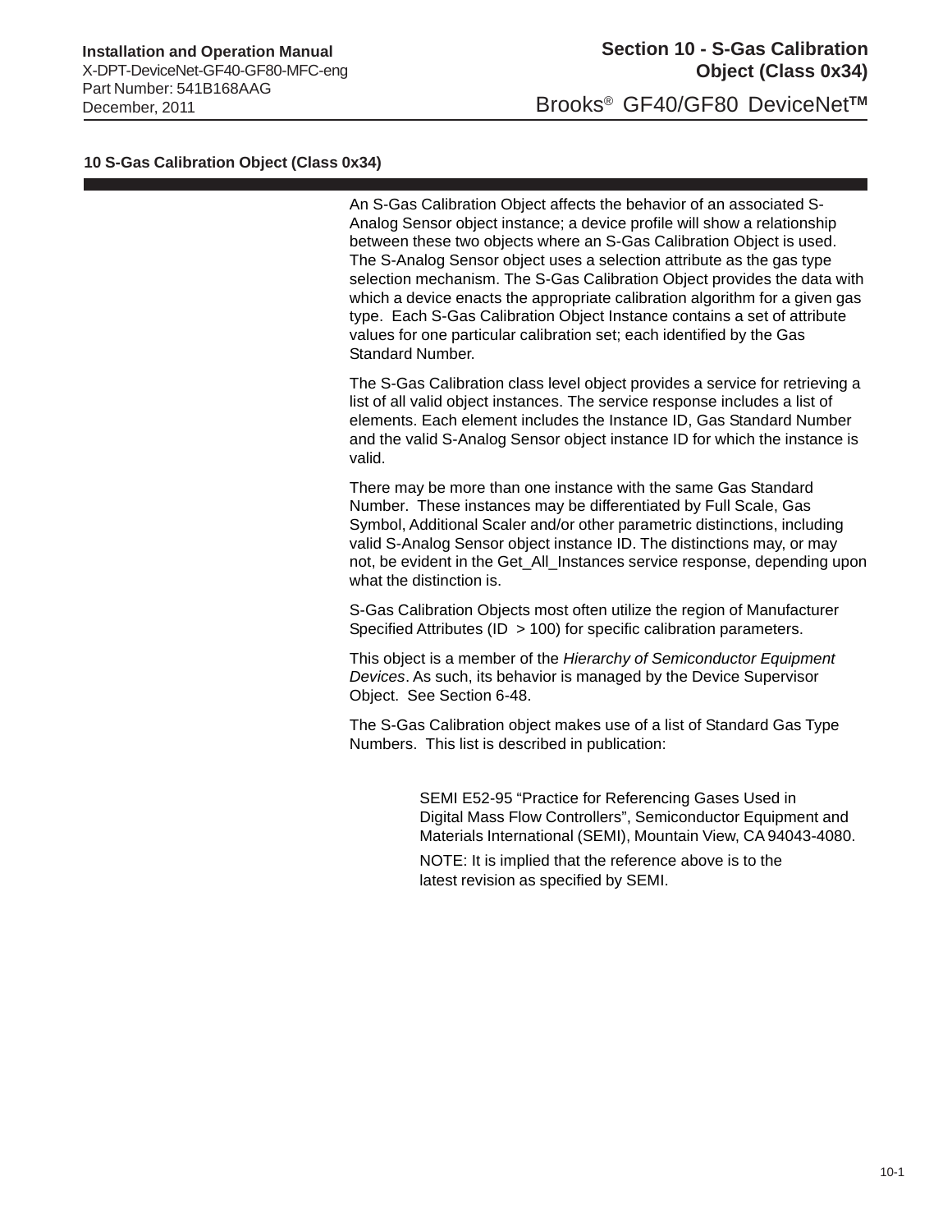# 10 S-Gas Calibration Object (Class 0x34)

An S-Gas Calibration Object affects the behavior of an associated S-Analog Sensor object instance; a device profile will show a relationship between these two objects where an S-Gas Calibration Object is used. The S-Analog Sensor object uses a selection attribute as the gas type selection mechanism. The S-Gas Calibration Object provides the data with which a device enacts the appropriate calibration algorithm for a given gas type. Each S-Gas Calibration Object Instance contains a set of attribute values for one particular calibration set; each identified by the Gas Standard Number.

The S-Gas Calibration class level object provides a service for retrieving a list of all valid object instances. The service response includes a list of elements. Each element includes the Instance ID, Gas Standard Number and the valid S-Analog Sensor object instance ID for which the instance is valid.

There may be more than one instance with the same Gas Standard Number. These instances may be differentiated by Full Scale, Gas Symbol, Additional Scaler and/or other parametric distinctions, including valid S-Analog Sensor object instance ID. The distinctions may, or may not, be evident in the Get_All_Instances service response, depending upon what the distinction is.

S-Gas Calibration Objects most often utilize the region of Manufacturer Specified Attributes (ID > 100) for specific calibration parameters.

This object is a member of the *Hierarchy of Semiconductor Equipment Devices*. As such, its behavior is managed by the Device Supervisor Object. See Section 6-48.

The S-Gas Calibration object makes use of a list of Standard Gas Type Numbers. This list is described in publication:

> SEMI E52-95 “Practice for Referencing Gases Used in Digital Mass Flow Controllers”, Semiconductor Equipment and Materials International (SEMI), Mountain View, CA 94043-4080.
>
> NOTE: It is implied that the reference above is to the latest revision as specified by SEMI.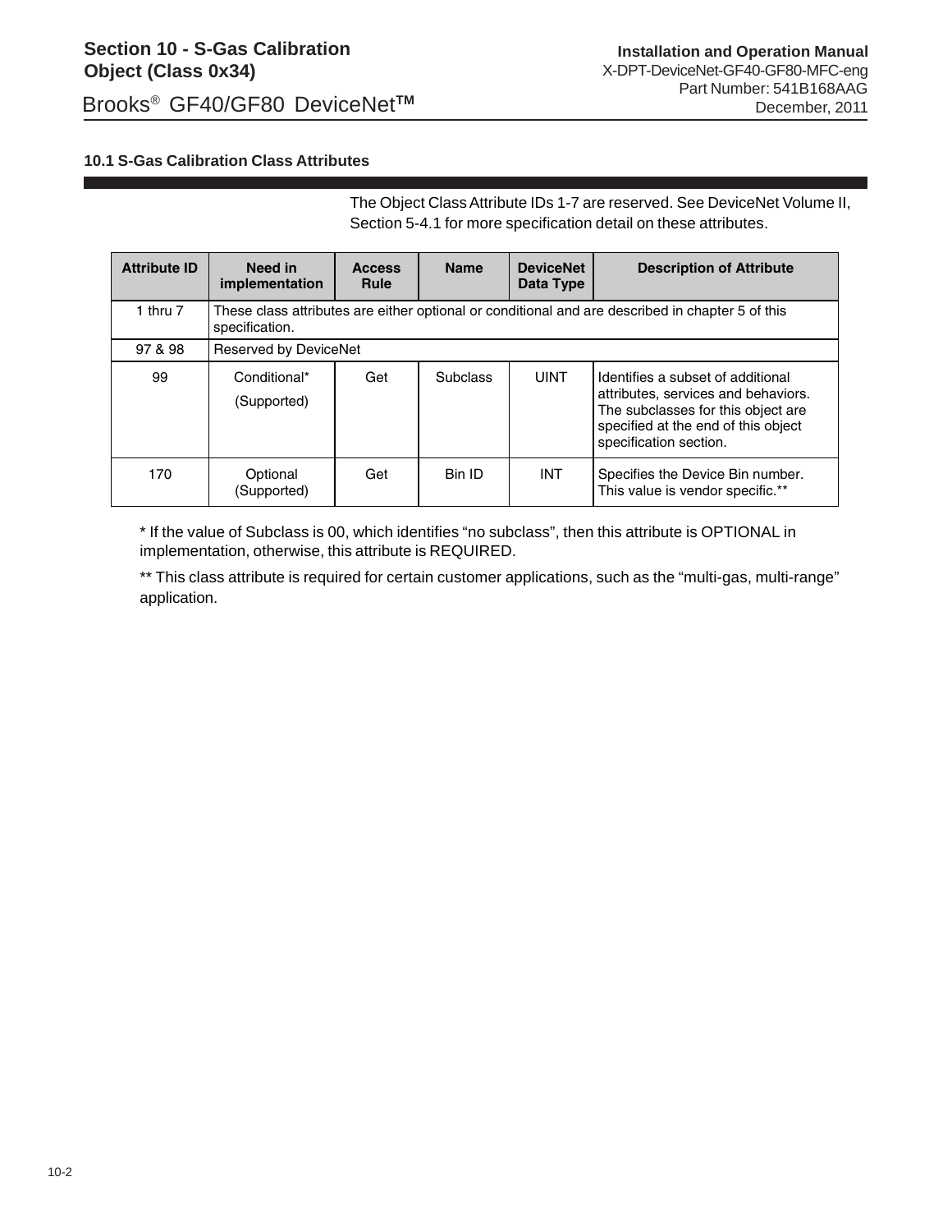## 10.1 S-Gas Calibration Class Attributes

The Object Class Attribute IDs 1-7 are reserved. See DeviceNet Volume II, Section 5-4.1 for more specification detail on these attributes.

| Attribute ID | Need in implementation | Access Rule | Name | DeviceNet Data Type | Description of Attribute |
|---|---|---|---|---|---|
| 1 thru 7 | These class attributes are either optional or conditional and are described in chapter 5 of this specification. | | | | |
| 97 & 98 | Reserved by DeviceNet | | | | |
| 99 | Conditional* (Supported) | Get | Subclass | UINT | Identifies a subset of additional attributes, services and behaviors. The subclasses for this object are specified at the end of this object specification section. |
| 170 | Optional (Supported) | Get | Bin ID | INT | Specifies the Device Bin number. This value is vendor specific.** |

* If the value of Subclass is 00, which identifies "no subclass", then this attribute is OPTIONAL in implementation, otherwise, this attribute is REQUIRED.

** This class attribute is required for certain customer applications, such as the "multi-gas, multi-range" application.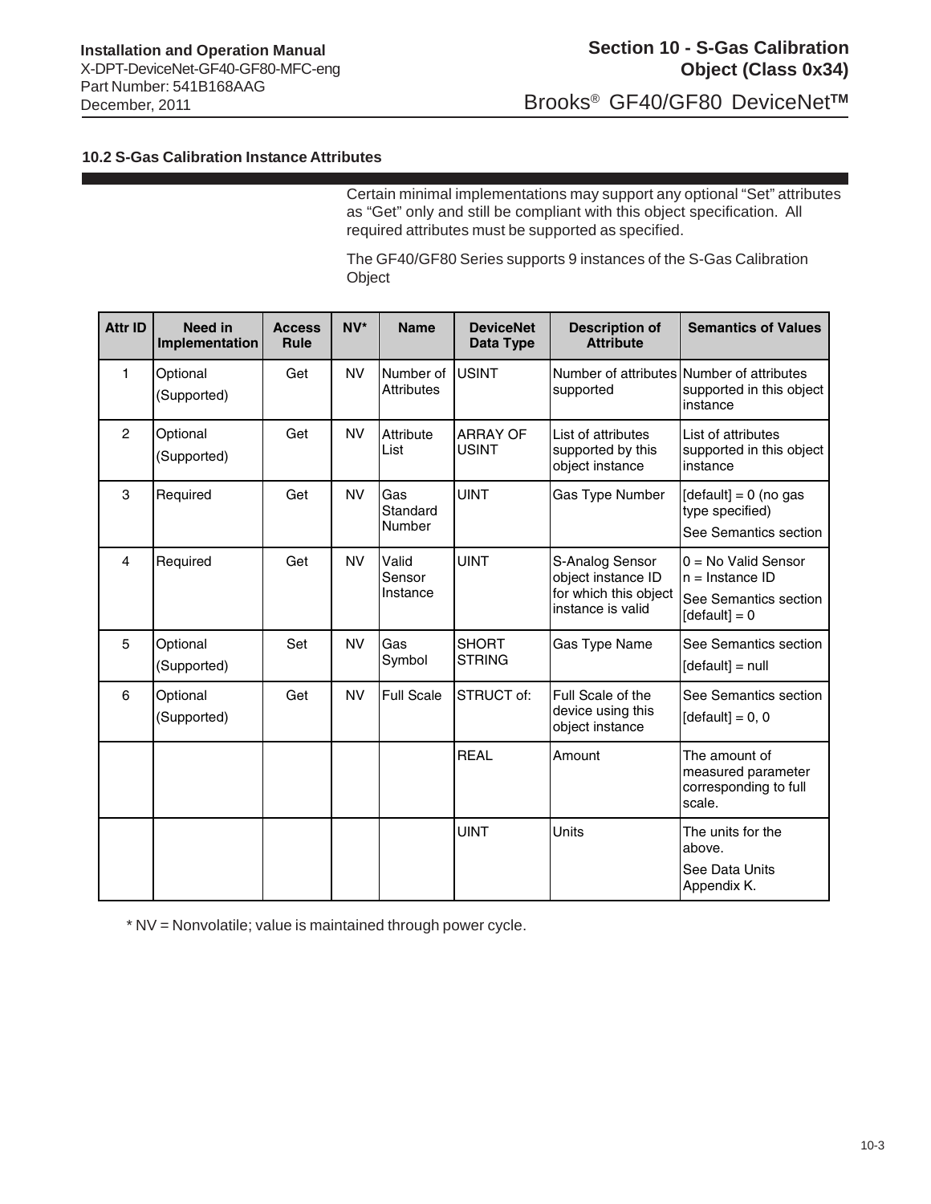### 10.2 S-Gas Calibration Instance Attributes

Certain minimal implementations may support any optional "Set" attributes as "Get" only and still be compliant with this object specification. All required attributes must be supported as specified.

The GF40/GF80 Series supports 9 instances of the S-Gas Calibration Object

| Attr ID | Need in Implementation | Access Rule | NV* | Name | DeviceNet Data Type | Description of Attribute | Semantics of Values |
|---|---|---|---|---|---|---|---|
| 1 | Optional (Supported) | Get | NV | Number of Attributes | USINT | Number of attributes supported | Number of attributes supported in this object instance |
| 2 | Optional (Supported) | Get | NV | Attribute List | ARRAY OF USINT | List of attributes supported by this object instance | List of attributes supported in this object instance |
| 3 | Required | Get | NV | Gas Standard Number | UINT | Gas Type Number | [default] = 0 (no gas type specified) See Semantics section |
| 4 | Required | Get | NV | Valid Sensor Instance | UINT | S-Analog Sensor object instance ID for which this object instance is valid | 0 = No Valid Sensor n = Instance ID See Semantics section [default] = 0 |
| 5 | Optional (Supported) | Set | NV | Gas Symbol | SHORT STRING | Gas Type Name | See Semantics section [default] = null |
| 6 | Optional (Supported) | Get | NV | Full Scale | STRUCT of: | Full Scale of the device using this object instance | See Semantics section [default] = 0, 0 |
| | | | | | REAL | Amount | The amount of measured parameter corresponding to full scale. |
| | | | | | UINT | Units | The units for the above. See Data Units Appendix K. |

* NV = Nonvolatile; value is maintained through power cycle.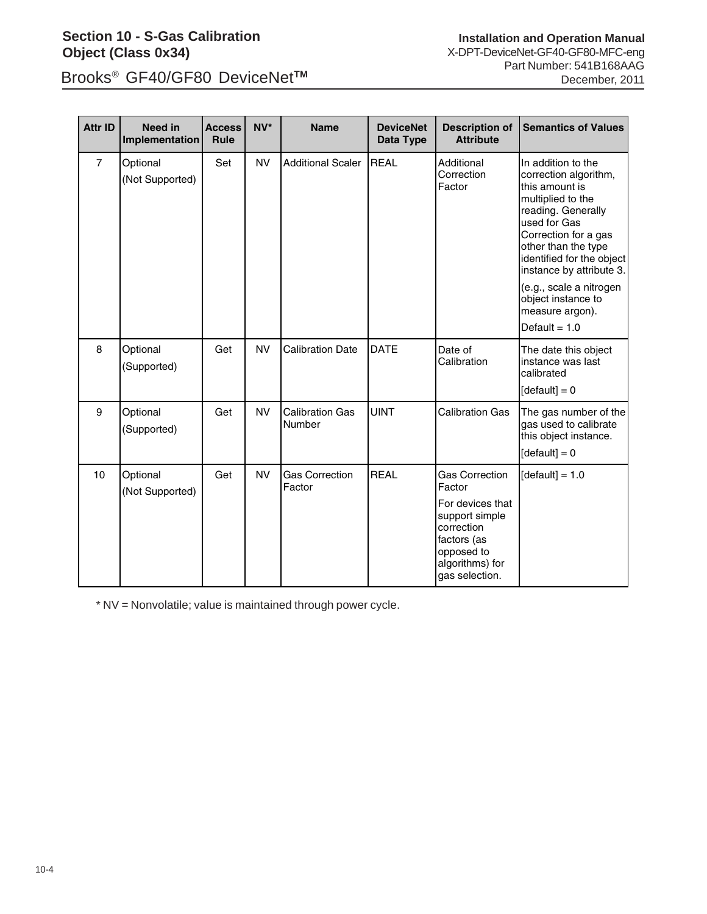| Attr ID | Need in Implementation | Access Rule | NV* | Name | DeviceNet Data Type | Description of Attribute | Semantics of Values |
|---|---|---|---|---|---|---|---|
| 7 | Optional (Not Supported) | Set | NV | Additional Scaler | REAL | Additional Correction Factor | In addition to the correction algorithm, this amount is multiplied to the reading. Generally used for Gas Correction for a gas other than the type identified for the object instance by attribute 3. (e.g., scale a nitrogen object instance to measure argon). Default = 1.0 |
| 8 | Optional (Supported) | Get | NV | Calibration Date | DATE | Date of Calibration | The date this object instance was last calibrated [default] = 0 |
| 9 | Optional (Supported) | Get | NV | Calibration Gas Number | UINT | Calibration Gas | The gas number of the gas used to calibrate this object instance. [default] = 0 |
| 10 | Optional (Not Supported) | Get | NV | Gas Correction Factor | REAL | Gas Correction Factor For devices that support simple correction factors (as opposed to algorithms) for gas selection. | [default] = 1.0 |

* NV = Nonvolatile; value is maintained through power cycle.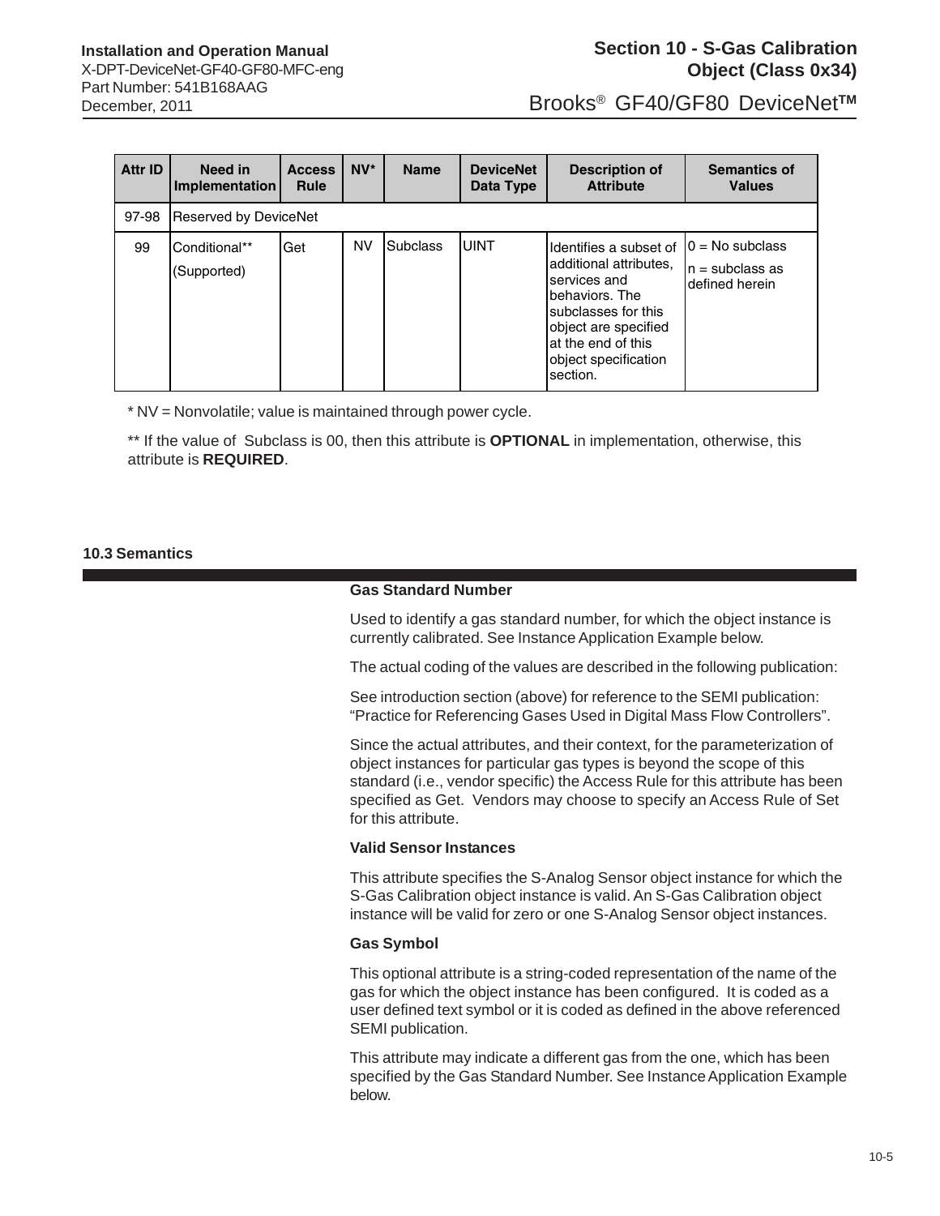| Attr ID | Need in Implementation | Access Rule | NV* | Name | DeviceNet Data Type | Description of Attribute | Semantics of Values |
|---|---|---|---|---|---|---|---|
| 97-98 | Reserved by DeviceNet | | | | | | |
| 99 | Conditional** (Supported) | Get | NV | Subclass | UINT | Identifies a subset of additional attributes, services and behaviors. The subclasses for this object are specified at the end of this object specification section. | 0 = No subclass<br>n = subclass as defined herein |

* NV = Nonvolatile; value is maintained through power cycle.

** If the value of Subclass is 00, then this attribute is **OPTIONAL** in implementation, otherwise, this attribute is **REQUIRED**.

## 10.3 Semantics

**Gas Standard Number**

Used to identify a gas standard number, for which the object instance is currently calibrated. See Instance Application Example below.

The actual coding of the values are described in the following publication:

See introduction section (above) for reference to the SEMI publication: "Practice for Referencing Gases Used in Digital Mass Flow Controllers".

Since the actual attributes, and their context, for the parameterization of object instances for particular gas types is beyond the scope of this standard (i.e., vendor specific) the Access Rule for this attribute has been specified as Get. Vendors may choose to specify an Access Rule of Set for this attribute.

**Valid Sensor Instances**

This attribute specifies the S-Analog Sensor object instance for which the S-Gas Calibration object instance is valid. An S-Gas Calibration object instance will be valid for zero or one S-Analog Sensor object instances.

**Gas Symbol**

This optional attribute is a string-coded representation of the name of the gas for which the object instance has been configured. It is coded as a user defined text symbol or it is coded as defined in the above referenced SEMI publication.

This attribute may indicate a different gas from the one, which has been specified by the Gas Standard Number. See Instance Application Example below.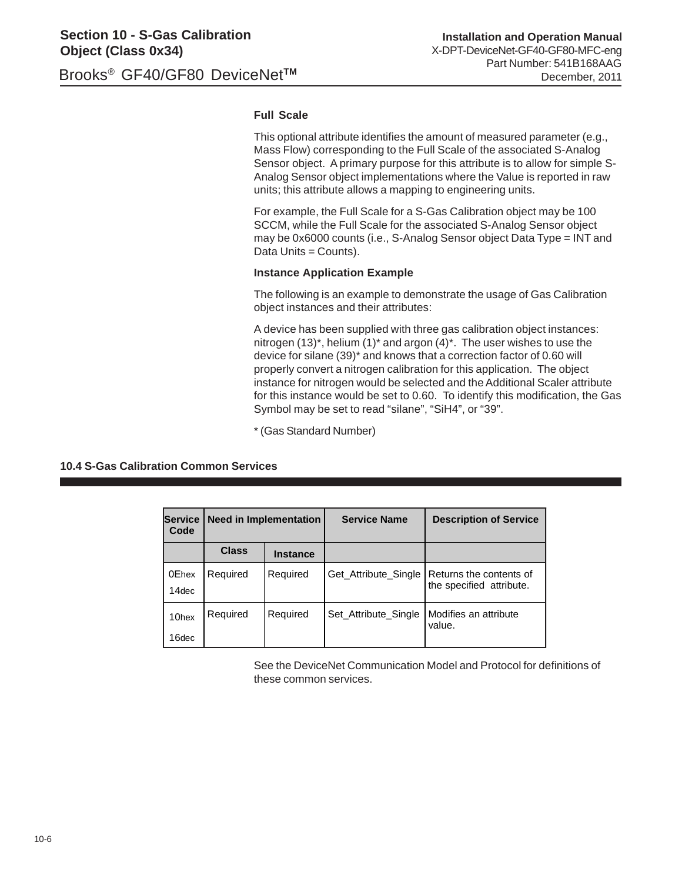### Full Scale

This optional attribute identifies the amount of measured parameter (e.g., Mass Flow) corresponding to the Full Scale of the associated S-Analog Sensor object. A primary purpose for this attribute is to allow for simple S-Analog Sensor object implementations where the Value is reported in raw units; this attribute allows a mapping to engineering units.

For example, the Full Scale for a S-Gas Calibration object may be 100 SCCM, while the Full Scale for the associated S-Analog Sensor object may be 0x6000 counts (i.e., S-Analog Sensor object Data Type = INT and Data Units = Counts).

### Instance Application Example

The following is an example to demonstrate the usage of Gas Calibration object instances and their attributes:

A device has been supplied with three gas calibration object instances: nitrogen (13)*, helium (1)* and argon (4)*. The user wishes to use the device for silane (39)* and knows that a correction factor of 0.60 will properly convert a nitrogen calibration for this application. The object instance for nitrogen would be selected and the Additional Scaler attribute for this instance would be set to 0.60. To identify this modification, the Gas Symbol may be set to read "silane", "SiH4", or "39".

* (Gas Standard Number)

## 10.4 S-Gas Calibration Common Services

| Service Code | Need in Implementation | | Service Name | Description of Service |
|---|---|---|---|---|
| | Class | Instance | | |
| 0Ehex 14dec | Required | Required | Get_Attribute_Single | Returns the contents of the specified attribute. |
| 10hex 16dec | Required | Required | Set_Attribute_Single | Modifies an attribute value. |

See the DeviceNet Communication Model and Protocol for definitions of these common services.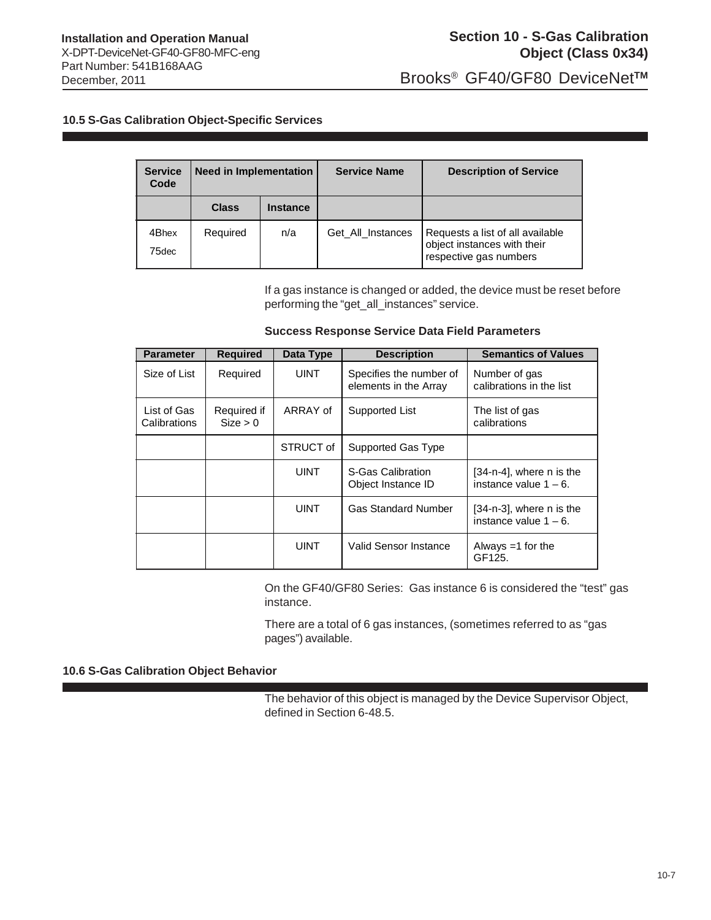## 10.5 S-Gas Calibration Object-Specific Services

| Service Code | Need in Implementation | | Service Name | Description of Service |
|---|---|---|---|---|
| | Class | Instance | | |
| 4Bhex<br>75dec | Required | n/a | Get_All_Instances | Requests a list of all available object instances with their respective gas numbers |

If a gas instance is changed or added, the device must be reset before performing the "get_all_instances" service.

**Success Response Service Data Field Parameters**

| Parameter | Required | Data Type | Description | Semantics of Values |
|---|---|---|---|---|
| Size of List | Required | UINT | Specifies the number of elements in the Array | Number of gas calibrations in the list |
| List of Gas Calibrations | Required if Size > 0 | ARRAY of | Supported List | The list of gas calibrations |
| | | STRUCT of | Supported Gas Type | |
| | | UINT | S-Gas Calibration Object Instance ID | [34-n-4], where n is the instance value 1 – 6. |
| | | UINT | Gas Standard Number | [34-n-3], where n is the instance value 1 – 6. |
| | | UINT | Valid Sensor Instance | Always =1 for the GF125. |

On the GF40/GF80 Series: Gas instance 6 is considered the "test" gas instance.

There are a total of 6 gas instances, (sometimes referred to as "gas pages") available.

## 10.6 S-Gas Calibration Object Behavior

The behavior of this object is managed by the Device Supervisor Object, defined in Section 6-48.5.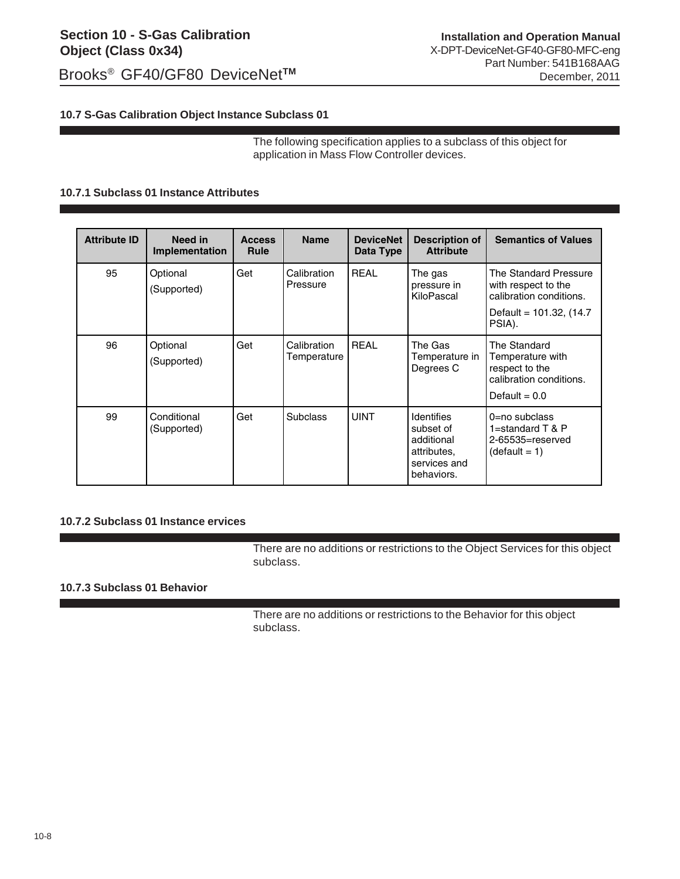## 10.7 S-Gas Calibration Object Instance Subclass 01

The following specification applies to a subclass of this object for application in Mass Flow Controller devices.

### 10.7.1 Subclass 01 Instance Attributes

| Attribute ID | Need in Implementation | Access Rule | Name | DeviceNet Data Type | Description of Attribute | Semantics of Values |
|---|---|---|---|---|---|---|
| 95 | Optional (Supported) | Get | Calibration Pressure | REAL | The gas pressure in KiloPascal | The Standard Pressure with respect to the calibration conditions. Default = 101.32, (14.7 PSIA). |
| 96 | Optional (Supported) | Get | Calibration Temperature | REAL | The Gas Temperature in Degrees C | The Standard Temperature with respect to the calibration conditions. Default = 0.0 |
| 99 | Conditional (Supported) | Get | Subclass | UINT | Identifies subset of additional attributes, services and behaviors. | 0=no subclass 1=standard T & P 2-65535=reserved (default = 1) |

### 10.7.2 Subclass 01 Instance ervices

There are no additions or restrictions to the Object Services for this object subclass.

### 10.7.3 Subclass 01 Behavior

There are no additions or restrictions to the Behavior for this object subclass.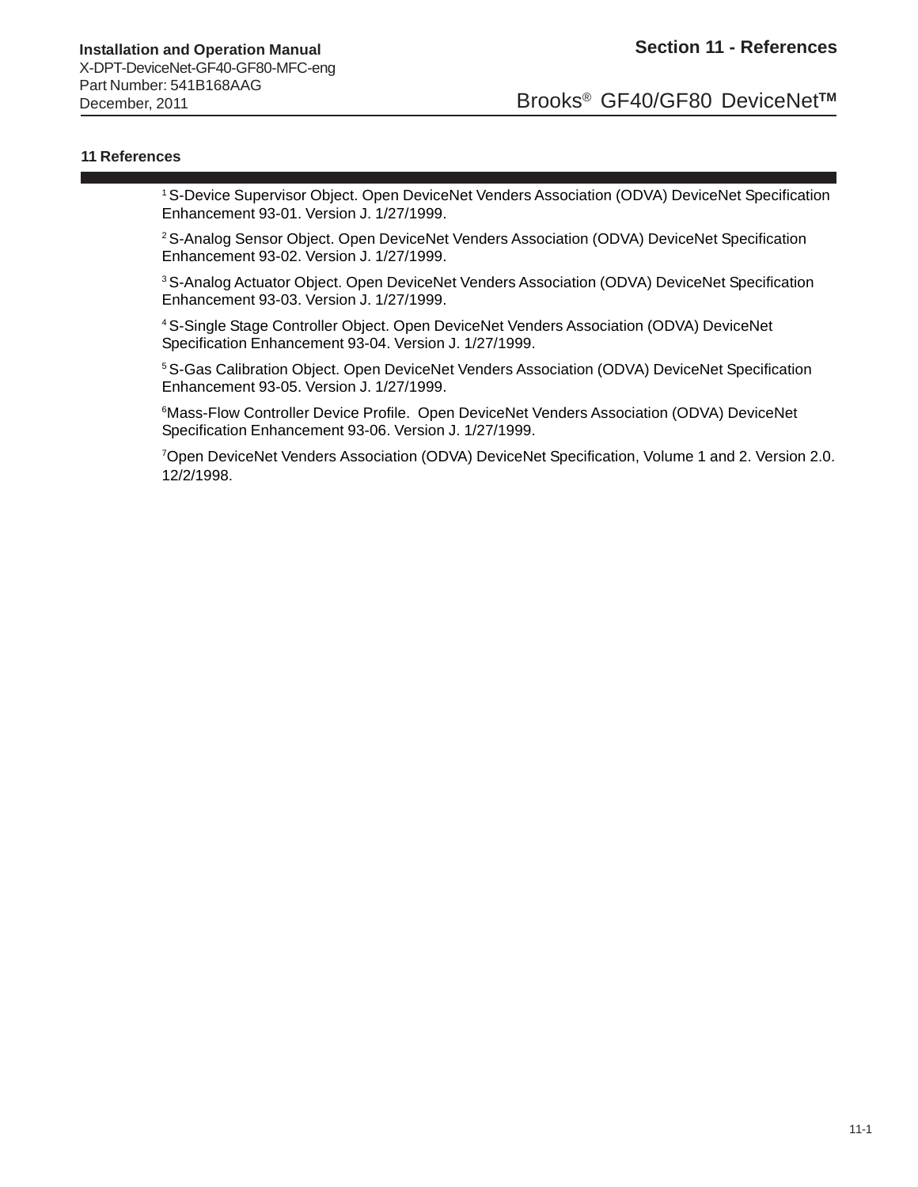## 11 References

[1] S-Device Supervisor Object. Open DeviceNet Venders Association (ODVA) DeviceNet Specification Enhancement 93-01. Version J. 1/27/1999.

[2] S-Analog Sensor Object. Open DeviceNet Venders Association (ODVA) DeviceNet Specification Enhancement 93-02. Version J. 1/27/1999.

[3] S-Analog Actuator Object. Open DeviceNet Venders Association (ODVA) DeviceNet Specification Enhancement 93-03. Version J. 1/27/1999.

[4] S-Single Stage Controller Object. Open DeviceNet Venders Association (ODVA) DeviceNet Specification Enhancement 93-04. Version J. 1/27/1999.

[5] S-Gas Calibration Object. Open DeviceNet Venders Association (ODVA) DeviceNet Specification Enhancement 93-05. Version J. 1/27/1999.

[6]Mass-Flow Controller Device Profile. Open DeviceNet Venders Association (ODVA) DeviceNet Specification Enhancement 93-06. Version J. 1/27/1999.

[7]Open DeviceNet Venders Association (ODVA) DeviceNet Specification, Volume 1 and 2. Version 2.0. 12/2/1998.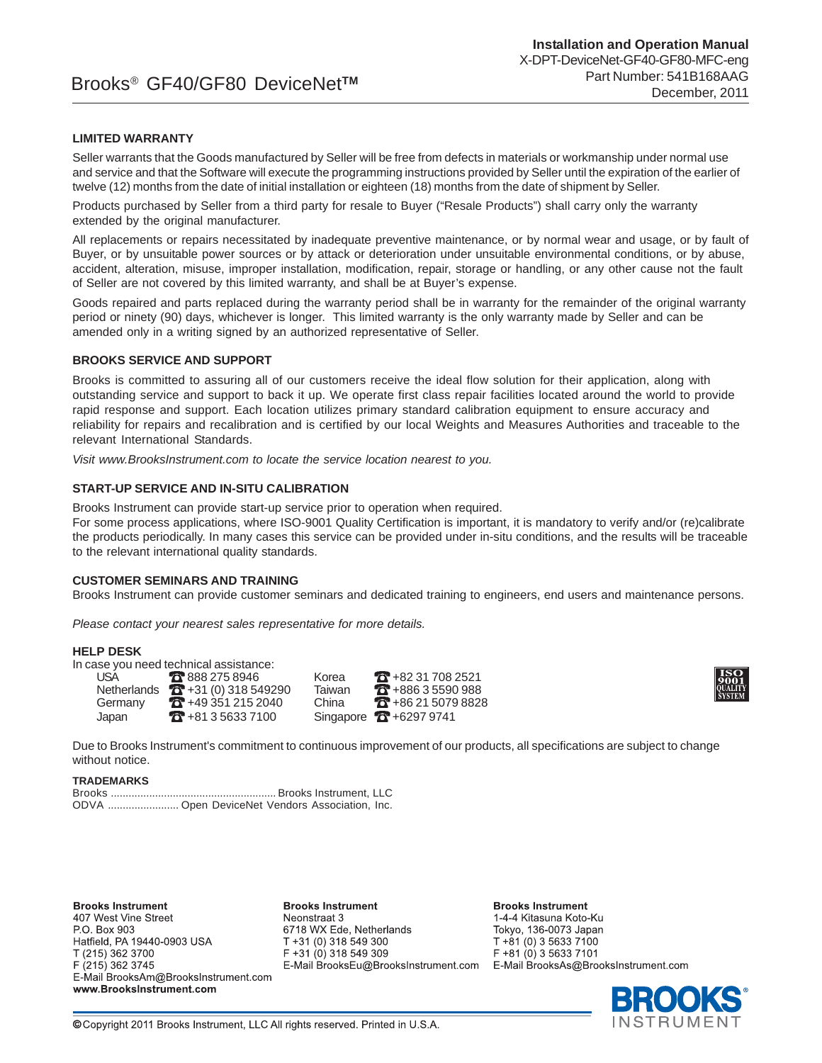## LIMITED WARRANTY

Seller warrants that the Goods manufactured by Seller will be free from defects in materials or workmanship under normal use and service and that the Software will execute the programming instructions provided by Seller until the expiration of the earlier of twelve (12) months from the date of initial installation or eighteen (18) months from the date of shipment by Seller.

Products purchased by Seller from a third party for resale to Buyer ("Resale Products") shall carry only the warranty extended by the original manufacturer.

All replacements or repairs necessitated by inadequate preventive maintenance, or by normal wear and usage, or by fault of Buyer, or by unsuitable power sources or by attack or deterioration under unsuitable environmental conditions, or by abuse, accident, alteration, misuse, improper installation, modification, repair, storage or handling, or any other cause not the fault of Seller are not covered by this limited warranty, and shall be at Buyer's expense.

Goods repaired and parts replaced during the warranty period shall be in warranty for the remainder of the original warranty period or ninety (90) days, whichever is longer. This limited warranty is the only warranty made by Seller and can be amended only in a writing signed by an authorized representative of Seller.

## BROOKS SERVICE AND SUPPORT

Brooks is committed to assuring all of our customers receive the ideal flow solution for their application, along with outstanding service and support to back it up. We operate first class repair facilities located around the world to provide rapid response and support. Each location utilizes primary standard calibration equipment to ensure accuracy and reliability for repairs and recalibration and is certified by our local Weights and Measures Authorities and traceable to the relevant International Standards.

*Visit www.BrooksInstrument.com to locate the service location nearest to you.*

## START-UP SERVICE AND IN-SITU CALIBRATION

Brooks Instrument can provide start-up service prior to operation when required.
For some process applications, where ISO-9001 Quality Certification is important, it is mandatory to verify and/or (re)calibrate the products periodically. In many cases this service can be provided under in-situ conditions, and the results will be traceable to the relevant international quality standards.

## CUSTOMER SEMINARS AND TRAINING

Brooks Instrument can provide customer seminars and dedicated training to engineers, end users and maintenance persons.

*Please contact your nearest sales representative for more details.*

## HELP DESK

In case you need technical assistance:

| | | | |
|---|---|---|---|
| USA | ☎ 888 275 8946 | Korea | ☎ +82 31 708 2521 |
| Netherlands | ☎ +31 (0) 318 549290 | Taiwan | ☎ +886 3 5590 988 |
| Germany | ☎ +49 351 215 2040 | China | ☎ +86 21 5079 8828 |
| Japan | ☎ +81 3 5633 7100 | Singapore | ☎ +6297 9741 |

ISO 9001 QUALITY SYSTEM

Due to Brooks Instrument's commitment to continuous improvement of our products, all specifications are subject to change without notice.

### TRADEMARKS

Brooks ....................................................... Brooks Instrument, LLC
ODVA ........................ Open DeviceNet Vendors Association, Inc.

**Brooks Instrument**
407 West Vine Street
P.O. Box 903
Hatfield, PA 19440-0903 USA
T (215) 362 3700
F (215) 362 3745
E-Mail BrooksAm@BrooksInstrument.com
**www.BrooksInstrument.com**

**Brooks Instrument**
Neonstraat 3
6718 WX Ede, Netherlands
T +31 (0) 318 549 300
F +31 (0) 318 549 309
E-Mail BrooksEu@BrooksInstrument.com

**Brooks Instrument**
1-4-4 Kitasuna Koto-Ku
Tokyo, 136-0073 Japan
T +81 (0) 3 5633 7100
F +81 (0) 3 5633 7101
E-Mail BrooksAs@BrooksInstrument.com

BROOKS® INSTRUMENT

©Copyright 2011 Brooks Instrument, LLC All rights reserved. Printed in U.S.A.